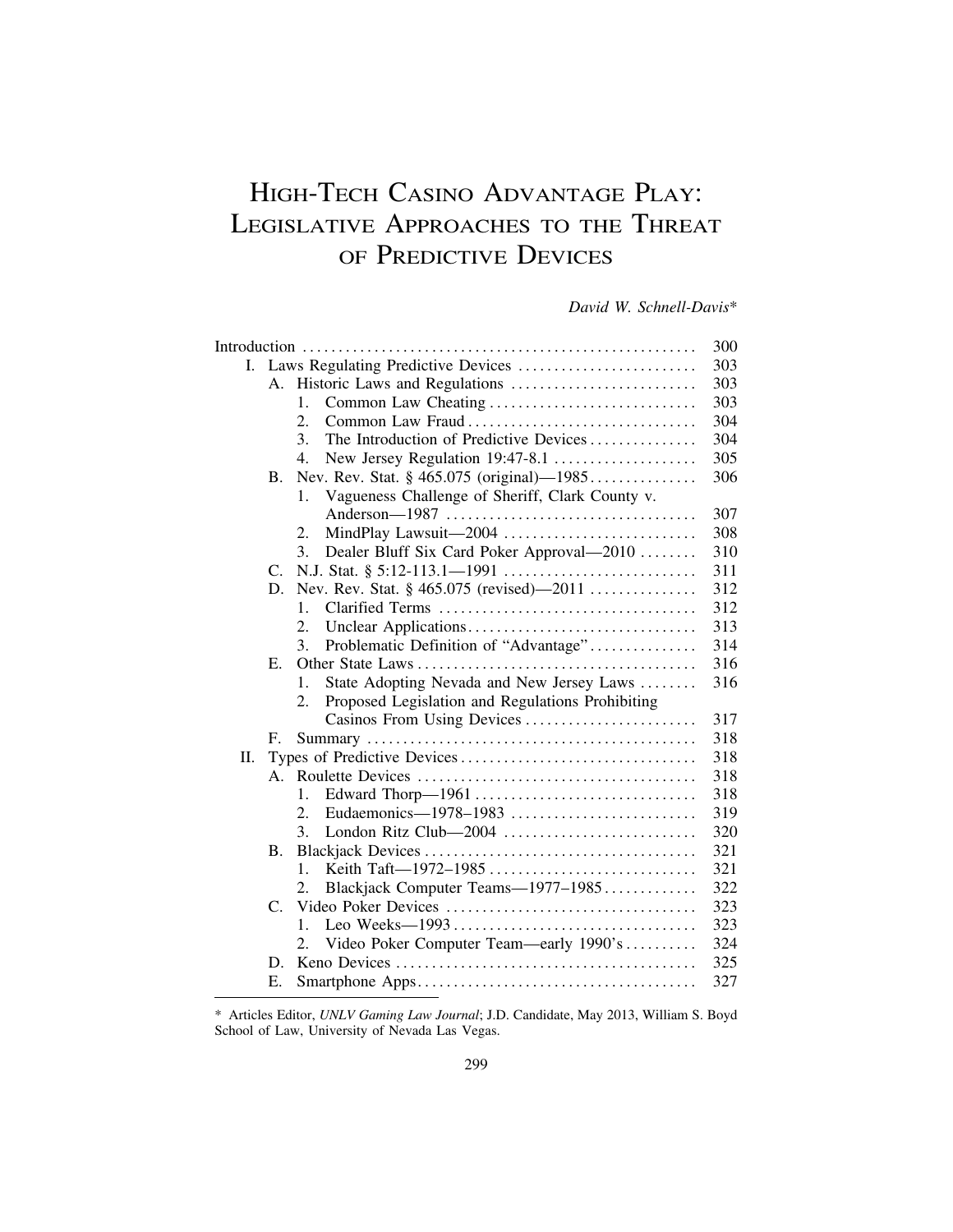# High-Tech Casino Advantage Play: Legislative Approaches to the Threat of Predictive Devices

*David W. Schnell-Davis**

| | |
|---|---|
| Introduction | 300 |
| I. Laws Regulating Predictive Devices | 303 |
| A. Historic Laws and Regulations | 303 |
| 1. Common Law Cheating | 303 |
| 2. Common Law Fraud | 304 |
| 3. The Introduction of Predictive Devices | 304 |
| 4. New Jersey Regulation 19:47-8.1 | 305 |
| B. Nev. Rev. Stat. § 465.075 (original)—1985 | 306 |
| 1. Vagueness Challenge of Sheriff, Clark County v. Anderson—1987 | 307 |
| 2. MindPlay Lawsuit—2004 | 308 |
| 3. Dealer Bluff Six Card Poker Approval—2010 | 310 |
| C. N.J. Stat. § 5:12-113.1—1991 | 311 |
| D. Nev. Rev. Stat. § 465.075 (revised)—2011 | 312 |
| 1. Clarified Terms | 312 |
| 2. Unclear Applications | 313 |
| 3. Problematic Definition of "Advantage" | 314 |
| E. Other State Laws | 316 |
| 1. State Adopting Nevada and New Jersey Laws | 316 |
| 2. Proposed Legislation and Regulations Prohibiting Casinos From Using Devices | 317 |
| F. Summary | 318 |
| II. Types of Predictive Devices | 318 |
| A. Roulette Devices | 318 |
| 1. Edward Thorp—1961 | 318 |
| 2. Eudaemonics—1978–1983 | 319 |
| 3. London Ritz Club—2004 | 320 |
| B. Blackjack Devices | 321 |
| 1. Keith Taft—1972–1985 | 321 |
| 2. Blackjack Computer Teams—1977–1985 | 322 |
| C. Video Poker Devices | 323 |
| 1. Leo Weeks—1993 | 323 |
| 2. Video Poker Computer Team—early 1990's | 324 |
| D. Keno Devices | 325 |
| E. Smartphone Apps | 327 |

\* Articles Editor, *UNLV Gaming Law Journal*; J.D. Candidate, May 2013, William S. Boyd School of Law, University of Nevada Las Vegas.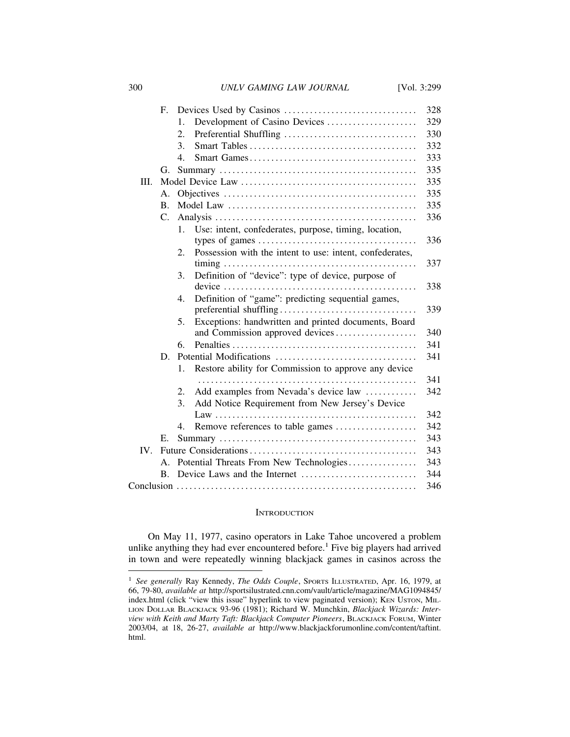- F. Devices Used by Casinos ... 328
  - 1. Development of Casino Devices ... 329
  - 2. Preferential Shuffling ... 330
  - 3. Smart Tables ... 332
  - 4. Smart Games ... 333
- G. Summary ... 335

III. Model Device Law ... 335
- A. Objectives ... 335
- B. Model Law ... 335
- C. Analysis ... 336
  - 1. Use: intent, confederates, purpose, timing, location, types of games ... 336
  - 2. Possession with the intent to use: intent, confederates, timing ... 337
  - 3. Definition of "device": type of device, purpose of device ... 338
  - 4. Definition of "game": predicting sequential games, preferential shuffling ... 339
  - 5. Exceptions: handwritten and printed documents, Board and Commission approved devices ... 340
  - 6. Penalties ... 341
- D. Potential Modifications ... 341
  - 1. Restore ability for Commission to approve any device ... 341
  - 2. Add examples from Nevada's device law ... 342
  - 3. Add Notice Requirement from New Jersey's Device Law ... 342
  - 4. Remove references to table games ... 342
- E. Summary ... 343

IV. Future Considerations ... 343
- A. Potential Threats From New Technologies ... 343
- B. Device Laws and the Internet ... 344

Conclusion ... 346

## INTRODUCTION

On May 11, 1977, casino operators in Lake Tahoe uncovered a problem unlike anything they had ever encountered before.[1] Five big players had arrived in town and were repeatedly winning blackjack games in casinos across the

---

[1] *See generally* Ray Kennedy, *The Odds Couple*, SPORTS ILLUSTRATED, Apr. 16, 1979, at 66, 79-80, *available at* http://sportsillustrated.cnn.com/vault/article/magazine/MAG1094845/index.html (click "view this issue" hyperlink to view paginated version); KEN USTON, MILLION DOLLAR BLACKJACK 93-96 (1981); Richard W. Munchkin, *Blackjack Wizards: Interview with Keith and Marty Taft: Blackjack Computer Pioneers*, BLACKJACK FORUM, Winter 2003/04, at 18, 26-27, *available at* http://www.blackjackforumonline.com/content/taftint.html.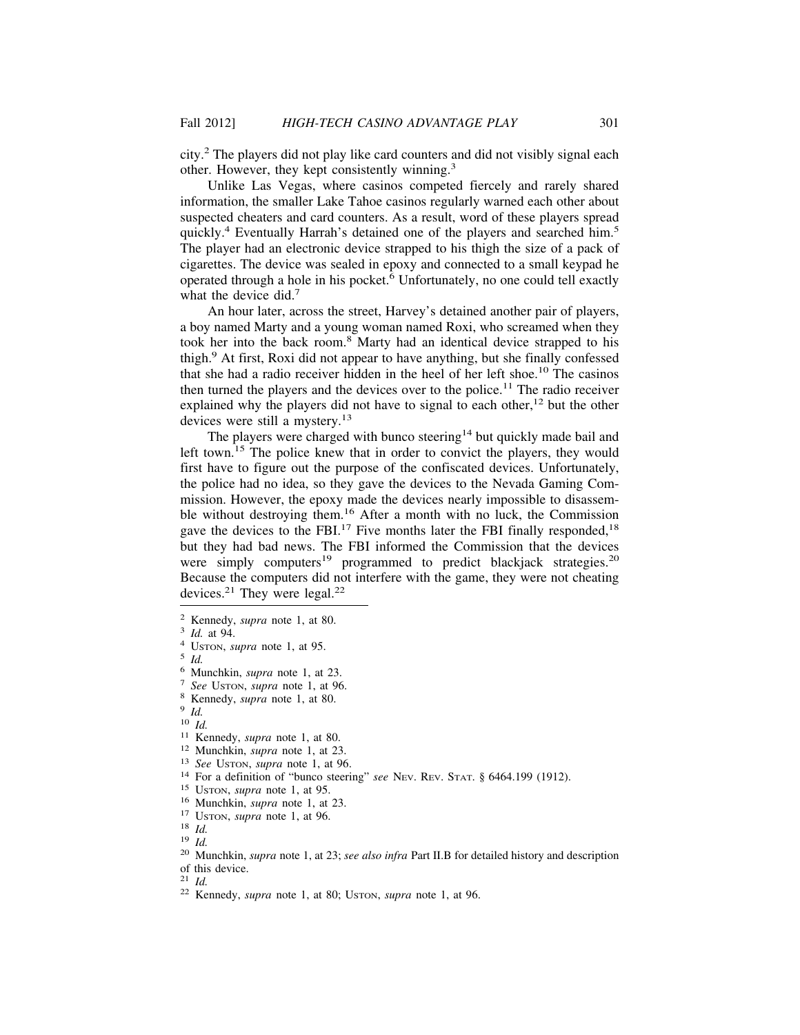city.[2] The players did not play like card counters and did not visibly signal each other. However, they kept consistently winning.[3]

Unlike Las Vegas, where casinos competed fiercely and rarely shared information, the smaller Lake Tahoe casinos regularly warned each other about suspected cheaters and card counters. As a result, word of these players spread quickly.[4] Eventually Harrah's detained one of the players and searched him.[5] The player had an electronic device strapped to his thigh the size of a pack of cigarettes. The device was sealed in epoxy and connected to a small keypad he operated through a hole in his pocket.[6] Unfortunately, no one could tell exactly what the device did.[7]

An hour later, across the street, Harvey's detained another pair of players, a boy named Marty and a young woman named Roxi, who screamed when they took her into the back room.[8] Marty had an identical device strapped to his thigh.[9] At first, Roxi did not appear to have anything, but she finally confessed that she had a radio receiver hidden in the heel of her left shoe.[10] The casinos then turned the players and the devices over to the police.[11] The radio receiver explained why the players did not have to signal to each other,[12] but the other devices were still a mystery.[13]

The players were charged with bunco steering[14] but quickly made bail and left town.[15] The police knew that in order to convict the players, they would first have to figure out the purpose of the confiscated devices. Unfortunately, the police had no idea, so they gave the devices to the Nevada Gaming Commission. However, the epoxy made the devices nearly impossible to disassemble without destroying them.[16] After a month with no luck, the Commission gave the devices to the FBI.[17] Five months later the FBI finally responded,[18] but they had bad news. The FBI informed the Commission that the devices were simply computers[19] programmed to predict blackjack strategies.[20] Because the computers did not interfere with the game, they were not cheating devices.[21] They were legal.[22]

---

[2] Kennedy, *supra* note 1, at 80.
[3] *Id.* at 94.
[4] USTON, *supra* note 1, at 95.
[5] *Id.*
[6] Munchkin, *supra* note 1, at 23.
[7] *See* USTON, *supra* note 1, at 96.
[8] Kennedy, *supra* note 1, at 80.
[9] *Id.*
[10] *Id.*
[11] Kennedy, *supra* note 1, at 80.
[12] Munchkin, *supra* note 1, at 23.
[13] *See* USTON, *supra* note 1, at 96.
[14] For a definition of "bunco steering" *see* NEV. REV. STAT. § 6464.199 (1912).
[15] USTON, *supra* note 1, at 95.
[16] Munchkin, *supra* note 1, at 23.
[17] USTON, *supra* note 1, at 96.
[18] *Id.*
[19] *Id.*
[20] Munchkin, *supra* note 1, at 23; *see also infra* Part II.B for detailed history and description of this device.
[21] *Id.*
[22] Kennedy, *supra* note 1, at 80; USTON, *supra* note 1, at 96.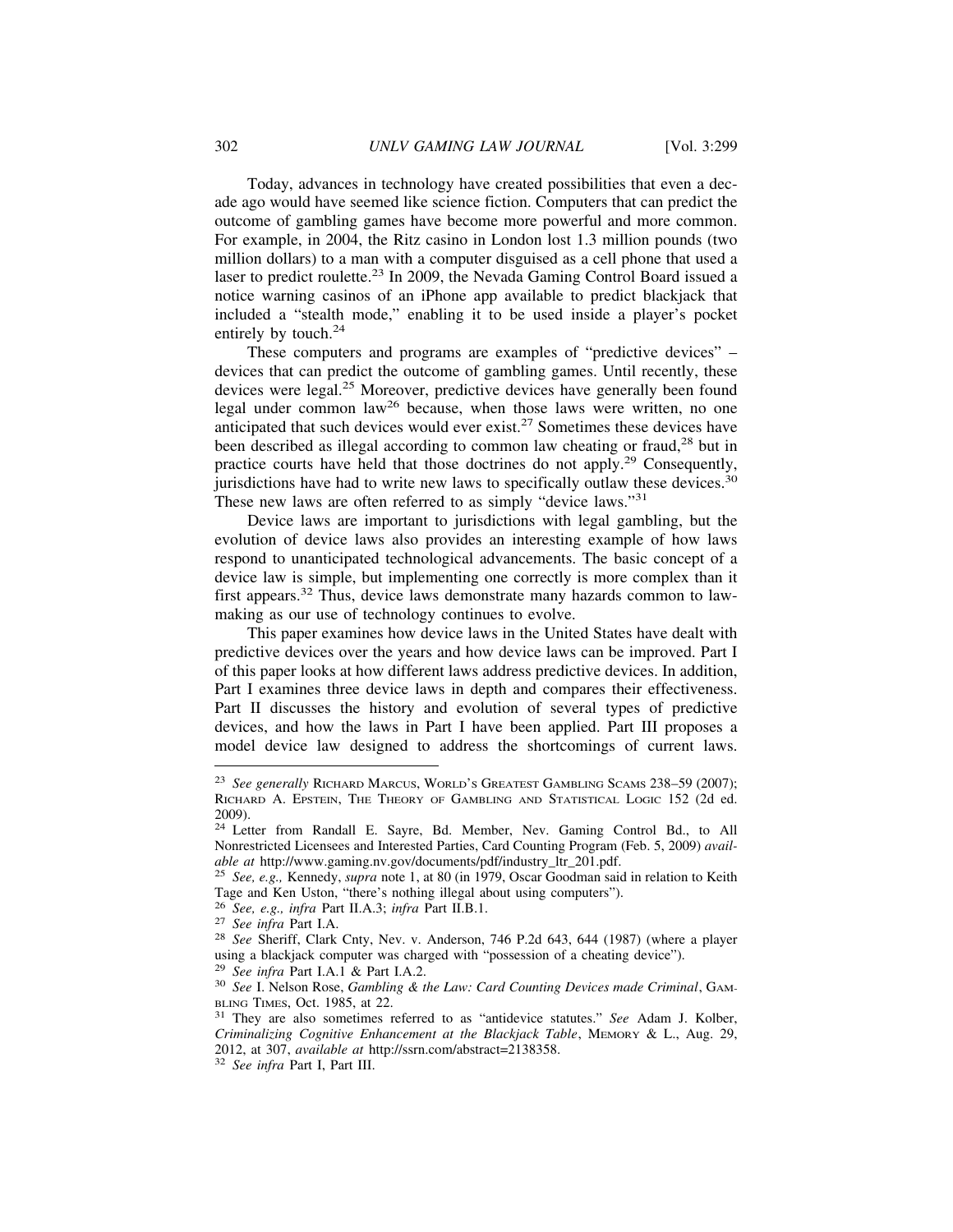Today, advances in technology have created possibilities that even a decade ago would have seemed like science fiction. Computers that can predict the outcome of gambling games have become more powerful and more common. For example, in 2004, the Ritz casino in London lost 1.3 million pounds (two million dollars) to a man with a computer disguised as a cell phone that used a laser to predict roulette.[23] In 2009, the Nevada Gaming Control Board issued a notice warning casinos of an iPhone app available to predict blackjack that included a "stealth mode," enabling it to be used inside a player's pocket entirely by touch.[24]

These computers and programs are examples of "predictive devices" – devices that can predict the outcome of gambling games. Until recently, these devices were legal.[25] Moreover, predictive devices have generally been found legal under common law[26] because, when those laws were written, no one anticipated that such devices would ever exist.[27] Sometimes these devices have been described as illegal according to common law cheating or fraud,[28] but in practice courts have held that those doctrines do not apply.[29] Consequently, jurisdictions have had to write new laws to specifically outlaw these devices.[30] These new laws are often referred to as simply "device laws."[31]

Device laws are important to jurisdictions with legal gambling, but the evolution of device laws also provides an interesting example of how laws respond to unanticipated technological advancements. The basic concept of a device law is simple, but implementing one correctly is more complex than it first appears.[32] Thus, device laws demonstrate many hazards common to lawmaking as our use of technology continues to evolve.

This paper examines how device laws in the United States have dealt with predictive devices over the years and how device laws can be improved. Part I of this paper looks at how different laws address predictive devices. In addition, Part I examines three device laws in depth and compares their effectiveness. Part II discusses the history and evolution of several types of predictive devices, and how the laws in Part I have been applied. Part III proposes a model device law designed to address the shortcomings of current laws.

---

[23] *See generally* RICHARD MARCUS, WORLD'S GREATEST GAMBLING SCAMS 238–59 (2007); RICHARD A. EPSTEIN, THE THEORY OF GAMBLING AND STATISTICAL LOGIC 152 (2d ed. 2009).

[24] Letter from Randall E. Sayre, Bd. Member, Nev. Gaming Control Bd., to All Nonrestricted Licensees and Interested Parties, Card Counting Program (Feb. 5, 2009) *available at* http://www.gaming.nv.gov/documents/pdf/industry_ltr_201.pdf.

[25] *See, e.g.,* Kennedy, *supra* note 1, at 80 (in 1979, Oscar Goodman said in relation to Keith Tage and Ken Uston, "there's nothing illegal about using computers").

[26] *See, e.g., infra* Part II.A.3; *infra* Part II.B.1.

[27] *See infra* Part I.A.

[28] *See* Sheriff, Clark Cnty, Nev. v. Anderson, 746 P.2d 643, 644 (1987) (where a player using a blackjack computer was charged with "possession of a cheating device").

[29] *See infra* Part I.A.1 & Part I.A.2.

[30] *See* I. Nelson Rose, *Gambling & the Law: Card Counting Devices made Criminal*, GAMBLING TIMES, Oct. 1985, at 22.

[31] They are also sometimes referred to as "antidevice statutes." *See* Adam J. Kolber, *Criminalizing Cognitive Enhancement at the Blackjack Table*, MEMORY & L., Aug. 29, 2012, at 307, *available at* http://ssrn.com/abstract=2138358.

[32] *See infra* Part I, Part III.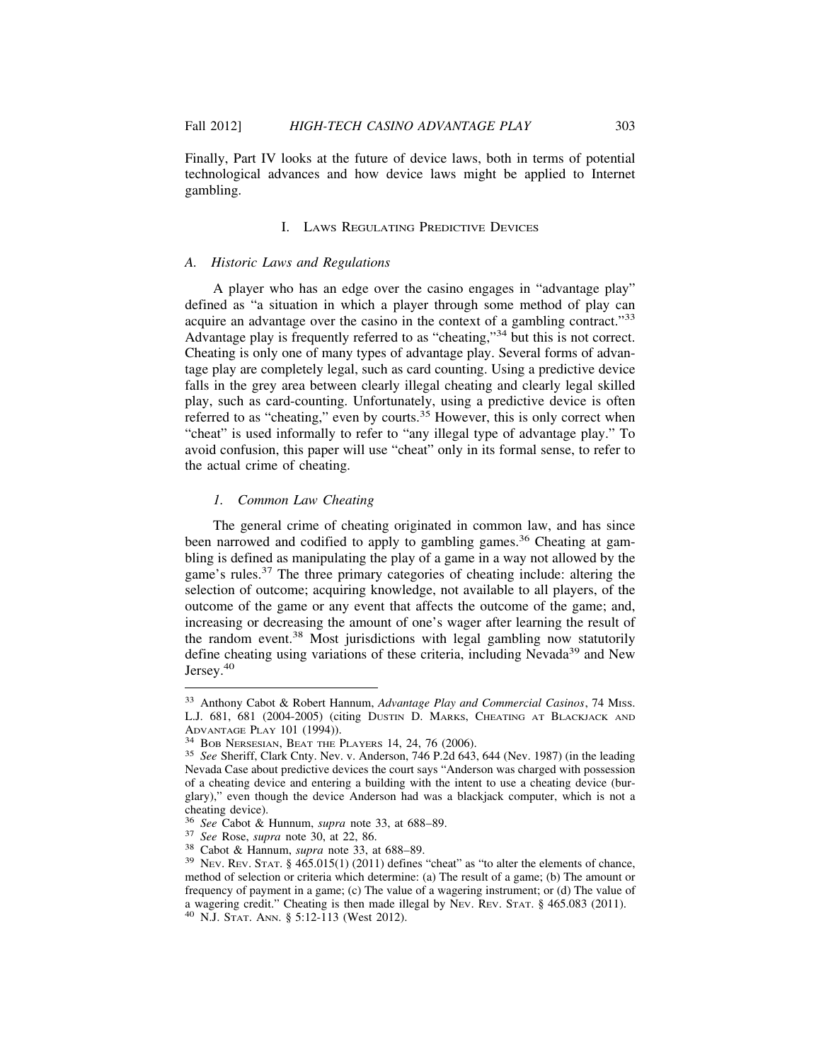Finally, Part IV looks at the future of device laws, both in terms of potential technological advances and how device laws might be applied to Internet gambling.

## I. Laws Regulating Predictive Devices

### A. *Historic Laws and Regulations*

A player who has an edge over the casino engages in "advantage play" defined as "a situation in which a player through some method of play can acquire an advantage over the casino in the context of a gambling contract."[33] Advantage play is frequently referred to as "cheating,"[34] but this is not correct. Cheating is only one of many types of advantage play. Several forms of advantage play are completely legal, such as card counting. Using a predictive device falls in the grey area between clearly illegal cheating and clearly legal skilled play, such as card-counting. Unfortunately, using a predictive device is often referred to as "cheating," even by courts.[35] However, this is only correct when "cheat" is used informally to refer to "any illegal type of advantage play." To avoid confusion, this paper will use "cheat" only in its formal sense, to refer to the actual crime of cheating.

#### 1. *Common Law Cheating*

The general crime of cheating originated in common law, and has since been narrowed and codified to apply to gambling games.[36] Cheating at gambling is defined as manipulating the play of a game in a way not allowed by the game's rules.[37] The three primary categories of cheating include: altering the selection of outcome; acquiring knowledge, not available to all players, of the outcome of the game or any event that affects the outcome of the game; and, increasing or decreasing the amount of one's wager after learning the result of the random event.[38] Most jurisdictions with legal gambling now statutorily define cheating using variations of these criteria, including Nevada[39] and New Jersey.[40]

---

[33] Anthony Cabot & Robert Hannum, *Advantage Play and Commercial Casinos*, 74 Miss. L.J. 681, 681 (2004-2005) (citing Dustin D. Marks, Cheating at Blackjack and Advantage Play 101 (1994)).

[34] Bob Nersesian, Beat the Players 14, 24, 76 (2006).

[35] *See* Sheriff, Clark Cnty. Nev. v. Anderson, 746 P.2d 643, 644 (Nev. 1987) (in the leading Nevada Case about predictive devices the court says "Anderson was charged with possession of a cheating device and entering a building with the intent to use a cheating device (burglary)," even though the device Anderson had was a blackjack computer, which is not a cheating device).

[36] *See* Cabot & Hunnum, *supra* note 33, at 688–89.

[37] *See* Rose, *supra* note 30, at 22, 86.

[38] Cabot & Hannum, *supra* note 33, at 688–89.

[39] Nev. Rev. Stat. § 465.015(1) (2011) defines "cheat" as "to alter the elements of chance, method of selection or criteria which determine: (a) The result of a game; (b) The amount or frequency of payment in a game; (c) The value of a wagering instrument; or (d) The value of a wagering credit." Cheating is then made illegal by Nev. Rev. Stat. § 465.083 (2011).

[40] N.J. Stat. Ann. § 5:12-113 (West 2012).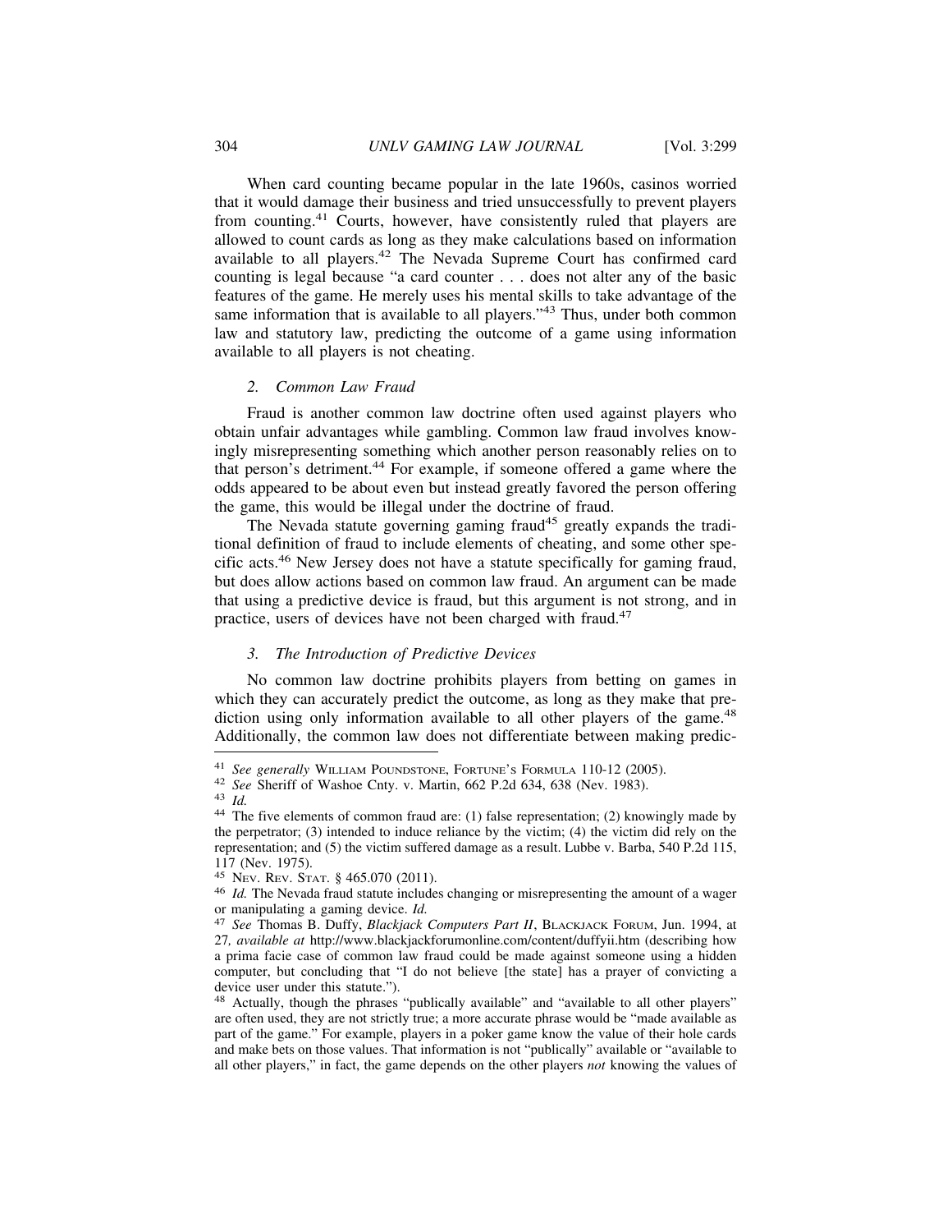When card counting became popular in the late 1960s, casinos worried that it would damage their business and tried unsuccessfully to prevent players from counting.[41] Courts, however, have consistently ruled that players are allowed to count cards as long as they make calculations based on information available to all players.[42] The Nevada Supreme Court has confirmed card counting is legal because "a card counter . . . does not alter any of the basic features of the game. He merely uses his mental skills to take advantage of the same information that is available to all players."[43] Thus, under both common law and statutory law, predicting the outcome of a game using information available to all players is not cheating.

### *2. Common Law Fraud*

Fraud is another common law doctrine often used against players who obtain unfair advantages while gambling. Common law fraud involves knowingly misrepresenting something which another person reasonably relies on to that person's detriment.[44] For example, if someone offered a game where the odds appeared to be about even but instead greatly favored the person offering the game, this would be illegal under the doctrine of fraud.

The Nevada statute governing gaming fraud[45] greatly expands the traditional definition of fraud to include elements of cheating, and some other specific acts.[46] New Jersey does not have a statute specifically for gaming fraud, but does allow actions based on common law fraud. An argument can be made that using a predictive device is fraud, but this argument is not strong, and in practice, users of devices have not been charged with fraud.[47]

### *3. The Introduction of Predictive Devices*

No common law doctrine prohibits players from betting on games in which they can accurately predict the outcome, as long as they make that prediction using only information available to all other players of the game.[48] Additionally, the common law does not differentiate between making predic-

---

[41] *See generally* William Poundstone, Fortune's Formula 110-12 (2005).

[42] *See* Sheriff of Washoe Cnty. v. Martin, 662 P.2d 634, 638 (Nev. 1983).

[43] *Id.*

[44] The five elements of common fraud are: (1) false representation; (2) knowingly made by the perpetrator; (3) intended to induce reliance by the victim; (4) the victim did rely on the representation; and (5) the victim suffered damage as a result. Lubbe v. Barba, 540 P.2d 115, 117 (Nev. 1975).

[45] Nev. Rev. Stat. § 465.070 (2011).

[46] *Id.* The Nevada fraud statute includes changing or misrepresenting the amount of a wager or manipulating a gaming device. *Id.*

[47] *See* Thomas B. Duffy, *Blackjack Computers Part II*, Blackjack Forum, Jun. 1994, at 27, *available at* http://www.blackjackforumonline.com/content/duffyii.htm (describing how a prima facie case of common law fraud could be made against someone using a hidden computer, but concluding that "I do not believe [the state] has a prayer of convicting a device user under this statute.").

[48] Actually, though the phrases "publically available" and "available to all other players" are often used, they are not strictly true; a more accurate phrase would be "made available as part of the game." For example, players in a poker game know the value of their hole cards and make bets on those values. That information is not "publically" available or "available to all other players," in fact, the game depends on the other players *not* knowing the values of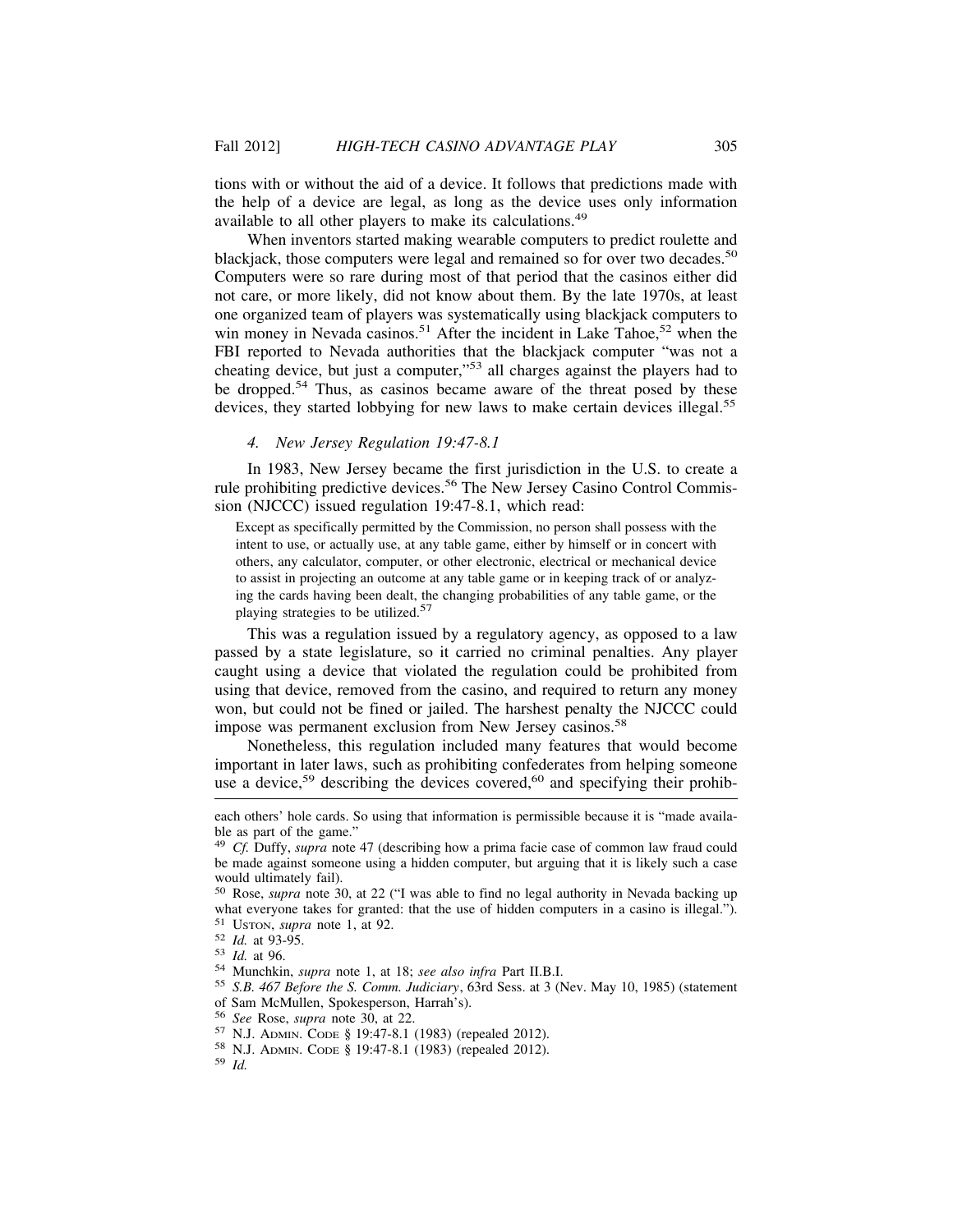tions with or without the aid of a device. It follows that predictions made with the help of a device are legal, as long as the device uses only information available to all other players to make its calculations.[49]

When inventors started making wearable computers to predict roulette and blackjack, those computers were legal and remained so for over two decades.[50] Computers were so rare during most of that period that the casinos either did not care, or more likely, did not know about them. By the late 1970s, at least one organized team of players was systematically using blackjack computers to win money in Nevada casinos.[51] After the incident in Lake Tahoe,[52] when the FBI reported to Nevada authorities that the blackjack computer "was not a cheating device, but just a computer,"[53] all charges against the players had to be dropped.[54] Thus, as casinos became aware of the threat posed by these devices, they started lobbying for new laws to make certain devices illegal.[55]

### *4. New Jersey Regulation 19:47-8.1*

In 1983, New Jersey became the first jurisdiction in the U.S. to create a rule prohibiting predictive devices.[56] The New Jersey Casino Control Commission (NJCCC) issued regulation 19:47-8.1, which read:

> Except as specifically permitted by the Commission, no person shall possess with the intent to use, or actually use, at any table game, either by himself or in concert with others, any calculator, computer, or other electronic, electrical or mechanical device to assist in projecting an outcome at any table game or in keeping track of or analyzing the cards having been dealt, the changing probabilities of any table game, or the playing strategies to be utilized.[57]

This was a regulation issued by a regulatory agency, as opposed to a law passed by a state legislature, so it carried no criminal penalties. Any player caught using a device that violated the regulation could be prohibited from using that device, removed from the casino, and required to return any money won, but could not be fined or jailed. The harshest penalty the NJCCC could impose was permanent exclusion from New Jersey casinos.[58]

Nonetheless, this regulation included many features that would become important in later laws, such as prohibiting confederates from helping someone use a device,[59] describing the devices covered,[60] and specifying their prohib-

---

each others' hole cards. So using that information is permissible because it is "made available as part of the game."

[49] *Cf.* Duffy, *supra* note 47 (describing how a prima facie case of common law fraud could be made against someone using a hidden computer, but arguing that it is likely such a case would ultimately fail).

[50] Rose, *supra* note 30, at 22 ("I was able to find no legal authority in Nevada backing up what everyone takes for granted: that the use of hidden computers in a casino is illegal.").

[51] Uston, *supra* note 1, at 92.

[52] *Id.* at 93-95.

[53] *Id.* at 96.

[54] Munchkin, *supra* note 1, at 18; *see also infra* Part II.B.I.

[55] *S.B. 467 Before the S. Comm. Judiciary*, 63rd Sess. at 3 (Nev. May 10, 1985) (statement of Sam McMullen, Spokesperson, Harrah's).

[56] *See* Rose, *supra* note 30, at 22.

[57] N.J. Admin. Code § 19:47-8.1 (1983) (repealed 2012).

[58] N.J. Admin. Code § 19:47-8.1 (1983) (repealed 2012).

[59] *Id.*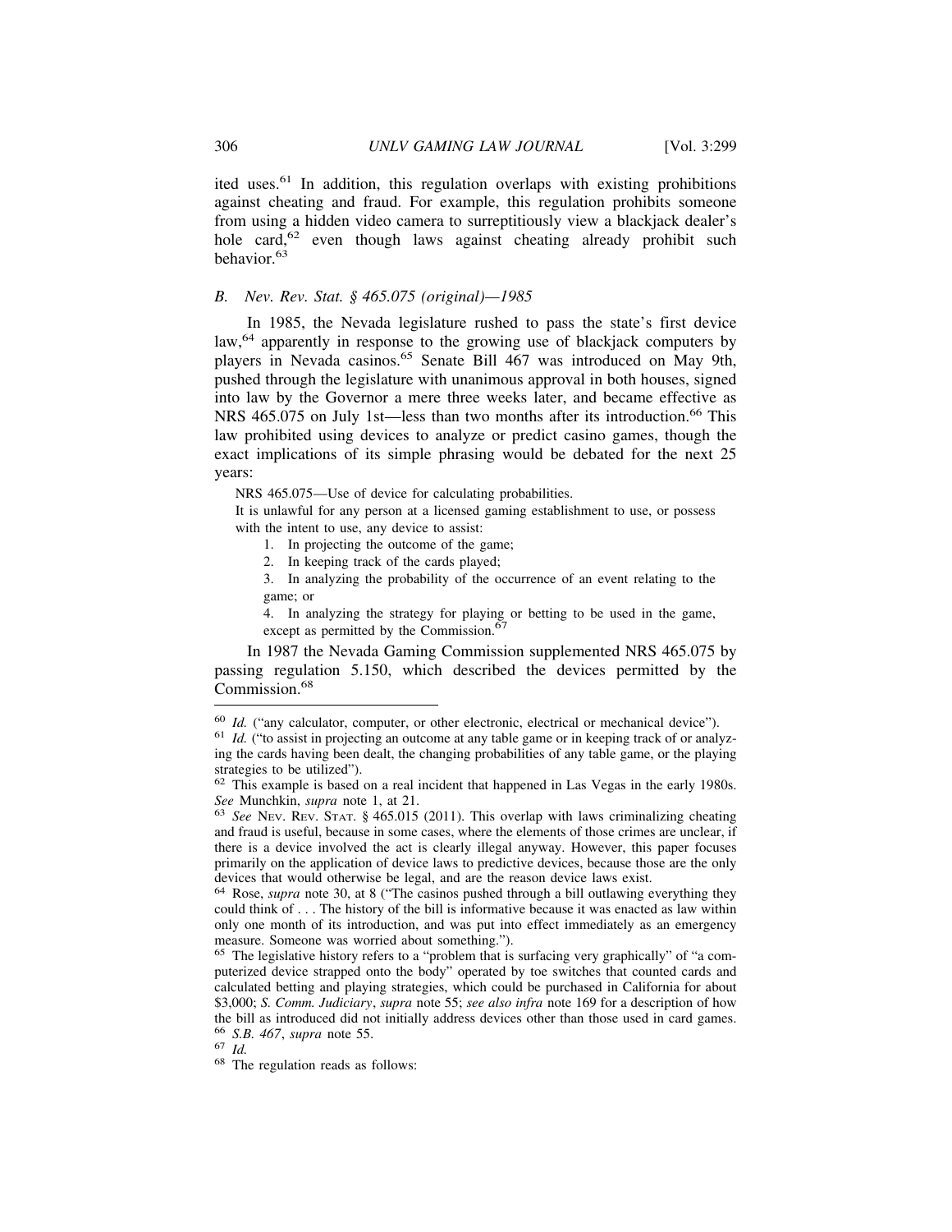ited uses.[61] In addition, this regulation overlaps with existing prohibitions against cheating and fraud. For example, this regulation prohibits someone from using a hidden video camera to surreptitiously view a blackjack dealer's hole card,[62] even though laws against cheating already prohibit such behavior.[63]

### *B. Nev. Rev. Stat. § 465.075 (original)—1985*

In 1985, the Nevada legislature rushed to pass the state's first device law,[64] apparently in response to the growing use of blackjack computers by players in Nevada casinos.[65] Senate Bill 467 was introduced on May 9th, pushed through the legislature with unanimous approval in both houses, signed into law by the Governor a mere three weeks later, and became effective as NRS 465.075 on July 1st—less than two months after its introduction.[66] This law prohibited using devices to analyze or predict casino games, though the exact implications of its simple phrasing would be debated for the next 25 years:

> NRS 465.075—Use of device for calculating probabilities.
>
> It is unlawful for any person at a licensed gaming establishment to use, or possess with the intent to use, any device to assist:
>
> 1. In projecting the outcome of the game;
> 2. In keeping track of the cards played;
> 3. In analyzing the probability of the occurrence of an event relating to the game; or
> 4. In analyzing the strategy for playing or betting to be used in the game, except as permitted by the Commission.[67]

In 1987 the Nevada Gaming Commission supplemented NRS 465.075 by passing regulation 5.150, which described the devices permitted by the Commission.[68]

---

[60] *Id.* ("any calculator, computer, or other electronic, electrical or mechanical device").

[61] *Id.* ("to assist in projecting an outcome at any table game or in keeping track of or analyzing the cards having been dealt, the changing probabilities of any table game, or the playing strategies to be utilized").

[62] This example is based on a real incident that happened in Las Vegas in the early 1980s. *See* Munchkin, *supra* note 1, at 21.

[63] *See* NEV. REV. STAT. § 465.015 (2011). This overlap with laws criminalizing cheating and fraud is useful, because in some cases, where the elements of those crimes are unclear, if there is a device involved the act is clearly illegal anyway. However, this paper focuses primarily on the application of device laws to predictive devices, because those are the only devices that would otherwise be legal, and are the reason device laws exist.

[64] Rose, *supra* note 30, at 8 ("The casinos pushed through a bill outlawing everything they could think of . . . The history of the bill is informative because it was enacted as law within only one month of its introduction, and was put into effect immediately as an emergency measure. Someone was worried about something.").

[65] The legislative history refers to a "problem that is surfacing very graphically" of "a computerized device strapped onto the body" operated by toe switches that counted cards and calculated betting and playing strategies, which could be purchased in California for about $3,000; *S. Comm. Judiciary*, *supra* note 55; *see also infra* note 169 for a description of how the bill as introduced did not initially address devices other than those used in card games.

[66] *S.B. 467*, *supra* note 55.

[67] *Id.*

[68] The regulation reads as follows: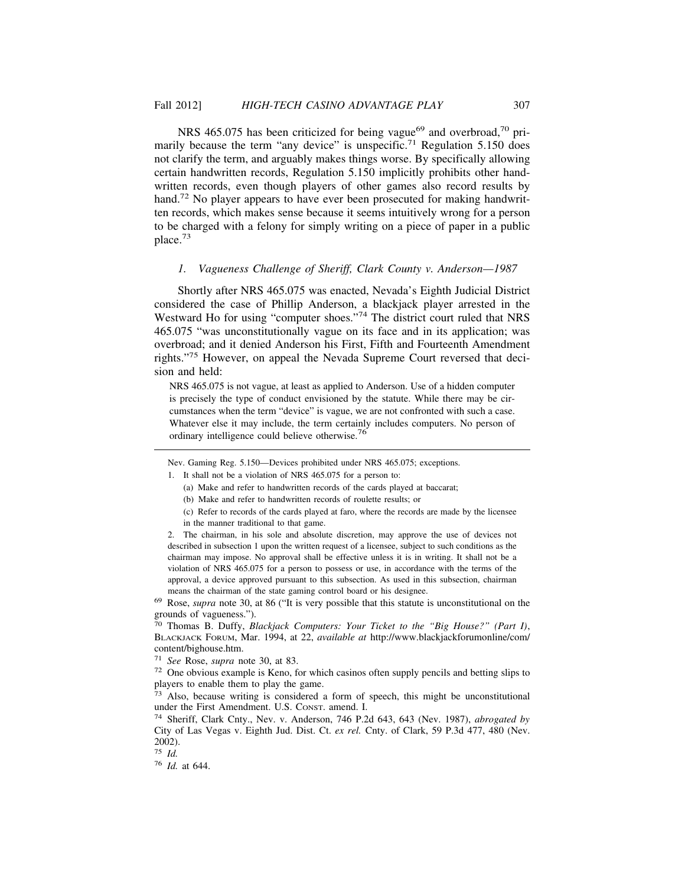NRS 465.075 has been criticized for being vague[69] and overbroad,[70] primarily because the term "any device" is unspecific.[71] Regulation 5.150 does not clarify the term, and arguably makes things worse. By specifically allowing certain handwritten records, Regulation 5.150 implicitly prohibits other handwritten records, even though players of other games also record results by hand.[72] No player appears to have ever been prosecuted for making handwritten records, which makes sense because it seems intuitively wrong for a person to be charged with a felony for simply writing on a piece of paper in a public place.[73]

### *1. Vagueness Challenge of Sheriff, Clark County v. Anderson—1987*

Shortly after NRS 465.075 was enacted, Nevada's Eighth Judicial District considered the case of Phillip Anderson, a blackjack player arrested in the Westward Ho for using "computer shoes."[74] The district court ruled that NRS 465.075 "was unconstitutionally vague on its face and in its application; was overbroad; and it denied Anderson his First, Fifth and Fourteenth Amendment rights."[75] However, on appeal the Nevada Supreme Court reversed that decision and held:

> NRS 465.075 is not vague, at least as applied to Anderson. Use of a hidden computer is precisely the type of conduct envisioned by the statute. While there may be circumstances when the term "device" is vague, we are not confronted with such a case. Whatever else it may include, the term certainly includes computers. No person of ordinary intelligence could believe otherwise.[76]

---

Nev. Gaming Reg. 5.150—Devices prohibited under NRS 465.075; exceptions.

1. It shall not be a violation of NRS 465.075 for a person to:
   (a) Make and refer to handwritten records of the cards played at baccarat;
   (b) Make and refer to handwritten records of roulette results; or
   (c) Refer to records of the cards played at faro, where the records are made by the licensee in the manner traditional to that game.

2. The chairman, in his sole and absolute discretion, may approve the use of devices not described in subsection 1 upon the written request of a licensee, subject to such conditions as the chairman may impose. No approval shall be effective unless it is in writing. It shall not be a violation of NRS 465.075 for a person to possess or use, in accordance with the terms of the approval, a device approved pursuant to this subsection. As used in this subsection, chairman means the chairman of the state gaming control board or his designee.

[69] Rose, *supra* note 30, at 86 ("It is very possible that this statute is unconstitutional on the grounds of vagueness.").

[70] Thomas B. Duffy, *Blackjack Computers: Your Ticket to the "Big House?" (Part I)*, BLACKJACK FORUM, Mar. 1994, at 22, *available at* http://www.blackjackforumonline/com/content/bighouse.htm.

[71] *See* Rose, *supra* note 30, at 83.

[72] One obvious example is Keno, for which casinos often supply pencils and betting slips to players to enable them to play the game.

[73] Also, because writing is considered a form of speech, this might be unconstitutional under the First Amendment. U.S. CONST. amend. I.

[74] Sheriff, Clark Cnty., Nev. v. Anderson, 746 P.2d 643, 643 (Nev. 1987), *abrogated by* City of Las Vegas v. Eighth Jud. Dist. Ct. *ex rel.* Cnty. of Clark, 59 P.3d 477, 480 (Nev. 2002).

[75] *Id.*

[76] *Id.* at 644.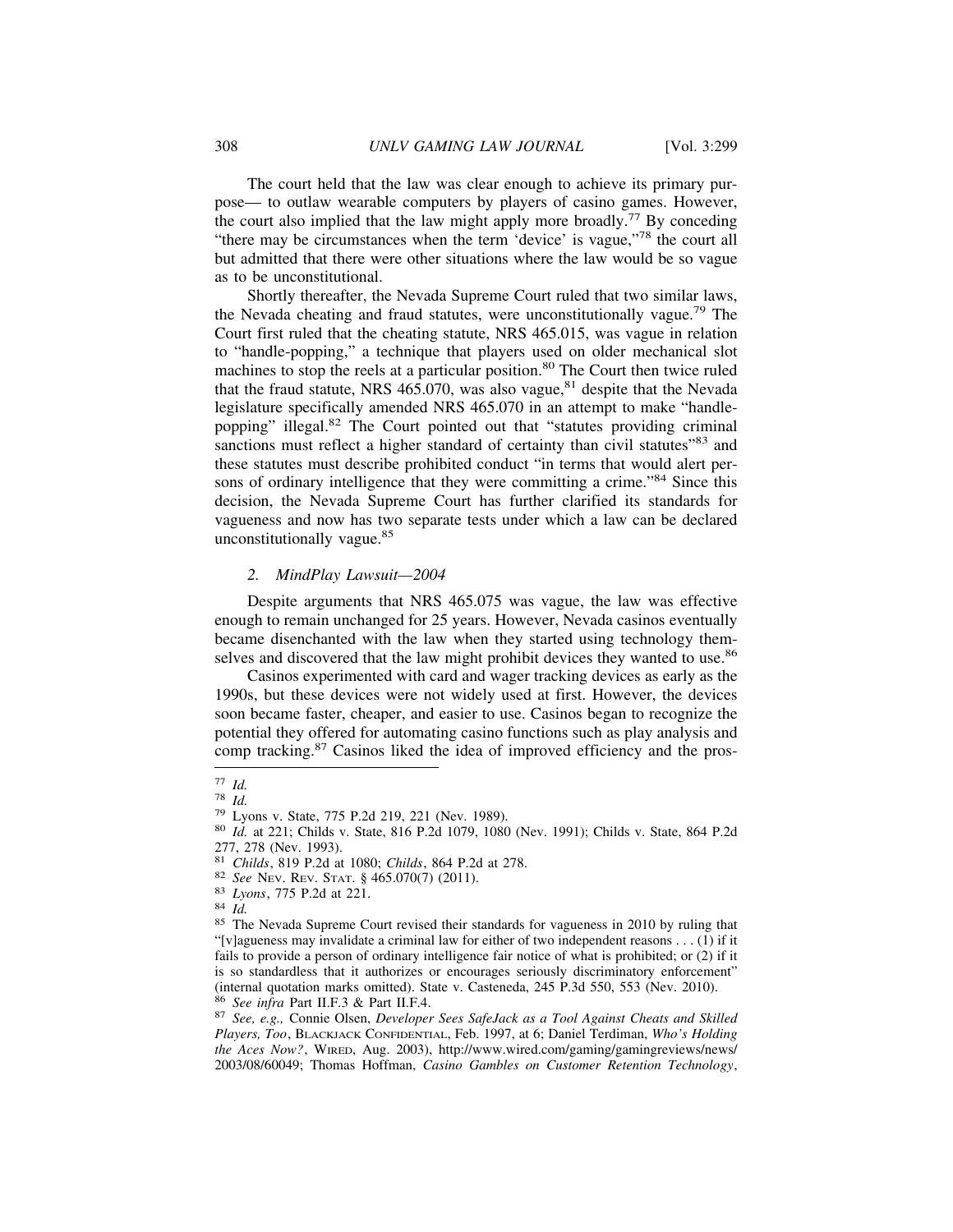The court held that the law was clear enough to achieve its primary purpose— to outlaw wearable computers by players of casino games. However, the court also implied that the law might apply more broadly.[77] By conceding "there may be circumstances when the term 'device' is vague,"[78] the court all but admitted that there were other situations where the law would be so vague as to be unconstitutional.

Shortly thereafter, the Nevada Supreme Court ruled that two similar laws, the Nevada cheating and fraud statutes, were unconstitutionally vague.[79] The Court first ruled that the cheating statute, NRS 465.015, was vague in relation to "handle-popping," a technique that players used on older mechanical slot machines to stop the reels at a particular position.[80] The Court then twice ruled that the fraud statute, NRS 465.070, was also vague,[81] despite that the Nevada legislature specifically amended NRS 465.070 in an attempt to make "handle-popping" illegal.[82] The Court pointed out that "statutes providing criminal sanctions must reflect a higher standard of certainty than civil statutes"[83] and these statutes must describe prohibited conduct "in terms that would alert persons of ordinary intelligence that they were committing a crime."[84] Since this decision, the Nevada Supreme Court has further clarified its standards for vagueness and now has two separate tests under which a law can be declared unconstitutionally vague.[85]

### *2. MindPlay Lawsuit—2004*

Despite arguments that NRS 465.075 was vague, the law was effective enough to remain unchanged for 25 years. However, Nevada casinos eventually became disenchanted with the law when they started using technology themselves and discovered that the law might prohibit devices they wanted to use.[86]

Casinos experimented with card and wager tracking devices as early as the 1990s, but these devices were not widely used at first. However, the devices soon became faster, cheaper, and easier to use. Casinos began to recognize the potential they offered for automating casino functions such as play analysis and comp tracking.[87] Casinos liked the idea of improved efficiency and the pros-

---

[77] *Id.*

[78] *Id.*

[79] Lyons v. State, 775 P.2d 219, 221 (Nev. 1989).

[80] *Id.* at 221; Childs v. State, 816 P.2d 1079, 1080 (Nev. 1991); Childs v. State, 864 P.2d 277, 278 (Nev. 1993).

[81] *Childs*, 819 P.2d at 1080; *Childs*, 864 P.2d at 278.

[82] *See* NEV. REV. STAT. § 465.070(7) (2011).

[83] *Lyons*, 775 P.2d at 221.

[84] *Id.*

[85] The Nevada Supreme Court revised their standards for vagueness in 2010 by ruling that "[v]agueness may invalidate a criminal law for either of two independent reasons . . . (1) if it fails to provide a person of ordinary intelligence fair notice of what is prohibited; or (2) if it is so standardless that it authorizes or encourages seriously discriminatory enforcement" (internal quotation marks omitted). State v. Casteneda, 245 P.3d 550, 553 (Nev. 2010).

[86] *See infra* Part II.F.3 & Part II.F.4.

[87] *See, e.g.,* Connie Olsen, *Developer Sees SafeJack as a Tool Against Cheats and Skilled Players, Too*, BLACKJACK CONFIDENTIAL, Feb. 1997, at 6; Daniel Terdiman, *Who's Holding the Aces Now?*, WIRED, Aug. 2003), http://www.wired.com/gaming/gamingreviews/news/2003/08/60049; Thomas Hoffman, *Casino Gambles on Customer Retention Technology*,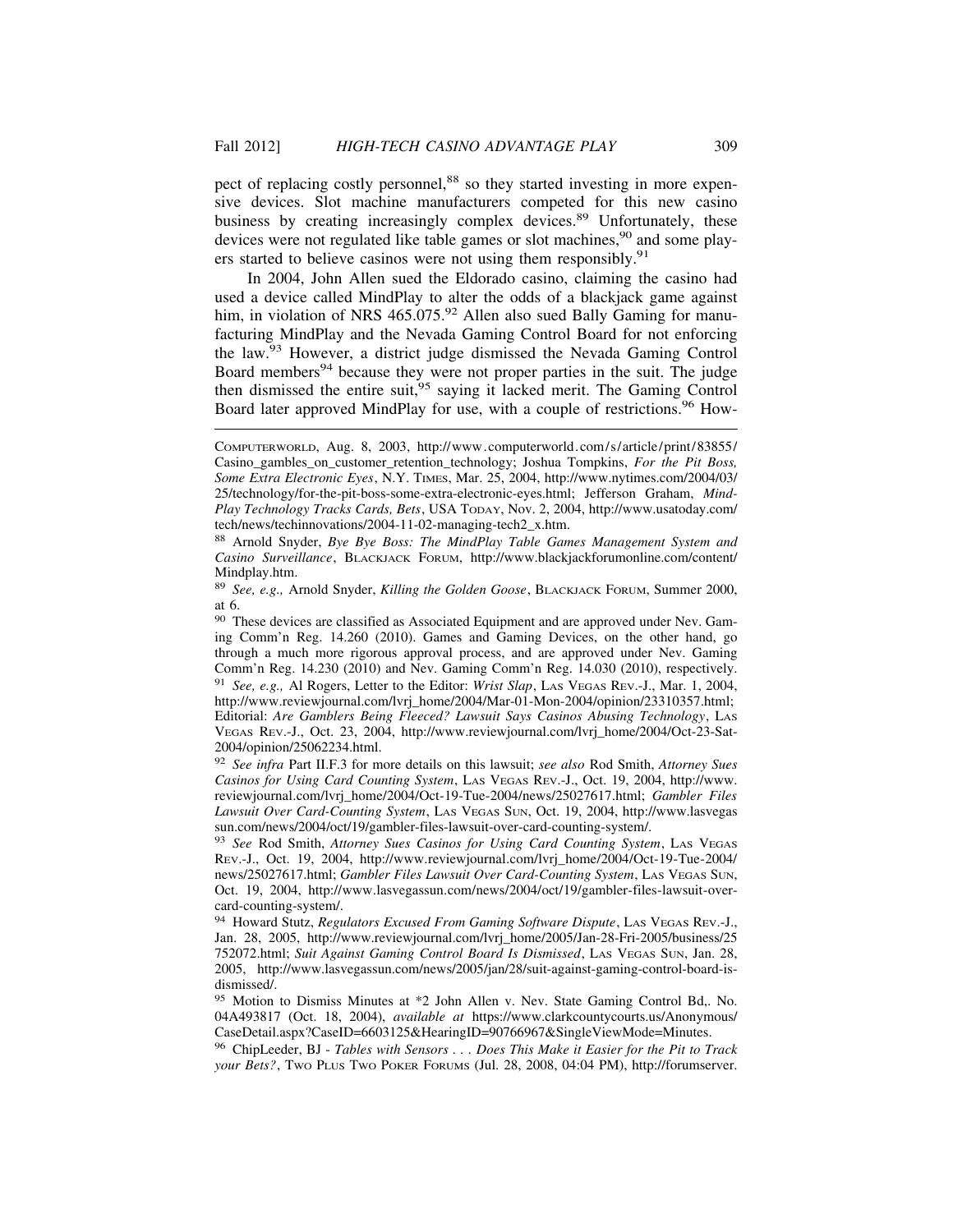pect of replacing costly personnel,[88] so they started investing in more expensive devices. Slot machine manufacturers competed for this new casino business by creating increasingly complex devices.[89] Unfortunately, these devices were not regulated like table games or slot machines,[90] and some players started to believe casinos were not using them responsibly.[91]

In 2004, John Allen sued the Eldorado casino, claiming the casino had used a device called MindPlay to alter the odds of a blackjack game against him, in violation of NRS 465.075.[92] Allen also sued Bally Gaming for manufacturing MindPlay and the Nevada Gaming Control Board for not enforcing the law.[93] However, a district judge dismissed the Nevada Gaming Control Board members[94] because they were not proper parties in the suit. The judge then dismissed the entire suit,[95] saying it lacked merit. The Gaming Control Board later approved MindPlay for use, with a couple of restrictions.[96] How-

---

COMPUTERWORLD, Aug. 8, 2003, http://www.computerworld.com/s/article/print/83855/Casino_gambles_on_customer_retention_technology; Joshua Tompkins, *For the Pit Boss, Some Extra Electronic Eyes*, N.Y. TIMES, Mar. 25, 2004, http://www.nytimes.com/2004/03/25/technology/for-the-pit-boss-some-extra-electronic-eyes.html; Jefferson Graham, *MindPlay Technology Tracks Cards, Bets*, USA TODAY, Nov. 2, 2004, http://www.usatoday.com/tech/news/techinnovations/2004-11-02-managing-tech2_x.htm.

[88] Arnold Snyder, *Bye Bye Boss: The MindPlay Table Games Management System and Casino Surveillance*, BLACKJACK FORUM, http://www.blackjackforumonline.com/content/Mindplay.htm.

[89] *See, e.g.,* Arnold Snyder, *Killing the Golden Goose*, BLACKJACK FORUM, Summer 2000, at 6.

[90] These devices are classified as Associated Equipment and are approved under Nev. Gaming Comm'n Reg. 14.260 (2010). Games and Gaming Devices, on the other hand, go through a much more rigorous approval process, and are approved under Nev. Gaming Comm'n Reg. 14.230 (2010) and Nev. Gaming Comm'n Reg. 14.030 (2010), respectively.

[91] *See, e.g.,* Al Rogers, Letter to the Editor: *Wrist Slap*, LAS VEGAS REV.-J., Mar. 1, 2004, http://www.reviewjournal.com/lvrj_home/2004/Mar-01-Mon-2004/opinion/23310357.html; Editorial: *Are Gamblers Being Fleeced? Lawsuit Says Casinos Abusing Technology*, LAS VEGAS REV.-J., Oct. 23, 2004, http://www.reviewjournal.com/lvrj_home/2004/Oct-23-Sat-2004/opinion/25062234.html.

[92] *See infra* Part II.F.3 for more details on this lawsuit; *see also* Rod Smith, *Attorney Sues Casinos for Using Card Counting System*, LAS VEGAS REV.-J., Oct. 19, 2004, http://www.reviewjournal.com/lvrj_home/2004/Oct-19-Tue-2004/news/25027617.html; *Gambler Files Lawsuit Over Card-Counting System*, LAS VEGAS SUN, Oct. 19, 2004, http://www.lasvegassun.com/news/2004/oct/19/gambler-files-lawsuit-over-card-counting-system/.

[93] *See* Rod Smith, *Attorney Sues Casinos for Using Card Counting System*, LAS VEGAS REV.-J., Oct. 19, 2004, http://www.reviewjournal.com/lvrj_home/2004/Oct-19-Tue-2004/news/25027617.html; *Gambler Files Lawsuit Over Card-Counting System*, LAS VEGAS SUN, Oct. 19, 2004, http://www.lasvegassun.com/news/2004/oct/19/gambler-files-lawsuit-over-card-counting-system/.

[94] Howard Stutz, *Regulators Excused From Gaming Software Dispute*, LAS VEGAS REV.-J., Jan. 28, 2005, http://www.reviewjournal.com/lvrj_home/2005/Jan-28-Fri-2005/business/25752072.html; *Suit Against Gaming Control Board Is Dismissed*, LAS VEGAS SUN, Jan. 28, 2005, http://www.lasvegassun.com/news/2005/jan/28/suit-against-gaming-control-board-is-dismissed/.

[95] Motion to Dismiss Minutes at *2 John Allen v. Nev. State Gaming Control Bd,. No. 04A493817 (Oct. 18, 2004), *available at* https://www.clarkcountycourts.us/Anonymous/CaseDetail.aspx?CaseID=6603125&HearingID=90766967&SingleViewMode=Minutes.

[96] ChipLeeder, BJ - *Tables with Sensors . . . Does This Make it Easier for the Pit to Track your Bets?*, TWO PLUS TWO POKER FORUMS (Jul. 28, 2008, 04:04 PM), http://forumserver.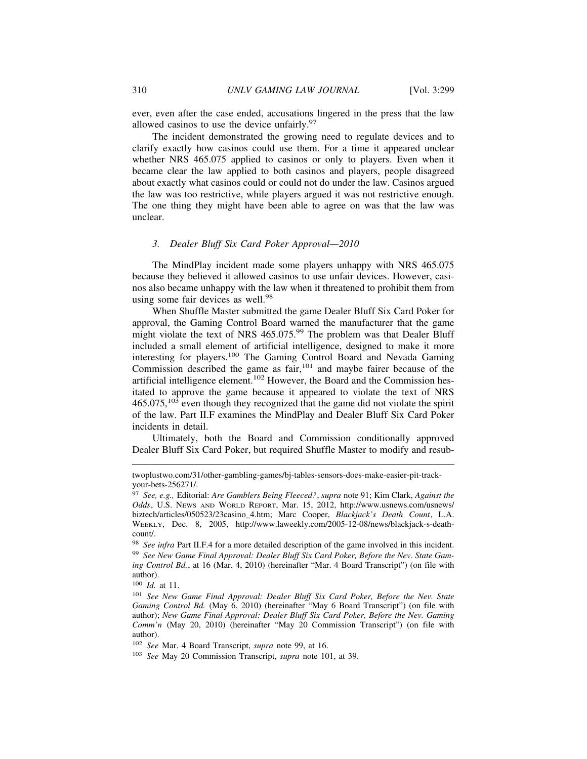ever, even after the case ended, accusations lingered in the press that the law allowed casinos to use the device unfairly.[97]

The incident demonstrated the growing need to regulate devices and to clarify exactly how casinos could use them. For a time it appeared unclear whether NRS 465.075 applied to casinos or only to players. Even when it became clear the law applied to both casinos and players, people disagreed about exactly what casinos could or could not do under the law. Casinos argued the law was too restrictive, while players argued it was not restrictive enough. The one thing they might have been able to agree on was that the law was unclear.

### *3. Dealer Bluff Six Card Poker Approval—2010*

The MindPlay incident made some players unhappy with NRS 465.075 because they believed it allowed casinos to use unfair devices. However, casinos also became unhappy with the law when it threatened to prohibit them from using some fair devices as well.[98]

When Shuffle Master submitted the game Dealer Bluff Six Card Poker for approval, the Gaming Control Board warned the manufacturer that the game might violate the text of NRS 465.075.[99] The problem was that Dealer Bluff included a small element of artificial intelligence, designed to make it more interesting for players.[100] The Gaming Control Board and Nevada Gaming Commission described the game as fair,[101] and maybe fairer because of the artificial intelligence element.[102] However, the Board and the Commission hesitated to approve the game because it appeared to violate the text of NRS 465.075,[103] even though they recognized that the game did not violate the spirit of the law. Part II.F examines the MindPlay and Dealer Bluff Six Card Poker incidents in detail.

Ultimately, both the Board and Commission conditionally approved Dealer Bluff Six Card Poker, but required Shuffle Master to modify and resub-

---

twoplustwo.com/31/other-gambling-games/bj-tables-sensors-does-make-easier-pit-track-your-bets-256271/.

[97] *See, e.g.,* Editorial: *Are Gamblers Being Fleeced?*, *supra* note 91; Kim Clark, *Against the Odds*, U.S. NEWS AND WORLD REPORT, Mar. 15, 2012, http://www.usnews.com/usnews/biztech/articles/050523/23casino_4.htm; Marc Cooper, *Blackjack's Death Count*, L.A. WEEKLY, Dec. 8, 2005, http://www.laweekly.com/2005-12-08/news/blackjack-s-death-count/.

[98] *See infra* Part II.F.4 for a more detailed description of the game involved in this incident.

[99] *See New Game Final Approval: Dealer Bluff Six Card Poker, Before the Nev. State Gaming Control Bd.*, at 16 (Mar. 4, 2010) (hereinafter "Mar. 4 Board Transcript") (on file with author).

[100] *Id.* at 11.

[101] *See New Game Final Approval: Dealer Bluff Six Card Poker, Before the Nev. State Gaming Control Bd.* (May 6, 2010) (hereinafter "May 6 Board Transcript") (on file with author); *New Game Final Approval: Dealer Bluff Six Card Poker, Before the Nev. Gaming Comm'n* (May 20, 2010) (hereinafter "May 20 Commission Transcript") (on file with author).

[102] *See* Mar. 4 Board Transcript, *supra* note 99, at 16.

[103] *See* May 20 Commission Transcript, *supra* note 101, at 39.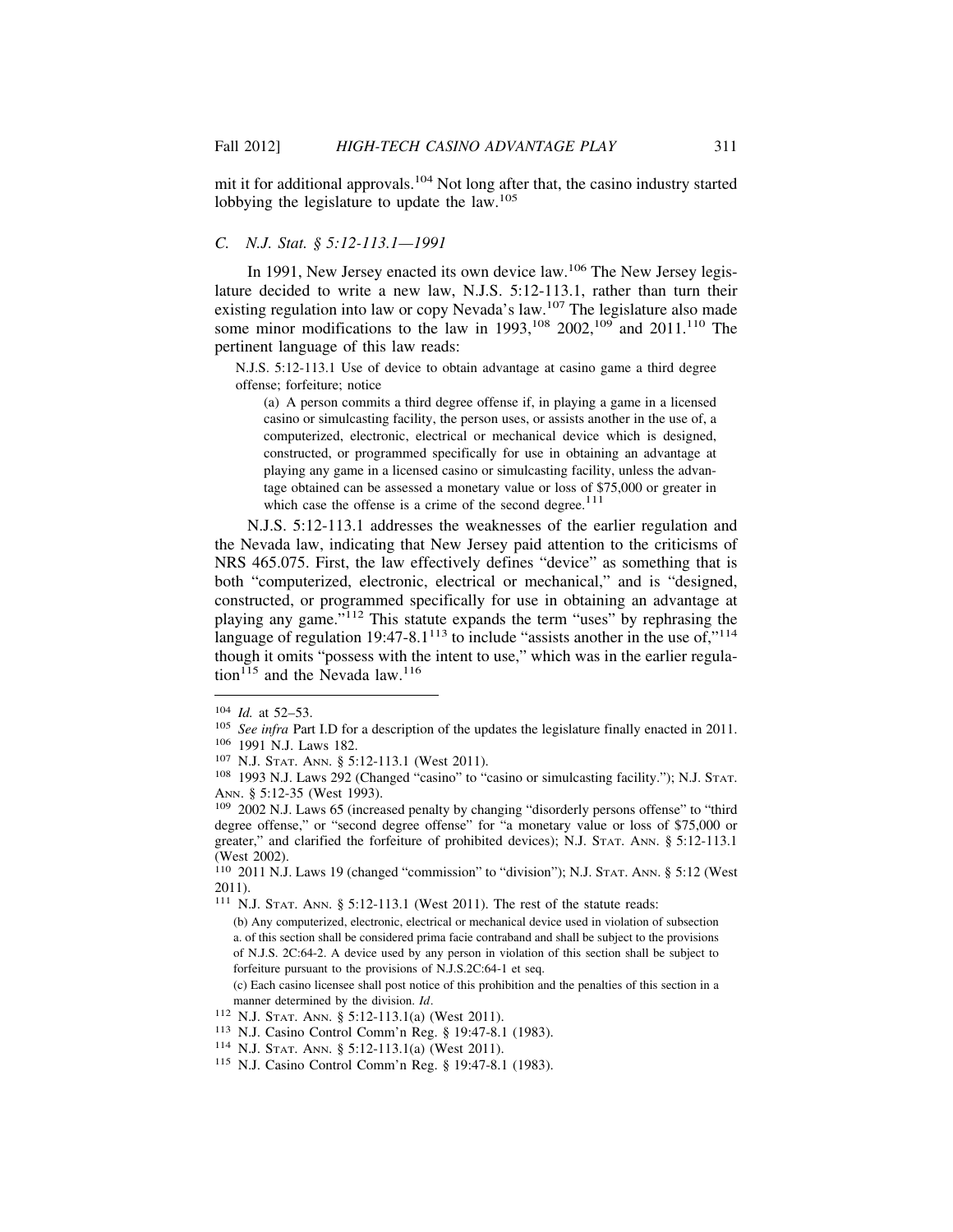mit it for additional approvals.[104] Not long after that, the casino industry started lobbying the legislature to update the law.[105]

### C. *N.J. Stat. § 5:12-113.1—1991*

In 1991, New Jersey enacted its own device law.[106] The New Jersey legislature decided to write a new law, N.J.S. 5:12-113.1, rather than turn their existing regulation into law or copy Nevada's law.[107] The legislature also made some minor modifications to the law in 1993,[108] 2002,[109] and 2011.[110] The pertinent language of this law reads:

> N.J.S. 5:12-113.1 Use of device to obtain advantage at casino game a third degree offense; forfeiture; notice
>
> (a) A person commits a third degree offense if, in playing a game in a licensed casino or simulcasting facility, the person uses, or assists another in the use of, a computerized, electronic, electrical or mechanical device which is designed, constructed, or programmed specifically for use in obtaining an advantage at playing any game in a licensed casino or simulcasting facility, unless the advantage obtained can be assessed a monetary value or loss of $75,000 or greater in which case the offense is a crime of the second degree.[111]

N.J.S. 5:12-113.1 addresses the weaknesses of the earlier regulation and the Nevada law, indicating that New Jersey paid attention to the criticisms of NRS 465.075. First, the law effectively defines "device" as something that is both "computerized, electronic, electrical or mechanical," and is "designed, constructed, or programmed specifically for use in obtaining an advantage at playing any game."[112] This statute expands the term "uses" by rephrasing the language of regulation 19:47-8.1[113] to include "assists another in the use of,"[114] though it omits "possess with the intent to use," which was in the earlier regulation[115] and the Nevada law.[116]

---

[104] *Id.* at 52–53.

[105] *See infra* Part I.D for a description of the updates the legislature finally enacted in 2011.

[106] 1991 N.J. Laws 182.

[107] N.J. Stat. Ann. § 5:12-113.1 (West 2011).

[108] 1993 N.J. Laws 292 (Changed "casino" to "casino or simulcasting facility."); N.J. Stat. Ann. § 5:12-35 (West 1993).

[109] 2002 N.J. Laws 65 (increased penalty by changing "disorderly persons offense" to "third degree offense," or "second degree offense" for "a monetary value or loss of $75,000 or greater," and clarified the forfeiture of prohibited devices); N.J. Stat. Ann. § 5:12-113.1 (West 2002).

[110] 2011 N.J. Laws 19 (changed "commission" to "division"); N.J. Stat. Ann. § 5:12 (West 2011).

[111] N.J. Stat. Ann. § 5:12-113.1 (West 2011). The rest of the statute reads:

> (b) Any computerized, electronic, electrical or mechanical device used in violation of subsection a. of this section shall be considered prima facie contraband and shall be subject to the provisions of N.J.S. 2C:64-2. A device used by any person in violation of this section shall be subject to forfeiture pursuant to the provisions of N.J.S.2C:64-1 et seq.
>
> (c) Each casino licensee shall post notice of this prohibition and the penalties of this section in a manner determined by the division. *Id*.

[112] N.J. Stat. Ann. § 5:12-113.1(a) (West 2011).

[113] N.J. Casino Control Comm'n Reg. § 19:47-8.1 (1983).

[114] N.J. Stat. Ann. § 5:12-113.1(a) (West 2011).

[115] N.J. Casino Control Comm'n Reg. § 19:47-8.1 (1983).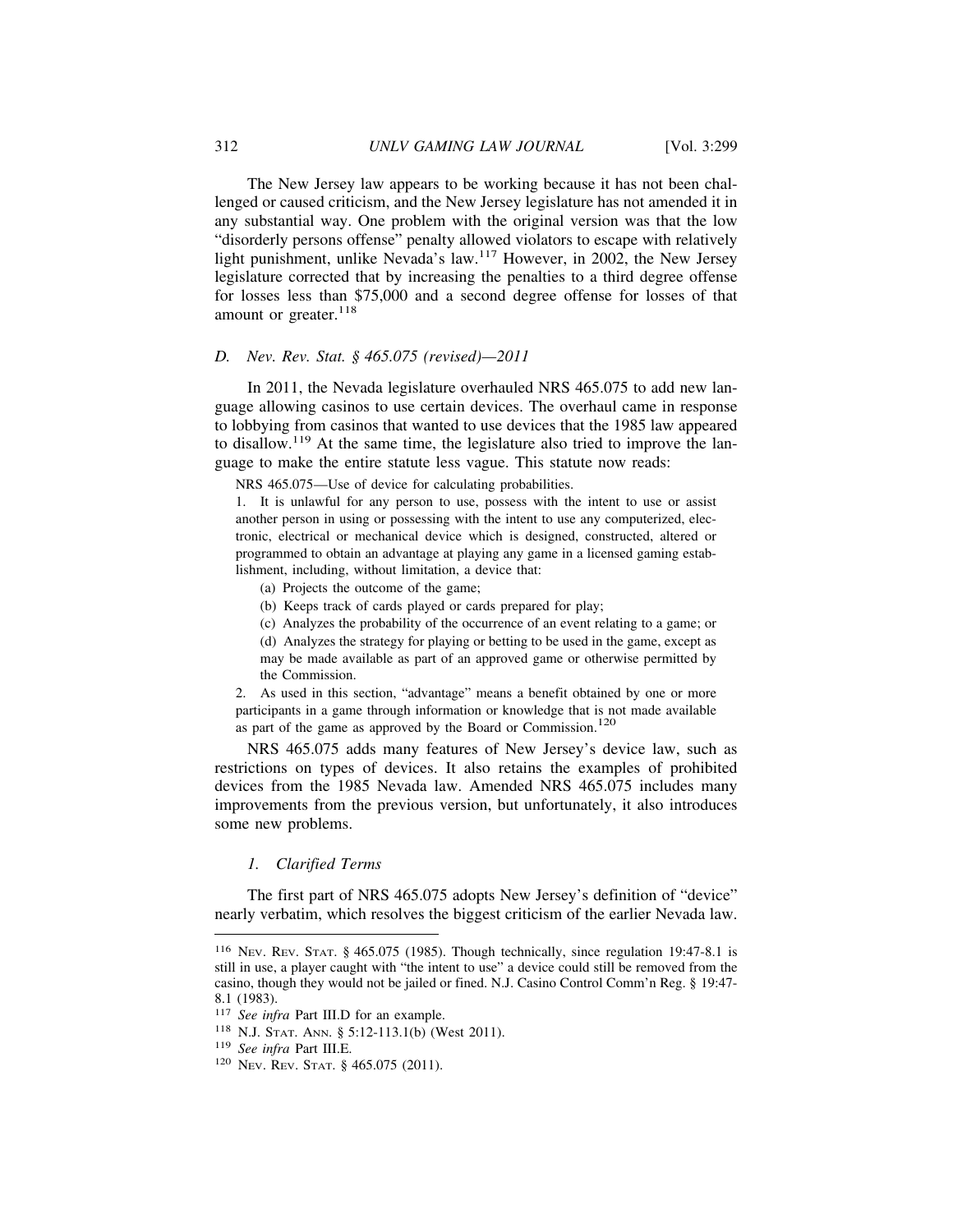The New Jersey law appears to be working because it has not been challenged or caused criticism, and the New Jersey legislature has not amended it in any substantial way. One problem with the original version was that the low "disorderly persons offense" penalty allowed violators to escape with relatively light punishment, unlike Nevada's law.[117] However, in 2002, the New Jersey legislature corrected that by increasing the penalties to a third degree offense for losses less than $75,000 and a second degree offense for losses of that amount or greater.[118]

### *D. Nev. Rev. Stat. § 465.075 (revised)—2011*

In 2011, the Nevada legislature overhauled NRS 465.075 to add new language allowing casinos to use certain devices. The overhaul came in response to lobbying from casinos that wanted to use devices that the 1985 law appeared to disallow.[119] At the same time, the legislature also tried to improve the language to make the entire statute less vague. This statute now reads:

> NRS 465.075—Use of device for calculating probabilities.
>
> 1. It is unlawful for any person to use, possess with the intent to use or assist another person in using or possessing with the intent to use any computerized, electronic, electrical or mechanical device which is designed, constructed, altered or programmed to obtain an advantage at playing any game in a licensed gaming establishment, including, without limitation, a device that:
>    - (a) Projects the outcome of the game;
>    - (b) Keeps track of cards played or cards prepared for play;
>    - (c) Analyzes the probability of the occurrence of an event relating to a game; or
>    - (d) Analyzes the strategy for playing or betting to be used in the game, except as may be made available as part of an approved game or otherwise permitted by the Commission.
>
> 2. As used in this section, "advantage" means a benefit obtained by one or more participants in a game through information or knowledge that is not made available as part of the game as approved by the Board or Commission.[120]

NRS 465.075 adds many features of New Jersey's device law, such as restrictions on types of devices. It also retains the examples of prohibited devices from the 1985 Nevada law. Amended NRS 465.075 includes many improvements from the previous version, but unfortunately, it also introduces some new problems.

#### *1. Clarified Terms*

The first part of NRS 465.075 adopts New Jersey's definition of "device" nearly verbatim, which resolves the biggest criticism of the earlier Nevada law.

---

[116] NEV. REV. STAT. § 465.075 (1985). Though technically, since regulation 19:47-8.1 is still in use, a player caught with "the intent to use" a device could still be removed from the casino, though they would not be jailed or fined. N.J. Casino Control Comm'n Reg. § 19:47-8.1 (1983).

[117] *See infra* Part III.D for an example.

[118] N.J. STAT. ANN. § 5:12-113.1(b) (West 2011).

[119] *See infra* Part III.E.

[120] NEV. REV. STAT. § 465.075 (2011).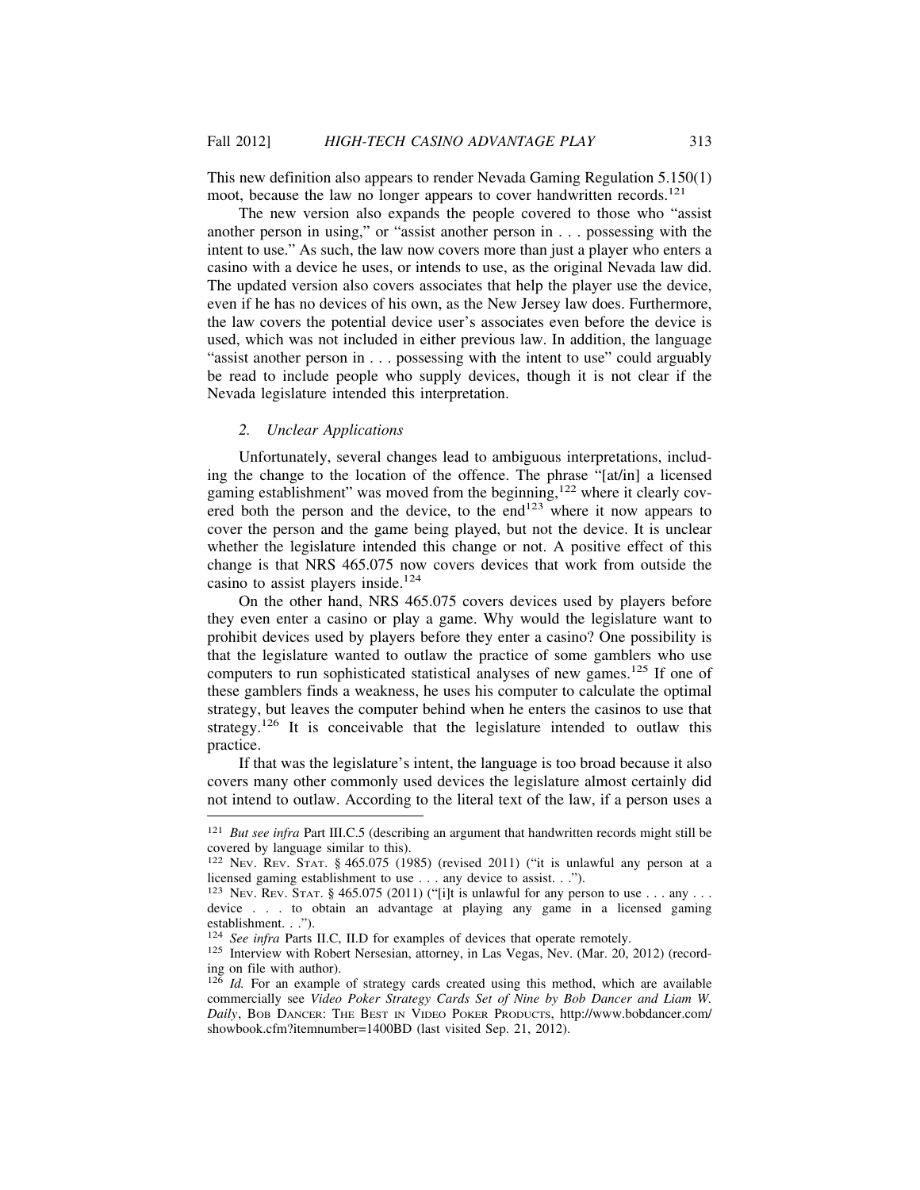This new definition also appears to render Nevada Gaming Regulation 5.150(1) moot, because the law no longer appears to cover handwritten records.[121]

The new version also expands the people covered to those who "assist another person in using," or "assist another person in . . . possessing with the intent to use." As such, the law now covers more than just a player who enters a casino with a device he uses, or intends to use, as the original Nevada law did. The updated version also covers associates that help the player use the device, even if he has no devices of his own, as the New Jersey law does. Furthermore, the law covers the potential device user's associates even before the device is used, which was not included in either previous law. In addition, the language "assist another person in . . . possessing with the intent to use" could arguably be read to include people who supply devices, though it is not clear if the Nevada legislature intended this interpretation.

### *2. Unclear Applications*

Unfortunately, several changes lead to ambiguous interpretations, including the change to the location of the offence. The phrase "[at/in] a licensed gaming establishment" was moved from the beginning,[122] where it clearly covered both the person and the device, to the end[123] where it now appears to cover the person and the game being played, but not the device. It is unclear whether the legislature intended this change or not. A positive effect of this change is that NRS 465.075 now covers devices that work from outside the casino to assist players inside.[124]

On the other hand, NRS 465.075 covers devices used by players before they even enter a casino or play a game. Why would the legislature want to prohibit devices used by players before they enter a casino? One possibility is that the legislature wanted to outlaw the practice of some gamblers who use computers to run sophisticated statistical analyses of new games.[125] If one of these gamblers finds a weakness, he uses his computer to calculate the optimal strategy, but leaves the computer behind when he enters the casinos to use that strategy.[126] It is conceivable that the legislature intended to outlaw this practice.

If that was the legislature's intent, the language is too broad because it also covers many other commonly used devices the legislature almost certainly did not intend to outlaw. According to the literal text of the law, if a person uses a

---

[121] *But see infra* Part III.C.5 (describing an argument that handwritten records might still be covered by language similar to this).

[122] NEV. REV. STAT. § 465.075 (1985) (revised 2011) ("it is unlawful any person at a licensed gaming establishment to use . . . any device to assist. . .").

[123] NEV. REV. STAT. § 465.075 (2011) ("[i]t is unlawful for any person to use . . . any . . . device . . . to obtain an advantage at playing any game in a licensed gaming establishment. . .").

[124] *See infra* Parts II.C, II.D for examples of devices that operate remotely.

[125] Interview with Robert Nersesian, attorney, in Las Vegas, Nev. (Mar. 20, 2012) (recording on file with author).

[126] *Id.* For an example of strategy cards created using this method, which are available commercially see *Video Poker Strategy Cards Set of Nine by Bob Dancer and Liam W. Daily*, BOB DANCER: THE BEST IN VIDEO POKER PRODUCTS, http://www.bobdancer.com/showbook.cfm?itemnumber=1400BD (last visited Sep. 21, 2012).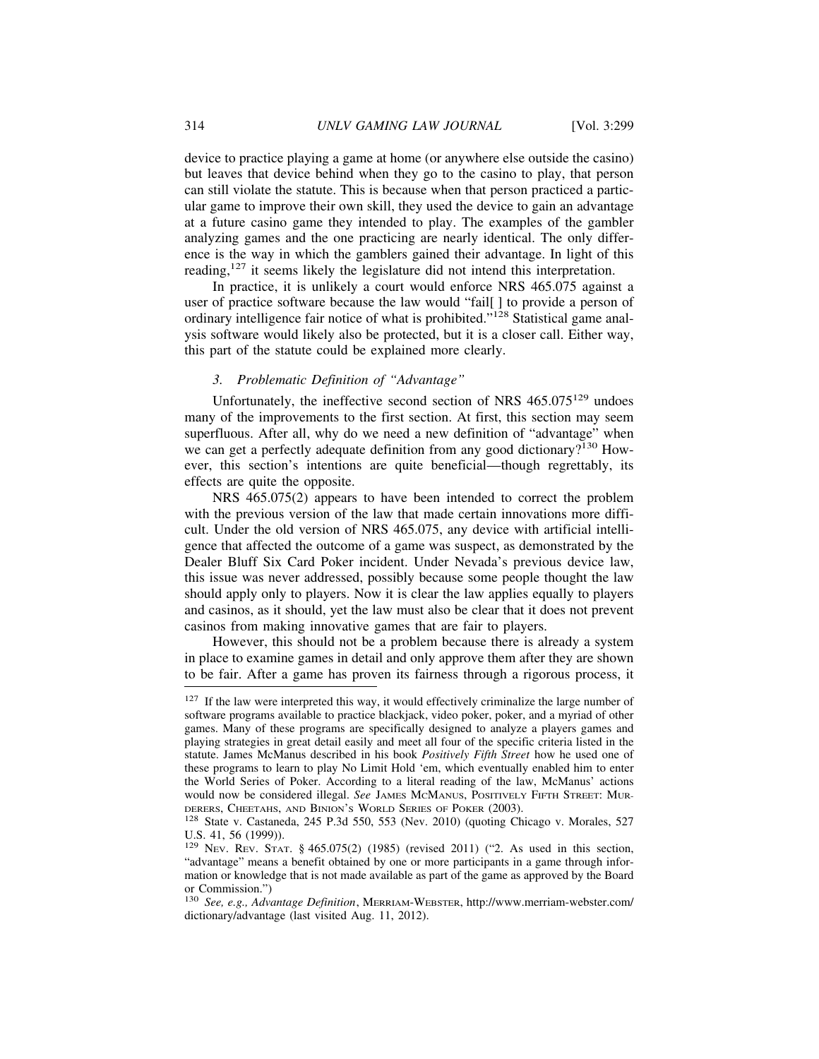device to practice playing a game at home (or anywhere else outside the casino) but leaves that device behind when they go to the casino to play, that person can still violate the statute. This is because when that person practiced a particular game to improve their own skill, they used the device to gain an advantage at a future casino game they intended to play. The examples of the gambler analyzing games and the one practicing are nearly identical. The only difference is the way in which the gamblers gained their advantage. In light of this reading,[127] it seems likely the legislature did not intend this interpretation.

In practice, it is unlikely a court would enforce NRS 465.075 against a user of practice software because the law would "fail[ ] to provide a person of ordinary intelligence fair notice of what is prohibited."[128] Statistical game analysis software would likely also be protected, but it is a closer call. Either way, this part of the statute could be explained more clearly.

### *3. Problematic Definition of "Advantage"*

Unfortunately, the ineffective second section of NRS 465.075[129] undoes many of the improvements to the first section. At first, this section may seem superfluous. After all, why do we need a new definition of "advantage" when we can get a perfectly adequate definition from any good dictionary?[130] However, this section's intentions are quite beneficial—though regrettably, its effects are quite the opposite.

NRS 465.075(2) appears to have been intended to correct the problem with the previous version of the law that made certain innovations more difficult. Under the old version of NRS 465.075, any device with artificial intelligence that affected the outcome of a game was suspect, as demonstrated by the Dealer Bluff Six Card Poker incident. Under Nevada's previous device law, this issue was never addressed, possibly because some people thought the law should apply only to players. Now it is clear the law applies equally to players and casinos, as it should, yet the law must also be clear that it does not prevent casinos from making innovative games that are fair to players.

However, this should not be a problem because there is already a system in place to examine games in detail and only approve them after they are shown to be fair. After a game has proven its fairness through a rigorous process, it

---

[127] If the law were interpreted this way, it would effectively criminalize the large number of software programs available to practice blackjack, video poker, poker, and a myriad of other games. Many of these programs are specifically designed to analyze a players games and playing strategies in great detail easily and meet all four of the specific criteria listed in the statute. James McManus described in his book *Positively Fifth Street* how he used one of these programs to learn to play No Limit Hold 'em, which eventually enabled him to enter the World Series of Poker. According to a literal reading of the law, McManus' actions would now be considered illegal. *See* JAMES MCMANUS, POSITIVELY FIFTH STREET: MURDERERS, CHEETAHS, AND BINION'S WORLD SERIES OF POKER (2003).

[128] State v. Castaneda, 245 P.3d 550, 553 (Nev. 2010) (quoting Chicago v. Morales, 527 U.S. 41, 56 (1999)).

[129] NEV. REV. STAT. § 465.075(2) (1985) (revised 2011) ("2. As used in this section, "advantage" means a benefit obtained by one or more participants in a game through information or knowledge that is not made available as part of the game as approved by the Board or Commission.")

[130] *See, e.g., Advantage Definition*, MERRIAM-WEBSTER, http://www.merriam-webster.com/dictionary/advantage (last visited Aug. 11, 2012).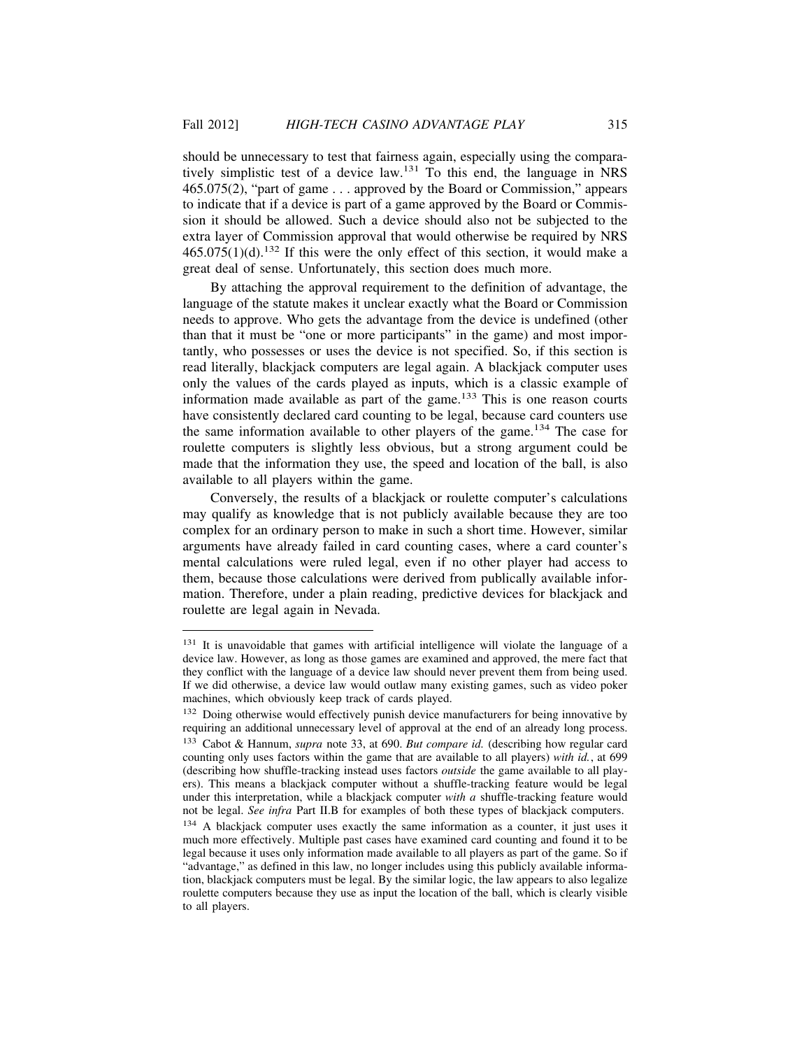should be unnecessary to test that fairness again, especially using the comparatively simplistic test of a device law.[131] To this end, the language in NRS 465.075(2), "part of game . . . approved by the Board or Commission," appears to indicate that if a device is part of a game approved by the Board or Commission it should be allowed. Such a device should also not be subjected to the extra layer of Commission approval that would otherwise be required by NRS 465.075(1)(d).[132] If this were the only effect of this section, it would make a great deal of sense. Unfortunately, this section does much more.

By attaching the approval requirement to the definition of advantage, the language of the statute makes it unclear exactly what the Board or Commission needs to approve. Who gets the advantage from the device is undefined (other than that it must be "one or more participants" in the game) and most importantly, who possesses or uses the device is not specified. So, if this section is read literally, blackjack computers are legal again. A blackjack computer uses only the values of the cards played as inputs, which is a classic example of information made available as part of the game.[133] This is one reason courts have consistently declared card counting to be legal, because card counters use the same information available to other players of the game.[134] The case for roulette computers is slightly less obvious, but a strong argument could be made that the information they use, the speed and location of the ball, is also available to all players within the game.

Conversely, the results of a blackjack or roulette computer's calculations may qualify as knowledge that is not publicly available because they are too complex for an ordinary person to make in such a short time. However, similar arguments have already failed in card counting cases, where a card counter's mental calculations were ruled legal, even if no other player had access to them, because those calculations were derived from publically available information. Therefore, under a plain reading, predictive devices for blackjack and roulette are legal again in Nevada.

---

[131] It is unavoidable that games with artificial intelligence will violate the language of a device law. However, as long as those games are examined and approved, the mere fact that they conflict with the language of a device law should never prevent them from being used. If we did otherwise, a device law would outlaw many existing games, such as video poker machines, which obviously keep track of cards played.

[132] Doing otherwise would effectively punish device manufacturers for being innovative by requiring an additional unnecessary level of approval at the end of an already long process.

[133] Cabot & Hannum, *supra* note 33, at 690. *But compare id.* (describing how regular card counting only uses factors within the game that are available to all players) *with id.*, at 699 (describing how shuffle-tracking instead uses factors *outside* the game available to all players). This means a blackjack computer without a shuffle-tracking feature would be legal under this interpretation, while a blackjack computer *with a* shuffle-tracking feature would not be legal. *See infra* Part II.B for examples of both these types of blackjack computers.

[134] A blackjack computer uses exactly the same information as a counter, it just uses it much more effectively. Multiple past cases have examined card counting and found it to be legal because it uses only information made available to all players as part of the game. So if "advantage," as defined in this law, no longer includes using this publicly available information, blackjack computers must be legal. By the similar logic, the law appears to also legalize roulette computers because they use as input the location of the ball, which is clearly visible to all players.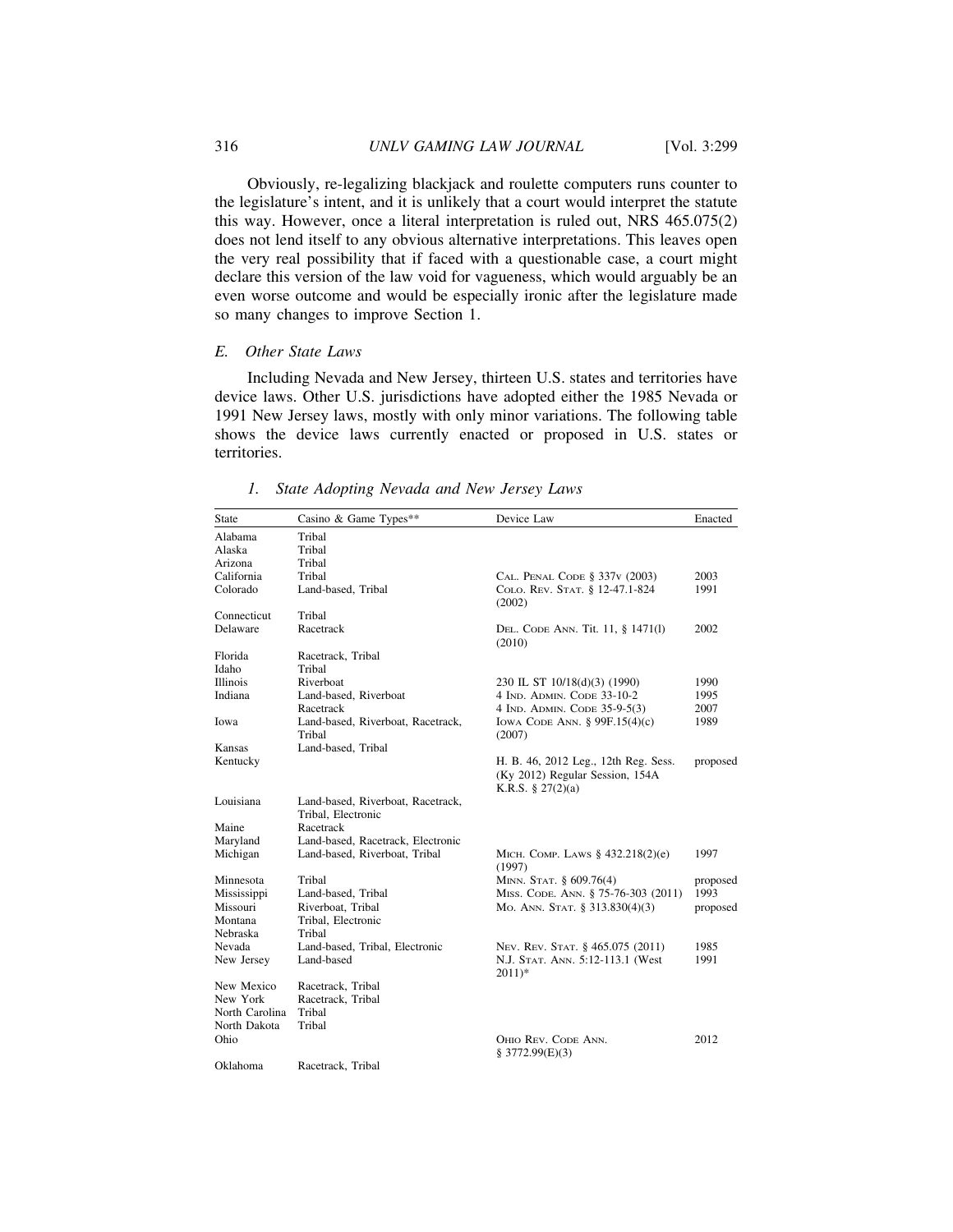Obviously, re-legalizing blackjack and roulette computers runs counter to the legislature's intent, and it is unlikely that a court would interpret the statute this way. However, once a literal interpretation is ruled out, NRS 465.075(2) does not lend itself to any obvious alternative interpretations. This leaves open the very real possibility that if faced with a questionable case, a court might declare this version of the law void for vagueness, which would arguably be an even worse outcome and would be especially ironic after the legislature made so many changes to improve Section 1.

### *E. Other State Laws*

Including Nevada and New Jersey, thirteen U.S. states and territories have device laws. Other U.S. jurisdictions have adopted either the 1985 Nevada or 1991 New Jersey laws, mostly with only minor variations. The following table shows the device laws currently enacted or proposed in U.S. states or territories.

#### *1. State Adopting Nevada and New Jersey Laws*

| State | Casino & Game Types** | Device Law | Enacted |
|---|---|---|---|
| Alabama | Tribal | | |
| Alaska | Tribal | | |
| Arizona | Tribal | | |
| California | Tribal | CAL. PENAL CODE § 337v (2003) | 2003 |
| Colorado | Land-based, Tribal | COLO. REV. STAT. § 12-47.1-824 (2002) | 1991 |
| Connecticut | Tribal | | |
| Delaware | Racetrack | DEL. CODE ANN. Tit. 11, § 1471(l) (2010) | 2002 |
| Florida | Racetrack, Tribal | | |
| Idaho | Tribal | | |
| Illinois | Riverboat | 230 IL ST 10/18(d)(3) (1990) | 1990 |
| Indiana | Land-based, Riverboat | 4 IND. ADMIN. CODE 33-10-2 | 1995 |
| | Racetrack | 4 IND. ADMIN. CODE 35-9-5(3) | 2007 |
| Iowa | Land-based, Riverboat, Racetrack, Tribal | IOWA CODE ANN. § 99F.15(4)(c) (2007) | 1989 |
| Kansas | Land-based, Tribal | | |
| Kentucky | | H. B. 46, 2012 Leg., 12th Reg. Sess. (Ky 2012) Regular Session, 154A K.R.S. § 27(2)(a) | proposed |
| Louisiana | Land-based, Riverboat, Racetrack, Tribal, Electronic | | |
| Maine | Racetrack | | |
| Maryland | Land-based, Racetrack, Electronic | | |
| Michigan | Land-based, Riverboat, Tribal | MICH. COMP. LAWS § 432.218(2)(e) (1997) | 1997 |
| Minnesota | Tribal | MINN. STAT. § 609.76(4) | proposed |
| Mississippi | Land-based, Tribal | MISS. CODE. ANN. § 75-76-303 (2011) | 1993 |
| Missouri | Riverboat, Tribal | MO. ANN. STAT. § 313.830(4)(3) | proposed |
| Montana | Tribal, Electronic | | |
| Nebraska | Tribal | | |
| Nevada | Land-based, Tribal, Electronic | NEV. REV. STAT. § 465.075 (2011) | 1985 |
| New Jersey | Land-based | N.J. STAT. ANN. 5:12-113.1 (West 2011)* | 1991 |
| New Mexico | Racetrack, Tribal | | |
| New York | Racetrack, Tribal | | |
| North Carolina | Tribal | | |
| North Dakota | Tribal | | |
| Ohio | | OHIO REV. CODE ANN. § 3772.99(E)(3) | 2012 |
| Oklahoma | Racetrack, Tribal | | |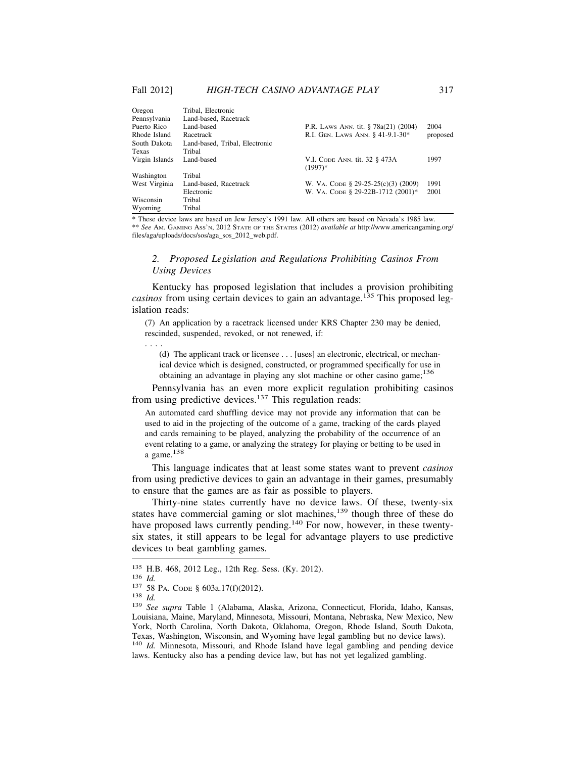| | | | |
|---|---|---|---|
| Oregon | Tribal, Electronic | | |
| Pennsylvania | Land-based, Racetrack | | |
| Puerto Rico | Land-based | P.R. LAWS ANN. tit. § 78a(21) (2004) | 2004 |
| Rhode Island | Racetrack | R.I. GEN. LAWS ANN. § 41-9.1-30* | proposed |
| South Dakota | Land-based, Tribal, Electronic | | |
| Texas | Tribal | | |
| Virgin Islands | Land-based | V.I. CODE ANN. tit. 32 § 473A (1997)* | 1997 |
| Washington | Tribal | | |
| West Virginia | Land-based, Racetrack | W. VA. CODE § 29-25-25(c)(3) (2009) | 1991 |
| | Electronic | W. VA. CODE § 29-22B-1712 (2001)* | 2001 |
| Wisconsin | Tribal | | |
| Wyoming | Tribal | | |

\* These device laws are based on Jew Jersey's 1991 law. All others are based on Nevada's 1985 law.
\*\* *See* AM. GAMING ASS'N, 2012 STATE OF THE STATES (2012) *available at* http://www.americangaming.org/files/aga/uploads/docs/sos/aga_sos_2012_web.pdf.

### 2. *Proposed Legislation and Regulations Prohibiting Casinos From Using Devices*

Kentucky has proposed legislation that includes a provision prohibiting *casinos* from using certain devices to gain an advantage.[135] This proposed legislation reads:

> (7) An application by a racetrack licensed under KRS Chapter 230 may be denied, rescinded, suspended, revoked, or not renewed, if:
>
> . . . .
>
> (d) The applicant track or licensee . . . [uses] an electronic, electrical, or mechanical device which is designed, constructed, or programmed specifically for use in obtaining an advantage in playing any slot machine or other casino game;[136]

Pennsylvania has an even more explicit regulation prohibiting casinos from using predictive devices.[137] This regulation reads:

> An automated card shuffling device may not provide any information that can be used to aid in the projecting of the outcome of a game, tracking of the cards played and cards remaining to be played, analyzing the probability of the occurrence of an event relating to a game, or analyzing the strategy for playing or betting to be used in a game.[138]

This language indicates that at least some states want to prevent *casinos* from using predictive devices to gain an advantage in their games, presumably to ensure that the games are as fair as possible to players.

Thirty-nine states currently have no device laws. Of these, twenty-six states have commercial gaming or slot machines,[139] though three of these do have proposed laws currently pending.[140] For now, however, in these twenty-six states, it still appears to be legal for advantage players to use predictive devices to beat gambling games.

---

[135] H.B. 468, 2012 Leg., 12th Reg. Sess. (Ky. 2012).

[136] *Id.*

[137] 58 PA. CODE § 603a.17(f)(2012).

[138] *Id.*

[139] *See supra* Table 1 (Alabama, Alaska, Arizona, Connecticut, Florida, Idaho, Kansas, Louisiana, Maine, Maryland, Minnesota, Missouri, Montana, Nebraska, New Mexico, New York, North Carolina, North Dakota, Oklahoma, Oregon, Rhode Island, South Dakota, Texas, Washington, Wisconsin, and Wyoming have legal gambling but no device laws).

[140] *Id.* Minnesota, Missouri, and Rhode Island have legal gambling and pending device laws. Kentucky also has a pending device law, but has not yet legalized gambling.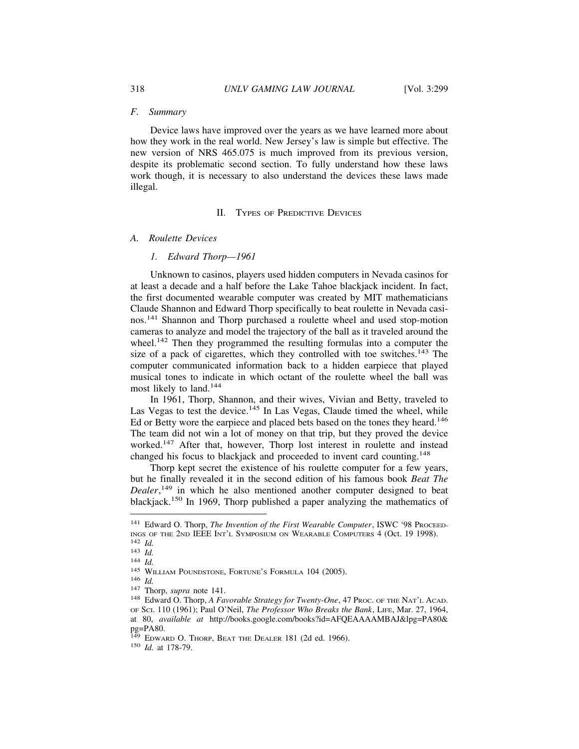### F. Summary

Device laws have improved over the years as we have learned more about how they work in the real world. New Jersey's law is simple but effective. The new version of NRS 465.075 is much improved from its previous version, despite its problematic second section. To fully understand how these laws work though, it is necessary to also understand the devices these laws made illegal.

## II. Types of Predictive Devices

### A. Roulette Devices

#### 1. Edward Thorp—1961

Unknown to casinos, players used hidden computers in Nevada casinos for at least a decade and a half before the Lake Tahoe blackjack incident. In fact, the first documented wearable computer was created by MIT mathematicians Claude Shannon and Edward Thorp specifically to beat roulette in Nevada casinos.[141] Shannon and Thorp purchased a roulette wheel and used stop-motion cameras to analyze and model the trajectory of the ball as it traveled around the wheel.[142] Then they programmed the resulting formulas into a computer the size of a pack of cigarettes, which they controlled with toe switches.[143] The computer communicated information back to a hidden earpiece that played musical tones to indicate in which octant of the roulette wheel the ball was most likely to land.[144]

In 1961, Thorp, Shannon, and their wives, Vivian and Betty, traveled to Las Vegas to test the device.[145] In Las Vegas, Claude timed the wheel, while Ed or Betty wore the earpiece and placed bets based on the tones they heard.[146] The team did not win a lot of money on that trip, but they proved the device worked.[147] After that, however, Thorp lost interest in roulette and instead changed his focus to blackjack and proceeded to invent card counting.[148]

Thorp kept secret the existence of his roulette computer for a few years, but he finally revealed it in the second edition of his famous book *Beat The Dealer*,[149] in which he also mentioned another computer designed to beat blackjack.[150] In 1969, Thorp published a paper analyzing the mathematics of

---

[141] Edward O. Thorp, *The Invention of the First Wearable Computer*, ISWC '98 Proceedings of the 2nd IEEE Int'l Symposium on Wearable Computers 4 (Oct. 19 1998).

[142] *Id.*

[143] *Id.*

[144] *Id.*

[145] William Poundstone, Fortune's Formula 104 (2005).

[146] *Id.*

[147] Thorp, *supra* note 141.

[148] Edward O. Thorp, *A Favorable Strategy for Twenty-One*, 47 Proc. of the Nat'l Acad. of Sci. 110 (1961); Paul O'Neil, *The Professor Who Breaks the Bank*, Life, Mar. 27, 1964, at 80, *available at* http://books.google.com/books?id=AFQEAAAAMBAJ&lpg=PA80&pg=PA80.

[149] Edward O. Thorp, Beat the Dealer 181 (2d ed. 1966).

[150] *Id.* at 178-79.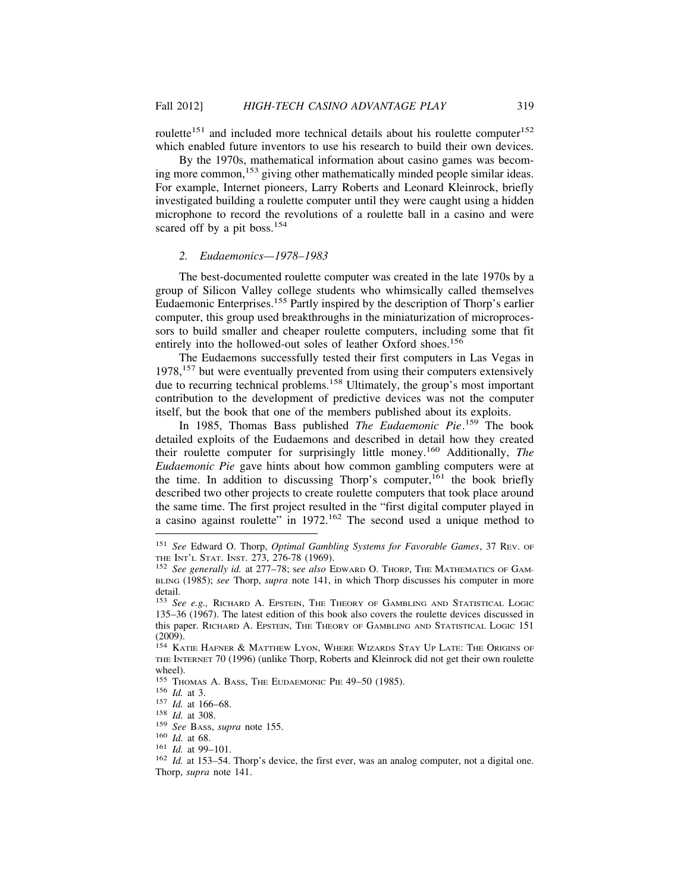roulette[151] and included more technical details about his roulette computer[152] which enabled future inventors to use his research to build their own devices.

By the 1970s, mathematical information about casino games was becoming more common,[153] giving other mathematically minded people similar ideas. For example, Internet pioneers, Larry Roberts and Leonard Kleinrock, briefly investigated building a roulette computer until they were caught using a hidden microphone to record the revolutions of a roulette ball in a casino and were scared off by a pit boss.[154]

### *2. Eudaemonics—1978–1983*

The best-documented roulette computer was created in the late 1970s by a group of Silicon Valley college students who whimsically called themselves Eudaemonic Enterprises.[155] Partly inspired by the description of Thorp's earlier computer, this group used breakthroughs in the miniaturization of microprocessors to build smaller and cheaper roulette computers, including some that fit entirely into the hollowed-out soles of leather Oxford shoes.[156]

The Eudaemons successfully tested their first computers in Las Vegas in 1978,[157] but were eventually prevented from using their computers extensively due to recurring technical problems.[158] Ultimately, the group's most important contribution to the development of predictive devices was not the computer itself, but the book that one of the members published about its exploits.

In 1985, Thomas Bass published *The Eudaemonic Pie*.[159] The book detailed exploits of the Eudaemons and described in detail how they created their roulette computer for surprisingly little money.[160] Additionally, *The Eudaemonic Pie* gave hints about how common gambling computers were at the time. In addition to discussing Thorp's computer,[161] the book briefly described two other projects to create roulette computers that took place around the same time. The first project resulted in the "first digital computer played in a casino against roulette" in 1972.[162] The second used a unique method to

---

[151] *See* Edward O. Thorp, *Optimal Gambling Systems for Favorable Games*, 37 Rev. of the Int'l Stat. Inst. 273, 276-78 (1969).

[152] *See generally id.* at 277–78; *see also* Edward O. Thorp, The Mathematics of Gambling (1985); *see* Thorp, *supra* note 141, in which Thorp discusses his computer in more detail.

[153] *See e.g.,* Richard A. Epstein, The Theory of Gambling and Statistical Logic 135–36 (1967). The latest edition of this book also covers the roulette devices discussed in this paper. Richard A. Epstein, The Theory of Gambling and Statistical Logic 151 (2009).

[154] Katie Hafner & Matthew Lyon, Where Wizards Stay Up Late: The Origins of the Internet 70 (1996) (unlike Thorp, Roberts and Kleinrock did not get their own roulette wheel).

[155] Thomas A. Bass, The Eudaemonic Pie 49–50 (1985).

[156] *Id.* at 3.

[157] *Id.* at 166–68.

[158] *Id.* at 308.

[159] *See* Bass, *supra* note 155.

[160] *Id.* at 68.

[161] *Id.* at 99–101.

[162] *Id.* at 153–54. Thorp's device, the first ever, was an analog computer, not a digital one. Thorp, *supra* note 141.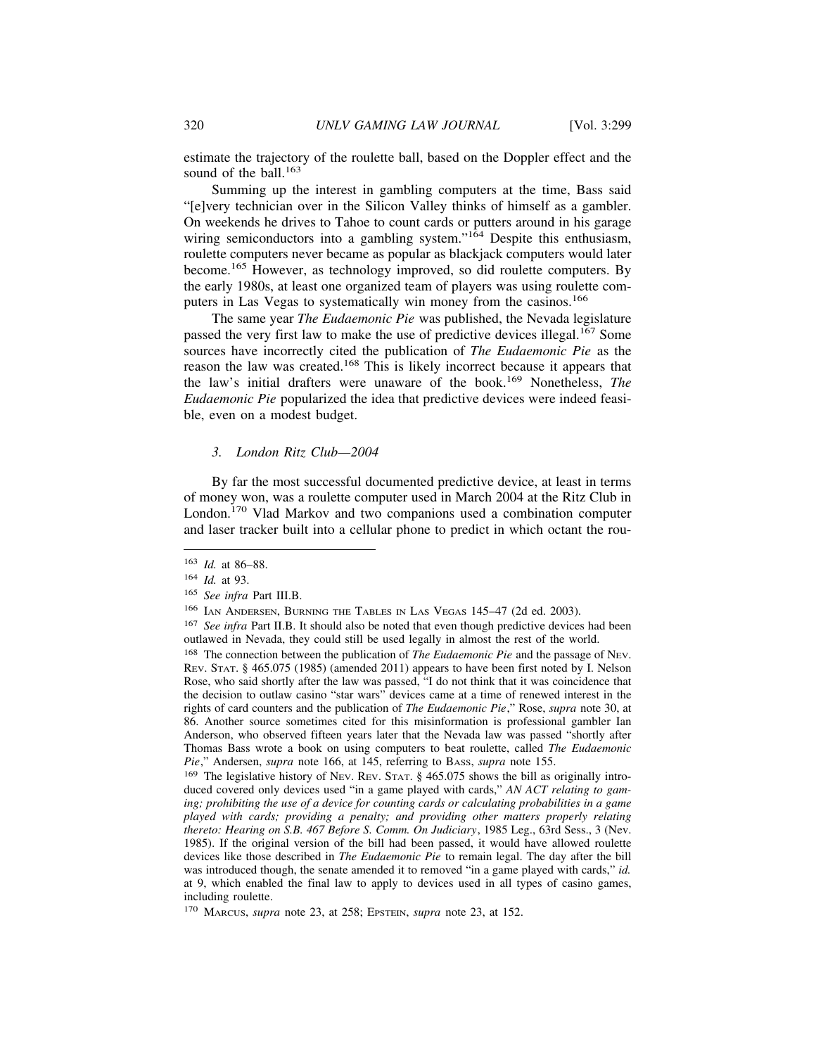estimate the trajectory of the roulette ball, based on the Doppler effect and the sound of the ball.[163]

Summing up the interest in gambling computers at the time, Bass said "[e]very technician over in the Silicon Valley thinks of himself as a gambler. On weekends he drives to Tahoe to count cards or putters around in his garage wiring semiconductors into a gambling system."[164] Despite this enthusiasm, roulette computers never became as popular as blackjack computers would later become.[165] However, as technology improved, so did roulette computers. By the early 1980s, at least one organized team of players was using roulette computers in Las Vegas to systematically win money from the casinos.[166]

The same year *The Eudaemonic Pie* was published, the Nevada legislature passed the very first law to make the use of predictive devices illegal.[167] Some sources have incorrectly cited the publication of *The Eudaemonic Pie* as the reason the law was created.[168] This is likely incorrect because it appears that the law's initial drafters were unaware of the book.[169] Nonetheless, *The Eudaemonic Pie* popularized the idea that predictive devices were indeed feasible, even on a modest budget.

### *3. London Ritz Club—2004*

By far the most successful documented predictive device, at least in terms of money won, was a roulette computer used in March 2004 at the Ritz Club in London.[170] Vlad Markov and two companions used a combination computer and laser tracker built into a cellular phone to predict in which octant the rou-

---

[163] *Id.* at 86–88.

[164] *Id.* at 93.

[165] *See infra* Part III.B.

[166] IAN ANDERSEN, BURNING THE TABLES IN LAS VEGAS 145–47 (2d ed. 2003).

[167] *See infra* Part II.B. It should also be noted that even though predictive devices had been outlawed in Nevada, they could still be used legally in almost the rest of the world.

[168] The connection between the publication of *The Eudaemonic Pie* and the passage of NEV. REV. STAT. § 465.075 (1985) (amended 2011) appears to have been first noted by I. Nelson Rose, who said shortly after the law was passed, "I do not think that it was coincidence that the decision to outlaw casino "star wars" devices came at a time of renewed interest in the rights of card counters and the publication of *The Eudaemonic Pie*," Rose, *supra* note 30, at 86. Another source sometimes cited for this misinformation is professional gambler Ian Anderson, who observed fifteen years later that the Nevada law was passed "shortly after Thomas Bass wrote a book on using computers to beat roulette, called *The Eudaemonic Pie*," Andersen, *supra* note 166, at 145, referring to BASS, *supra* note 155.

[169] The legislative history of NEV. REV. STAT. § 465.075 shows the bill as originally introduced covered only devices used "in a game played with cards," *AN ACT relating to gaming; prohibiting the use of a device for counting cards or calculating probabilities in a game played with cards; providing a penalty; and providing other matters properly relating thereto: Hearing on S.B. 467 Before S. Comm. On Judiciary*, 1985 Leg., 63rd Sess., 3 (Nev. 1985). If the original version of the bill had been passed, it would have allowed roulette devices like those described in *The Eudaemonic Pie* to remain legal. The day after the bill was introduced though, the senate amended it to removed "in a game played with cards," *id.* at 9, which enabled the final law to apply to devices used in all types of casino games, including roulette.

[170] MARCUS, *supra* note 23, at 258; EPSTEIN, *supra* note 23, at 152.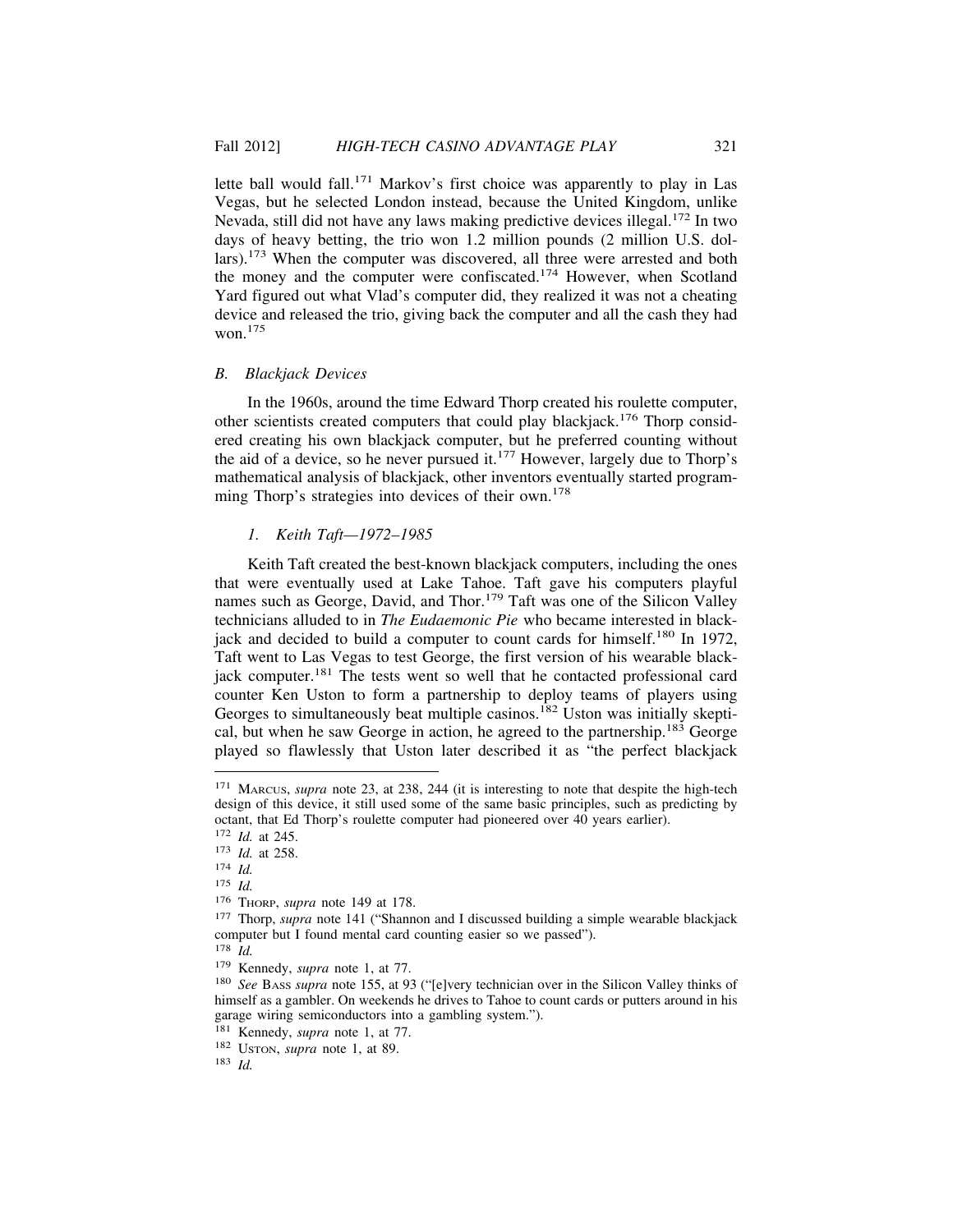lette ball would fall.[171] Markov's first choice was apparently to play in Las Vegas, but he selected London instead, because the United Kingdom, unlike Nevada, still did not have any laws making predictive devices illegal.[172] In two days of heavy betting, the trio won 1.2 million pounds (2 million U.S. dollars).[173] When the computer was discovered, all three were arrested and both the money and the computer were confiscated.[174] However, when Scotland Yard figured out what Vlad's computer did, they realized it was not a cheating device and released the trio, giving back the computer and all the cash they had won.[175]

### *B. Blackjack Devices*

In the 1960s, around the time Edward Thorp created his roulette computer, other scientists created computers that could play blackjack.[176] Thorp considered creating his own blackjack computer, but he preferred counting without the aid of a device, so he never pursued it.[177] However, largely due to Thorp's mathematical analysis of blackjack, other inventors eventually started programming Thorp's strategies into devices of their own.[178]

#### *1. Keith Taft—1972–1985*

Keith Taft created the best-known blackjack computers, including the ones that were eventually used at Lake Tahoe. Taft gave his computers playful names such as George, David, and Thor.[179] Taft was one of the Silicon Valley technicians alluded to in *The Eudaemonic Pie* who became interested in blackjack and decided to build a computer to count cards for himself.[180] In 1972, Taft went to Las Vegas to test George, the first version of his wearable blackjack computer.[181] The tests went so well that he contacted professional card counter Ken Uston to form a partnership to deploy teams of players using Georges to simultaneously beat multiple casinos.[182] Uston was initially skeptical, but when he saw George in action, he agreed to the partnership.[183] George played so flawlessly that Uston later described it as "the perfect blackjack

---

[171] MARCUS, *supra* note 23, at 238, 244 (it is interesting to note that despite the high-tech design of this device, it still used some of the same basic principles, such as predicting by octant, that Ed Thorp's roulette computer had pioneered over 40 years earlier).

[172] *Id.* at 245.

[173] *Id.* at 258.

[174] *Id.*

[175] *Id.*

[176] THORP, *supra* note 149 at 178.

[177] Thorp, *supra* note 141 ("Shannon and I discussed building a simple wearable blackjack computer but I found mental card counting easier so we passed").

[178] *Id.*

[179] Kennedy, *supra* note 1, at 77.

[180] *See* BASS *supra* note 155, at 93 ("[e]very technician over in the Silicon Valley thinks of himself as a gambler. On weekends he drives to Tahoe to count cards or putters around in his garage wiring semiconductors into a gambling system.").

[181] Kennedy, *supra* note 1, at 77.

[182] USTON, *supra* note 1, at 89.

[183] *Id.*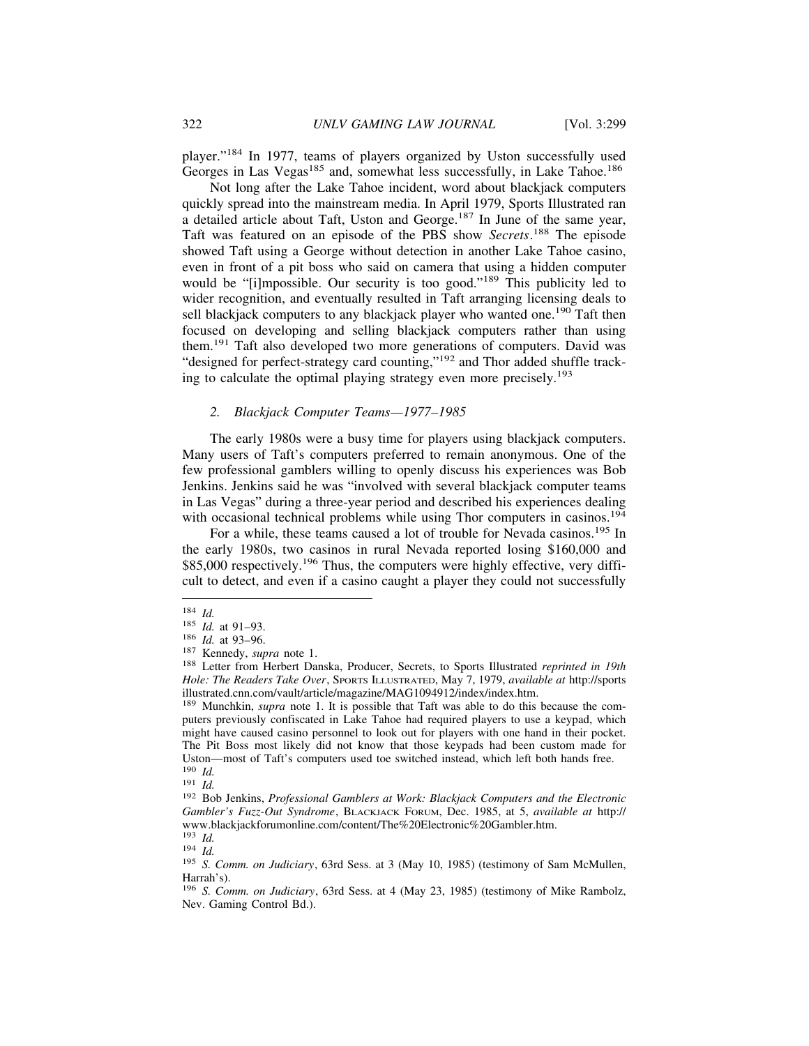player."[184] In 1977, teams of players organized by Uston successfully used Georges in Las Vegas[185] and, somewhat less successfully, in Lake Tahoe.[186]

Not long after the Lake Tahoe incident, word about blackjack computers quickly spread into the mainstream media. In April 1979, Sports Illustrated ran a detailed article about Taft, Uston and George.[187] In June of the same year, Taft was featured on an episode of the PBS show *Secrets*.[188] The episode showed Taft using a George without detection in another Lake Tahoe casino, even in front of a pit boss who said on camera that using a hidden computer would be "[i]mpossible. Our security is too good."[189] This publicity led to wider recognition, and eventually resulted in Taft arranging licensing deals to sell blackjack computers to any blackjack player who wanted one.[190] Taft then focused on developing and selling blackjack computers rather than using them.[191] Taft also developed two more generations of computers. David was "designed for perfect-strategy card counting,"[192] and Thor added shuffle tracking to calculate the optimal playing strategy even more precisely.[193]

### *2. Blackjack Computer Teams—1977–1985*

The early 1980s were a busy time for players using blackjack computers. Many users of Taft's computers preferred to remain anonymous. One of the few professional gamblers willing to openly discuss his experiences was Bob Jenkins. Jenkins said he was "involved with several blackjack computer teams in Las Vegas" during a three-year period and described his experiences dealing with occasional technical problems while using Thor computers in casinos.[194]

For a while, these teams caused a lot of trouble for Nevada casinos.[195] In the early 1980s, two casinos in rural Nevada reported losing $160,000 and $85,000 respectively.[196] Thus, the computers were highly effective, very difficult to detect, and even if a casino caught a player they could not successfully

---

[184] *Id.*

[185] *Id.* at 91–93.

[186] *Id.* at 93–96.

[187] Kennedy, *supra* note 1.

[188] Letter from Herbert Danska, Producer, Secrets, to Sports Illustrated *reprinted in 19th Hole: The Readers Take Over*, SPORTS ILLUSTRATED, May 7, 1979, *available at* http://sportsillustrated.cnn.com/vault/article/magazine/MAG1094912/index/index.htm.

[189] Munchkin, *supra* note 1. It is possible that Taft was able to do this because the computers previously confiscated in Lake Tahoe had required players to use a keypad, which might have caused casino personnel to look out for players with one hand in their pocket. The Pit Boss most likely did not know that those keypads had been custom made for Uston—most of Taft's computers used toe switched instead, which left both hands free.

[190] *Id.*

[191] *Id.*

[192] Bob Jenkins, *Professional Gamblers at Work: Blackjack Computers and the Electronic Gambler's Fuzz-Out Syndrome*, BLACKJACK FORUM, Dec. 1985, at 5, *available at* http://www.blackjackforumonline.com/content/The%20Electronic%20Gambler.htm.

[193] *Id.*

[194] *Id.*

[195] *S. Comm. on Judiciary*, 63rd Sess. at 3 (May 10, 1985) (testimony of Sam McMullen, Harrah's).

[196] *S. Comm. on Judiciary*, 63rd Sess. at 4 (May 23, 1985) (testimony of Mike Rambolz, Nev. Gaming Control Bd.).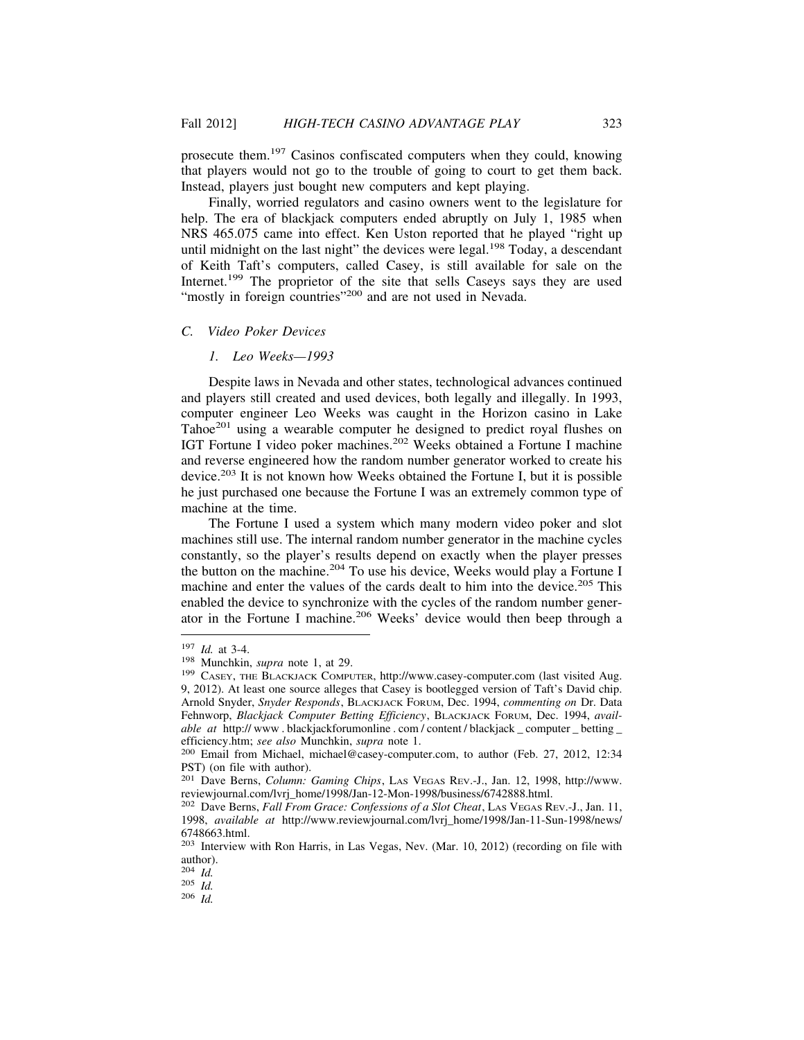prosecute them.[197] Casinos confiscated computers when they could, knowing that players would not go to the trouble of going to court to get them back. Instead, players just bought new computers and kept playing.

Finally, worried regulators and casino owners went to the legislature for help. The era of blackjack computers ended abruptly on July 1, 1985 when NRS 465.075 came into effect. Ken Uston reported that he played "right up until midnight on the last night" the devices were legal.[198] Today, a descendant of Keith Taft's computers, called Casey, is still available for sale on the Internet.[199] The proprietor of the site that sells Caseys says they are used "mostly in foreign countries"[200] and are not used in Nevada.

### C. *Video Poker Devices*

#### 1. *Leo Weeks—1993*

Despite laws in Nevada and other states, technological advances continued and players still created and used devices, both legally and illegally. In 1993, computer engineer Leo Weeks was caught in the Horizon casino in Lake Tahoe[201] using a wearable computer he designed to predict royal flushes on IGT Fortune I video poker machines.[202] Weeks obtained a Fortune I machine and reverse engineered how the random number generator worked to create his device.[203] It is not known how Weeks obtained the Fortune I, but it is possible he just purchased one because the Fortune I was an extremely common type of machine at the time.

The Fortune I used a system which many modern video poker and slot machines still use. The internal random number generator in the machine cycles constantly, so the player's results depend on exactly when the player presses the button on the machine.[204] To use his device, Weeks would play a Fortune I machine and enter the values of the cards dealt to him into the device.[205] This enabled the device to synchronize with the cycles of the random number generator in the Fortune I machine.[206] Weeks' device would then beep through a

---

[197] *Id.* at 3-4.

[198] Munchkin, *supra* note 1, at 29.

[199] Casey, the Blackjack Computer, http://www.casey-computer.com (last visited Aug. 9, 2012). At least one source alleges that Casey is bootlegged version of Taft's David chip. Arnold Snyder, *Snyder Responds*, Blackjack Forum, Dec. 1994, *commenting on* Dr. Data Fehnworp, *Blackjack Computer Betting Efficiency*, Blackjack Forum, Dec. 1994, *available at* http://www.blackjackforumonline.com/content/blackjack_computer_betting_efficiency.htm; *see also* Munchkin, *supra* note 1.

[200] Email from Michael, michael@casey-computer.com, to author (Feb. 27, 2012, 12:34 PST) (on file with author).

[201] Dave Berns, *Column: Gaming Chips*, Las Vegas Rev.-J., Jan. 12, 1998, http://www.reviewjournal.com/lvrj_home/1998/Jan-12-Mon-1998/business/6742888.html.

[202] Dave Berns, *Fall From Grace: Confessions of a Slot Cheat*, Las Vegas Rev.-J., Jan. 11, 1998, *available at* http://www.reviewjournal.com/lvrj_home/1998/Jan-11-Sun-1998/news/6748663.html.

[203] Interview with Ron Harris, in Las Vegas, Nev. (Mar. 10, 2012) (recording on file with author).

[204] *Id.*

[205] *Id.*

[206] *Id.*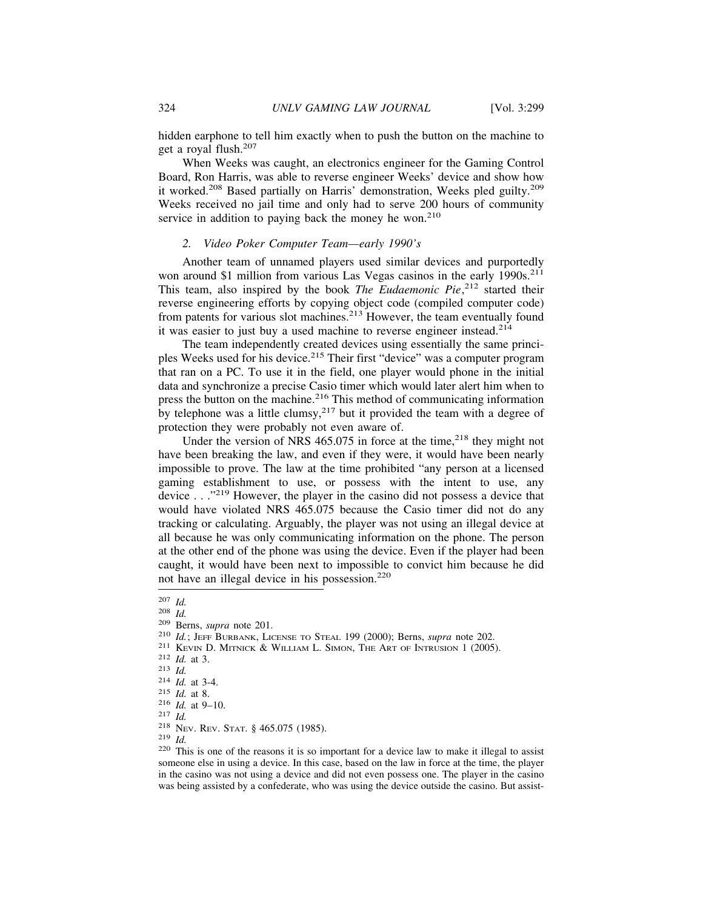hidden earphone to tell him exactly when to push the button on the machine to get a royal flush.[207]

When Weeks was caught, an electronics engineer for the Gaming Control Board, Ron Harris, was able to reverse engineer Weeks' device and show how it worked.[208] Based partially on Harris' demonstration, Weeks pled guilty.[209] Weeks received no jail time and only had to serve 200 hours of community service in addition to paying back the money he won.[210]

### 2. *Video Poker Computer Team—early 1990's*

Another team of unnamed players used similar devices and purportedly won around $1 million from various Las Vegas casinos in the early 1990s.[211] This team, also inspired by the book *The Eudaemonic Pie*,[212] started their reverse engineering efforts by copying object code (compiled computer code) from patents for various slot machines.[213] However, the team eventually found it was easier to just buy a used machine to reverse engineer instead.[214]

The team independently created devices using essentially the same principles Weeks used for his device.[215] Their first "device" was a computer program that ran on a PC. To use it in the field, one player would phone in the initial data and synchronize a precise Casio timer which would later alert him when to press the button on the machine.[216] This method of communicating information by telephone was a little clumsy,[217] but it provided the team with a degree of protection they were probably not even aware of.

Under the version of NRS 465.075 in force at the time,[218] they might not have been breaking the law, and even if they were, it would have been nearly impossible to prove. The law at the time prohibited "any person at a licensed gaming establishment to use, or possess with the intent to use, any device . . ."[219] However, the player in the casino did not possess a device that would have violated NRS 465.075 because the Casio timer did not do any tracking or calculating. Arguably, the player was not using an illegal device at all because he was only communicating information on the phone. The person at the other end of the phone was using the device. Even if the player had been caught, it would have been next to impossible to convict him because he did not have an illegal device in his possession.[220]

---

[207] *Id.*
[208] *Id.*
[209] Berns, *supra* note 201.
[210] *Id.*; Jeff Burbank, License to Steal 199 (2000); Berns, *supra* note 202.
[211] Kevin D. Mitnick & William L. Simon, The Art of Intrusion 1 (2005).
[212] *Id.* at 3.
[213] *Id.*
[214] *Id.* at 3-4.
[215] *Id.* at 8.
[216] *Id.* at 9–10.
[217] *Id.*
[218] Nev. Rev. Stat. § 465.075 (1985).
[219] *Id.*
[220] This is one of the reasons it is so important for a device law to make it illegal to assist someone else in using a device. In this case, based on the law in force at the time, the player in the casino was not using a device and did not even possess one. The player in the casino was being assisted by a confederate, who was using the device outside the casino. But assist-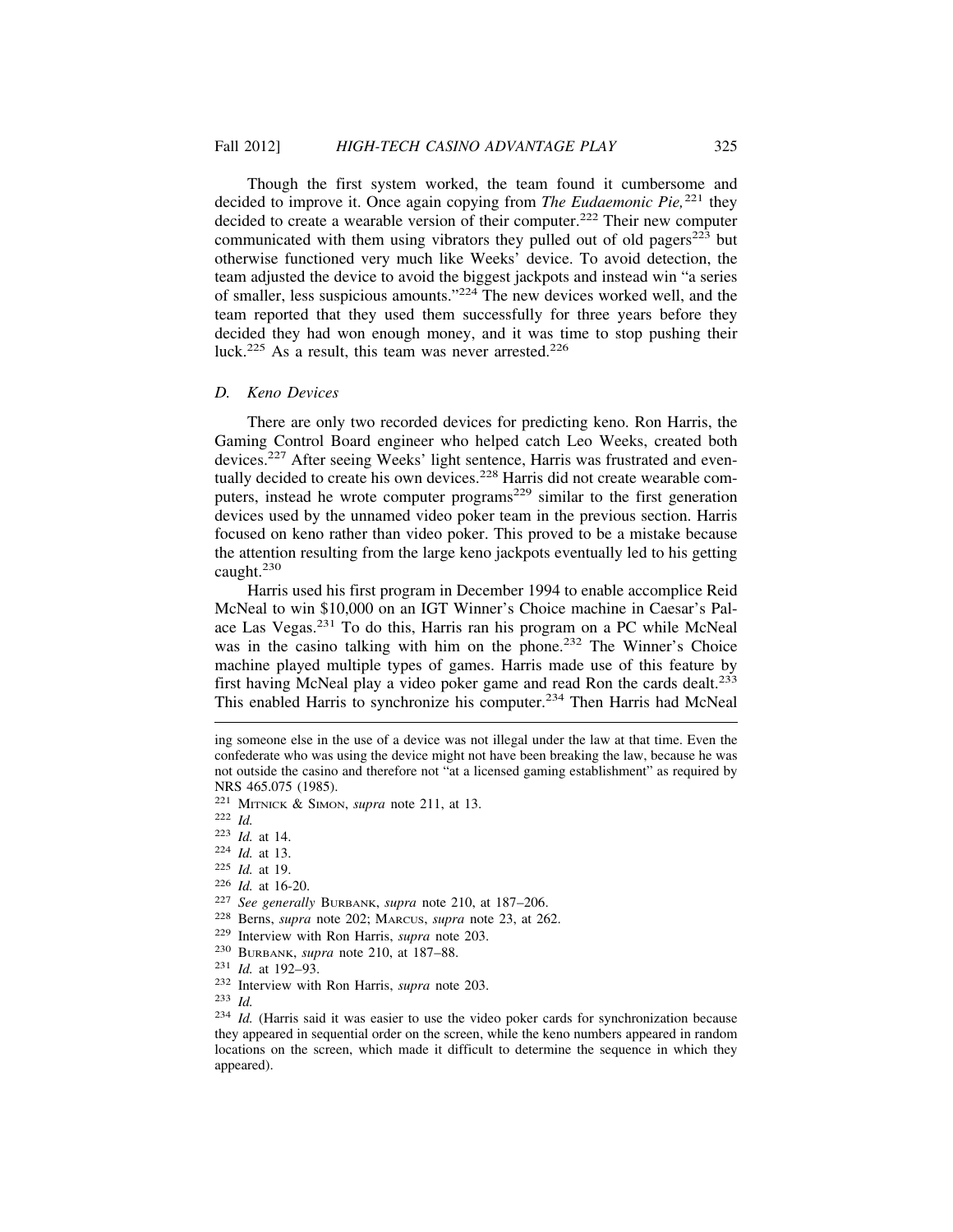Though the first system worked, the team found it cumbersome and decided to improve it. Once again copying from *The Eudaemonic Pie,*[221] they decided to create a wearable version of their computer.[222] Their new computer communicated with them using vibrators they pulled out of old pagers[223] but otherwise functioned very much like Weeks' device. To avoid detection, the team adjusted the device to avoid the biggest jackpots and instead win "a series of smaller, less suspicious amounts."[224] The new devices worked well, and the team reported that they used them successfully for three years before they decided they had won enough money, and it was time to stop pushing their luck.[225] As a result, this team was never arrested.[226]

### *D. Keno Devices*

There are only two recorded devices for predicting keno. Ron Harris, the Gaming Control Board engineer who helped catch Leo Weeks, created both devices.[227] After seeing Weeks' light sentence, Harris was frustrated and eventually decided to create his own devices.[228] Harris did not create wearable computers, instead he wrote computer programs[229] similar to the first generation devices used by the unnamed video poker team in the previous section. Harris focused on keno rather than video poker. This proved to be a mistake because the attention resulting from the large keno jackpots eventually led to his getting caught.[230]

Harris used his first program in December 1994 to enable accomplice Reid McNeal to win $10,000 on an IGT Winner's Choice machine in Caesar's Palace Las Vegas.[231] To do this, Harris ran his program on a PC while McNeal was in the casino talking with him on the phone.[232] The Winner's Choice machine played multiple types of games. Harris made use of this feature by first having McNeal play a video poker game and read Ron the cards dealt.[233] This enabled Harris to synchronize his computer.[234] Then Harris had McNeal

---

ing someone else in the use of a device was not illegal under the law at that time. Even the confederate who was using the device might not have been breaking the law, because he was not outside the casino and therefore not "at a licensed gaming establishment" as required by NRS 465.075 (1985).

[221] MITNICK & SIMON, *supra* note 211, at 13.

[222] *Id.*

[223] *Id.* at 14.

[224] *Id.* at 13.

[225] *Id.* at 19.

[226] *Id.* at 16-20.

[227] *See generally* BURBANK, *supra* note 210, at 187–206.

[228] Berns, *supra* note 202; MARCUS, *supra* note 23, at 262.

[229] Interview with Ron Harris, *supra* note 203.

[230] BURBANK, *supra* note 210, at 187–88.

[231] *Id.* at 192–93.

[232] Interview with Ron Harris, *supra* note 203.

[233] *Id.*

[234] *Id.* (Harris said it was easier to use the video poker cards for synchronization because they appeared in sequential order on the screen, while the keno numbers appeared in random locations on the screen, which made it difficult to determine the sequence in which they appeared).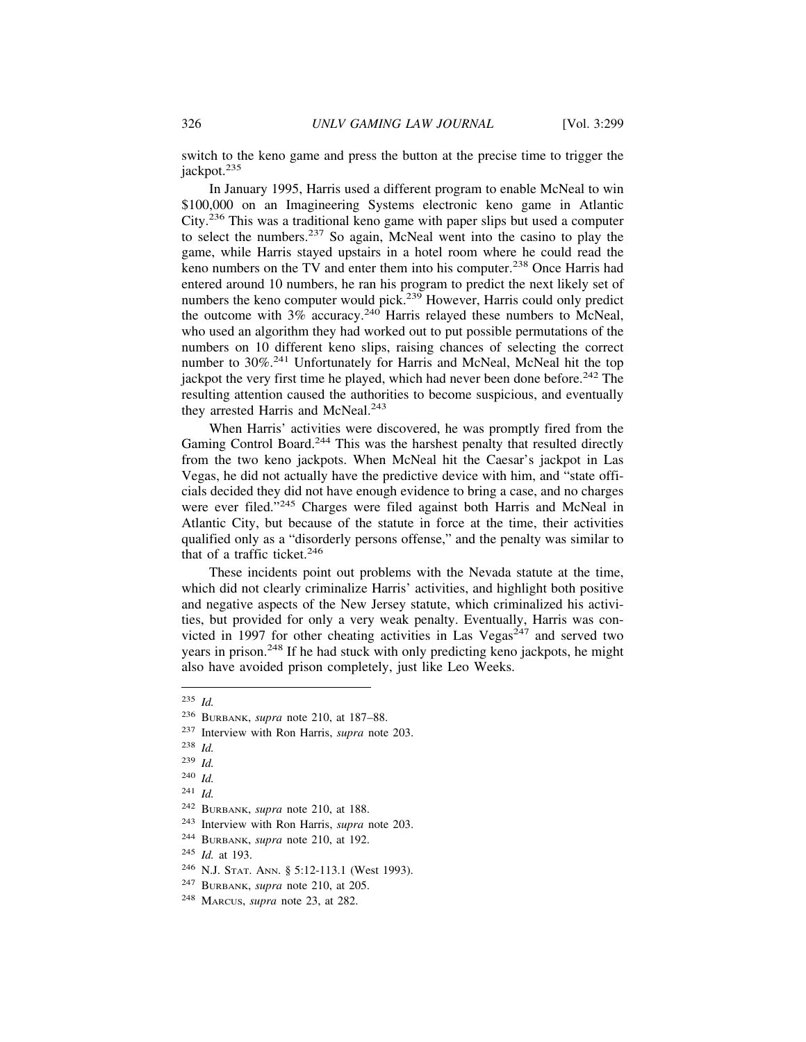switch to the keno game and press the button at the precise time to trigger the jackpot.[235]

In January 1995, Harris used a different program to enable McNeal to win $100,000 on an Imagineering Systems electronic keno game in Atlantic City.[236] This was a traditional keno game with paper slips but used a computer to select the numbers.[237] So again, McNeal went into the casino to play the game, while Harris stayed upstairs in a hotel room where he could read the keno numbers on the TV and enter them into his computer.[238] Once Harris had entered around 10 numbers, he ran his program to predict the next likely set of numbers the keno computer would pick.[239] However, Harris could only predict the outcome with 3% accuracy.[240] Harris relayed these numbers to McNeal, who used an algorithm they had worked out to put possible permutations of the numbers on 10 different keno slips, raising chances of selecting the correct number to 30%.[241] Unfortunately for Harris and McNeal, McNeal hit the top jackpot the very first time he played, which had never been done before.[242] The resulting attention caused the authorities to become suspicious, and eventually they arrested Harris and McNeal.[243]

When Harris' activities were discovered, he was promptly fired from the Gaming Control Board.[244] This was the harshest penalty that resulted directly from the two keno jackpots. When McNeal hit the Caesar's jackpot in Las Vegas, he did not actually have the predictive device with him, and "state officials decided they did not have enough evidence to bring a case, and no charges were ever filed."[245] Charges were filed against both Harris and McNeal in Atlantic City, but because of the statute in force at the time, their activities qualified only as a "disorderly persons offense," and the penalty was similar to that of a traffic ticket.[246]

These incidents point out problems with the Nevada statute at the time, which did not clearly criminalize Harris' activities, and highlight both positive and negative aspects of the New Jersey statute, which criminalized his activities, but provided for only a very weak penalty. Eventually, Harris was convicted in 1997 for other cheating activities in Las Vegas[247] and served two years in prison.[248] If he had stuck with only predicting keno jackpots, he might also have avoided prison completely, just like Leo Weeks.

---

[235] *Id.*

[236] BURBANK, *supra* note 210, at 187–88.

[237] Interview with Ron Harris, *supra* note 203.

[238] *Id.*

[239] *Id.*

[240] *Id.*

[241] *Id.*

[242] BURBANK, *supra* note 210, at 188.

[243] Interview with Ron Harris, *supra* note 203.

[244] BURBANK, *supra* note 210, at 192.

[245] *Id.* at 193.

[246] N.J. STAT. ANN. § 5:12-113.1 (West 1993).

[247] BURBANK, *supra* note 210, at 205.

[248] MARCUS, *supra* note 23, at 282.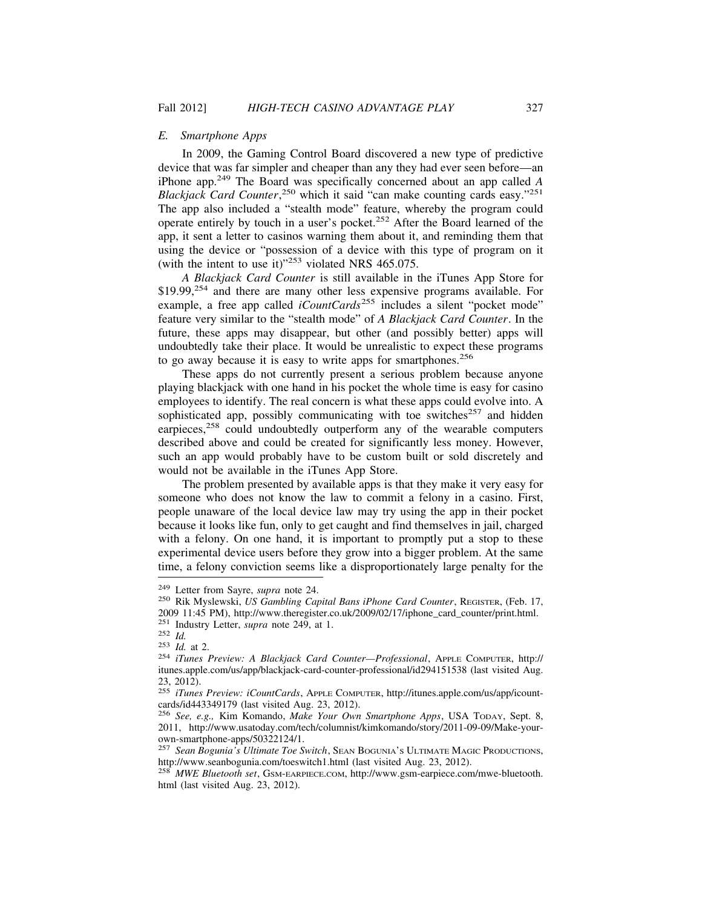### *E. Smartphone Apps*

In 2009, the Gaming Control Board discovered a new type of predictive device that was far simpler and cheaper than any they had ever seen before—an iPhone app.[249] The Board was specifically concerned about an app called *A Blackjack Card Counter*,[250] which it said "can make counting cards easy."[251] The app also included a "stealth mode" feature, whereby the program could operate entirely by touch in a user's pocket.[252] After the Board learned of the app, it sent a letter to casinos warning them about it, and reminding them that using the device or "possession of a device with this type of program on it (with the intent to use it)"[253] violated NRS 465.075.

*A Blackjack Card Counter* is still available in the iTunes App Store for $19.99,[254] and there are many other less expensive programs available. For example, a free app called *iCountCards*[255] includes a silent "pocket mode" feature very similar to the "stealth mode" of *A Blackjack Card Counter*. In the future, these apps may disappear, but other (and possibly better) apps will undoubtedly take their place. It would be unrealistic to expect these programs to go away because it is easy to write apps for smartphones.[256]

These apps do not currently present a serious problem because anyone playing blackjack with one hand in his pocket the whole time is easy for casino employees to identify. The real concern is what these apps could evolve into. A sophisticated app, possibly communicating with toe switches[257] and hidden earpieces,[258] could undoubtedly outperform any of the wearable computers described above and could be created for significantly less money. However, such an app would probably have to be custom built or sold discretely and would not be available in the iTunes App Store.

The problem presented by available apps is that they make it very easy for someone who does not know the law to commit a felony in a casino. First, people unaware of the local device law may try using the app in their pocket because it looks like fun, only to get caught and find themselves in jail, charged with a felony. On one hand, it is important to promptly put a stop to these experimental device users before they grow into a bigger problem. At the same time, a felony conviction seems like a disproportionately large penalty for the

---

[249] Letter from Sayre, *supra* note 24.

[250] Rik Myslewski, *US Gambling Capital Bans iPhone Card Counter*, REGISTER, (Feb. 17, 2009 11:45 PM), http://www.theregister.co.uk/2009/02/17/iphone_card_counter/print.html.

[251] Industry Letter, *supra* note 249, at 1.

[252] *Id.*

[253] *Id.* at 2.

[254] *iTunes Preview: A Blackjack Card Counter—Professional*, APPLE COMPUTER, http://itunes.apple.com/us/app/blackjack-card-counter-professional/id294151538 (last visited Aug. 23, 2012).

[255] *iTunes Preview: iCountCards*, APPLE COMPUTER, http://itunes.apple.com/us/app/icountcards/id443349179 (last visited Aug. 23, 2012).

[256] *See, e.g.,* Kim Komando, *Make Your Own Smartphone Apps*, USA TODAY, Sept. 8, 2011, http://www.usatoday.com/tech/columnist/kimkomando/story/2011-09-09/Make-your-own-smartphone-apps/50322124/1.

[257] *Sean Bogunia's Ultimate Toe Switch*, SEAN BOGUNIA'S ULTIMATE MAGIC PRODUCTIONS, http://www.seanbogunia.com/toeswitch1.html (last visited Aug. 23, 2012).

[258] *MWE Bluetooth set*, GSM-EARPIECE.COM, http://www.gsm-earpiece.com/mwe-bluetooth.html (last visited Aug. 23, 2012).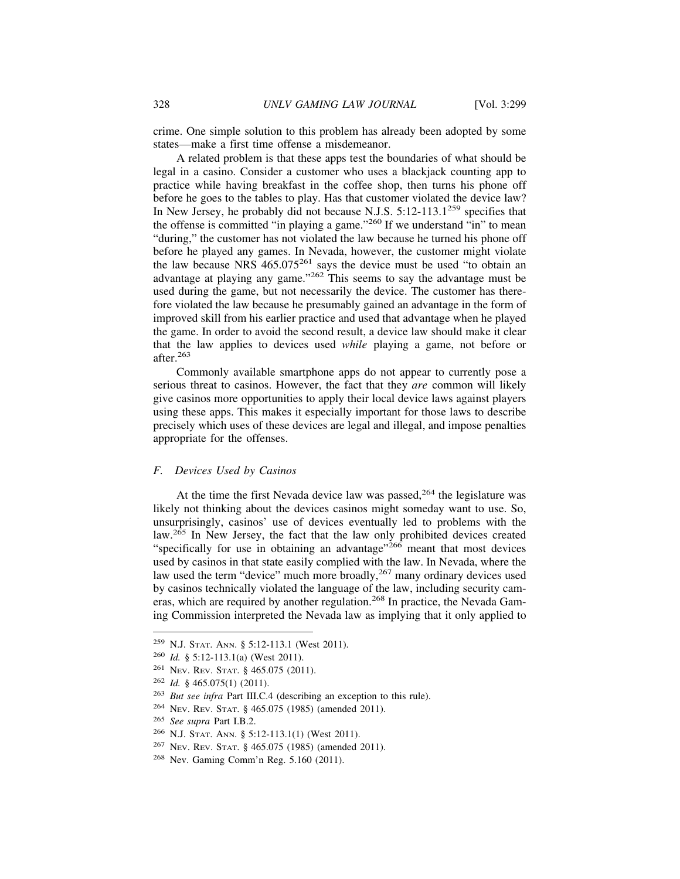crime. One simple solution to this problem has already been adopted by some states—make a first time offense a misdemeanor.

A related problem is that these apps test the boundaries of what should be legal in a casino. Consider a customer who uses a blackjack counting app to practice while having breakfast in the coffee shop, then turns his phone off before he goes to the tables to play. Has that customer violated the device law? In New Jersey, he probably did not because N.J.S. 5:12-113.1[259] specifies that the offense is committed "in playing a game."[260] If we understand "in" to mean "during," the customer has not violated the law because he turned his phone off before he played any games. In Nevada, however, the customer might violate the law because NRS 465.075[261] says the device must be used "to obtain an advantage at playing any game."[262] This seems to say the advantage must be used during the game, but not necessarily the device. The customer has therefore violated the law because he presumably gained an advantage in the form of improved skill from his earlier practice and used that advantage when he played the game. In order to avoid the second result, a device law should make it clear that the law applies to devices used *while* playing a game, not before or after.[263]

Commonly available smartphone apps do not appear to currently pose a serious threat to casinos. However, the fact that they *are* common will likely give casinos more opportunities to apply their local device laws against players using these apps. This makes it especially important for those laws to describe precisely which uses of these devices are legal and illegal, and impose penalties appropriate for the offenses.

### *F. Devices Used by Casinos*

At the time the first Nevada device law was passed,[264] the legislature was likely not thinking about the devices casinos might someday want to use. So, unsurprisingly, casinos' use of devices eventually led to problems with the law.[265] In New Jersey, the fact that the law only prohibited devices created "specifically for use in obtaining an advantage"[266] meant that most devices used by casinos in that state easily complied with the law. In Nevada, where the law used the term "device" much more broadly,[267] many ordinary devices used by casinos technically violated the language of the law, including security cameras, which are required by another regulation.[268] In practice, the Nevada Gaming Commission interpreted the Nevada law as implying that it only applied to

---

[259] N.J. Stat. Ann. § 5:12-113.1 (West 2011).

[260] *Id.* § 5:12-113.1(a) (West 2011).

[261] Nev. Rev. Stat. § 465.075 (2011).

[262] *Id.* § 465.075(1) (2011).

[263] *But see infra* Part III.C.4 (describing an exception to this rule).

[264] Nev. Rev. Stat. § 465.075 (1985) (amended 2011).

[265] *See supra* Part I.B.2.

[266] N.J. Stat. Ann. § 5:12-113.1(1) (West 2011).

[267] Nev. Rev. Stat. § 465.075 (1985) (amended 2011).

[268] Nev. Gaming Comm'n Reg. 5.160 (2011).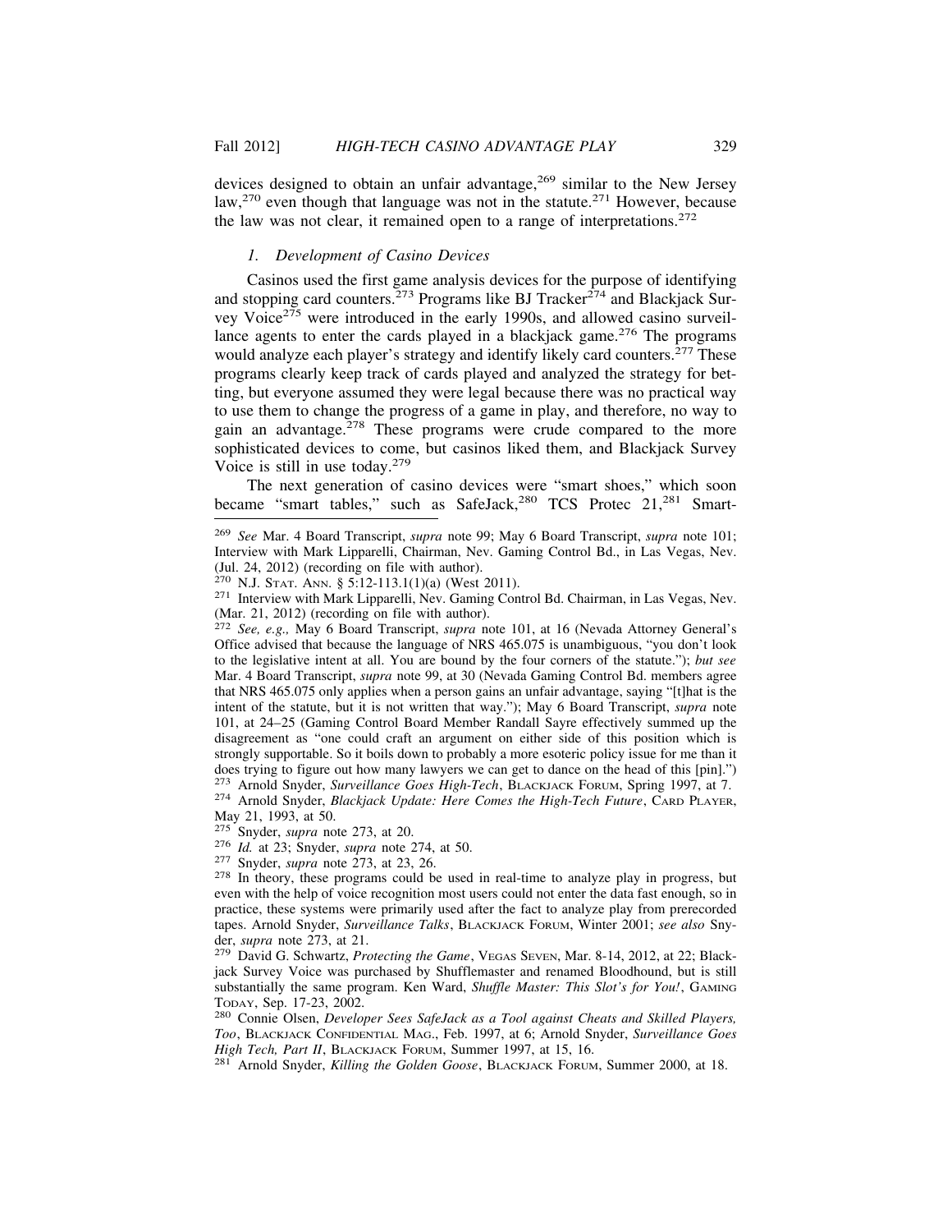devices designed to obtain an unfair advantage,[269] similar to the New Jersey law,[270] even though that language was not in the statute.[271] However, because the law was not clear, it remained open to a range of interpretations.[272]

### *1. Development of Casino Devices*

Casinos used the first game analysis devices for the purpose of identifying and stopping card counters.[273] Programs like BJ Tracker[274] and Blackjack Survey Voice[275] were introduced in the early 1990s, and allowed casino surveillance agents to enter the cards played in a blackjack game.[276] The programs would analyze each player's strategy and identify likely card counters.[277] These programs clearly keep track of cards played and analyzed the strategy for betting, but everyone assumed they were legal because there was no practical way to use them to change the progress of a game in play, and therefore, no way to gain an advantage.[278] These programs were crude compared to the more sophisticated devices to come, but casinos liked them, and Blackjack Survey Voice is still in use today.[279]

The next generation of casino devices were "smart shoes," which soon became "smart tables," such as SafeJack,[280] TCS Protec 21,[281] Smart-

---

[269] *See* Mar. 4 Board Transcript, *supra* note 99; May 6 Board Transcript, *supra* note 101; Interview with Mark Lipparelli, Chairman, Nev. Gaming Control Bd., in Las Vegas, Nev. (Jul. 24, 2012) (recording on file with author).

[270] N.J. Stat. Ann. § 5:12-113.1(1)(a) (West 2011).

[271] Interview with Mark Lipparelli, Nev. Gaming Control Bd. Chairman, in Las Vegas, Nev. (Mar. 21, 2012) (recording on file with author).

[272] *See, e.g.,* May 6 Board Transcript, *supra* note 101, at 16 (Nevada Attorney General's Office advised that because the language of NRS 465.075 is unambiguous, "you don't look to the legislative intent at all. You are bound by the four corners of the statute."); *but see* Mar. 4 Board Transcript, *supra* note 99, at 30 (Nevada Gaming Control Bd. members agree that NRS 465.075 only applies when a person gains an unfair advantage, saying "[t]hat is the intent of the statute, but it is not written that way."); May 6 Board Transcript, *supra* note 101, at 24–25 (Gaming Control Board Member Randall Sayre effectively summed up the disagreement as "one could craft an argument on either side of this position which is strongly supportable. So it boils down to probably a more esoteric policy issue for me than it does trying to figure out how many lawyers we can get to dance on the head of this [pin].")

[273] Arnold Snyder, *Surveillance Goes High-Tech*, Blackjack Forum, Spring 1997, at 7.

[274] Arnold Snyder, *Blackjack Update: Here Comes the High-Tech Future*, Card Player, May 21, 1993, at 50.

[275] Snyder, *supra* note 273, at 20.

[276] *Id.* at 23; Snyder, *supra* note 274, at 50.

[277] Snyder, *supra* note 273, at 23, 26.

[278] In theory, these programs could be used in real-time to analyze play in progress, but even with the help of voice recognition most users could not enter the data fast enough, so in practice, these systems were primarily used after the fact to analyze play from prerecorded tapes. Arnold Snyder, *Surveillance Talks*, Blackjack Forum, Winter 2001; *see also* Snyder, *supra* note 273, at 21.

[279] David G. Schwartz, *Protecting the Game*, Vegas Seven, Mar. 8-14, 2012, at 22; Blackjack Survey Voice was purchased by Shufflemaster and renamed Bloodhound, but is still substantially the same program. Ken Ward, *Shuffle Master: This Slot's for You!*, Gaming Today, Sep. 17-23, 2002.

[280] Connie Olsen, *Developer Sees SafeJack as a Tool against Cheats and Skilled Players, Too*, Blackjack Confidential Mag., Feb. 1997, at 6; Arnold Snyder, *Surveillance Goes High Tech, Part II*, Blackjack Forum, Summer 1997, at 15, 16.

[281] Arnold Snyder, *Killing the Golden Goose*, Blackjack Forum, Summer 2000, at 18.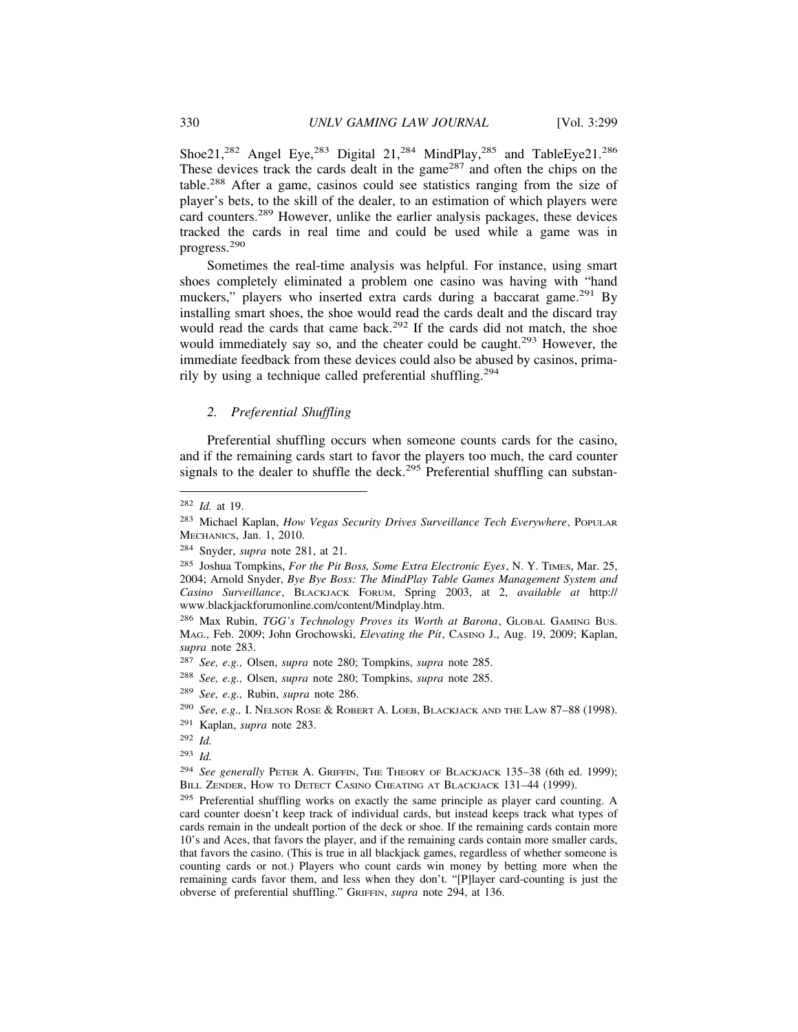Shoe21,[282] Angel Eye,[283] Digital 21,[284] MindPlay,[285] and TableEye21.[286] These devices track the cards dealt in the game[287] and often the chips on the table.[288] After a game, casinos could see statistics ranging from the size of player's bets, to the skill of the dealer, to an estimation of which players were card counters.[289] However, unlike the earlier analysis packages, these devices tracked the cards in real time and could be used while a game was in progress.[290]

Sometimes the real-time analysis was helpful. For instance, using smart shoes completely eliminated a problem one casino was having with "hand muckers," players who inserted extra cards during a baccarat game.[291] By installing smart shoes, the shoe would read the cards dealt and the discard tray would read the cards that came back.[292] If the cards did not match, the shoe would immediately say so, and the cheater could be caught.[293] However, the immediate feedback from these devices could also be abused by casinos, primarily by using a technique called preferential shuffling.[294]

### *2. Preferential Shuffling*

Preferential shuffling occurs when someone counts cards for the casino, and if the remaining cards start to favor the players too much, the card counter signals to the dealer to shuffle the deck.[295] Preferential shuffling can substan-

---

[282] *Id.* at 19.

[283] Michael Kaplan, *How Vegas Security Drives Surveillance Tech Everywhere*, POPULAR MECHANICS, Jan. 1, 2010.

[284] Snyder, *supra* note 281, at 21.

[285] Joshua Tompkins, *For the Pit Boss, Some Extra Electronic Eyes*, N. Y. TIMES, Mar. 25, 2004; Arnold Snyder, *Bye Bye Boss: The MindPlay Table Games Management System and Casino Surveillance*, BLACKJACK FORUM, Spring 2003, at 2, *available at* http://www.blackjackforumonline.com/content/Mindplay.htm.

[286] Max Rubin, *TGG's Technology Proves its Worth at Barona*, GLOBAL GAMING BUS. MAG., Feb. 2009; John Grochowski, *Elevating the Pit*, CASINO J., Aug. 19, 2009; Kaplan, *supra* note 283.

[287] *See, e.g.,* Olsen, *supra* note 280; Tompkins, *supra* note 285.

[288] *See, e.g.,* Olsen, *supra* note 280; Tompkins, *supra* note 285.

[289] *See, e.g.,* Rubin, *supra* note 286.

[290] *See, e.g.,* I. NELSON ROSE & ROBERT A. LOEB, BLACKJACK AND THE LAW 87–88 (1998).

[291] Kaplan, *supra* note 283.

[292] *Id.*

[293] *Id.*

[294] *See generally* PETER A. GRIFFIN, THE THEORY OF BLACKJACK 135–38 (6th ed. 1999); BILL ZENDER, HOW TO DETECT CASINO CHEATING AT BLACKJACK 131–44 (1999).

[295] Preferential shuffling works on exactly the same principle as player card counting. A card counter doesn't keep track of individual cards, but instead keeps track what types of cards remain in the undealt portion of the deck or shoe. If the remaining cards contain more 10's and Aces, that favors the player, and if the remaining cards contain more smaller cards, that favors the casino. (This is true in all blackjack games, regardless of whether someone is counting cards or not.) Players who count cards win money by betting more when the remaining cards favor them, and less when they don't. "[P]layer card-counting is just the obverse of preferential shuffling." GRIFFIN, *supra* note 294, at 136.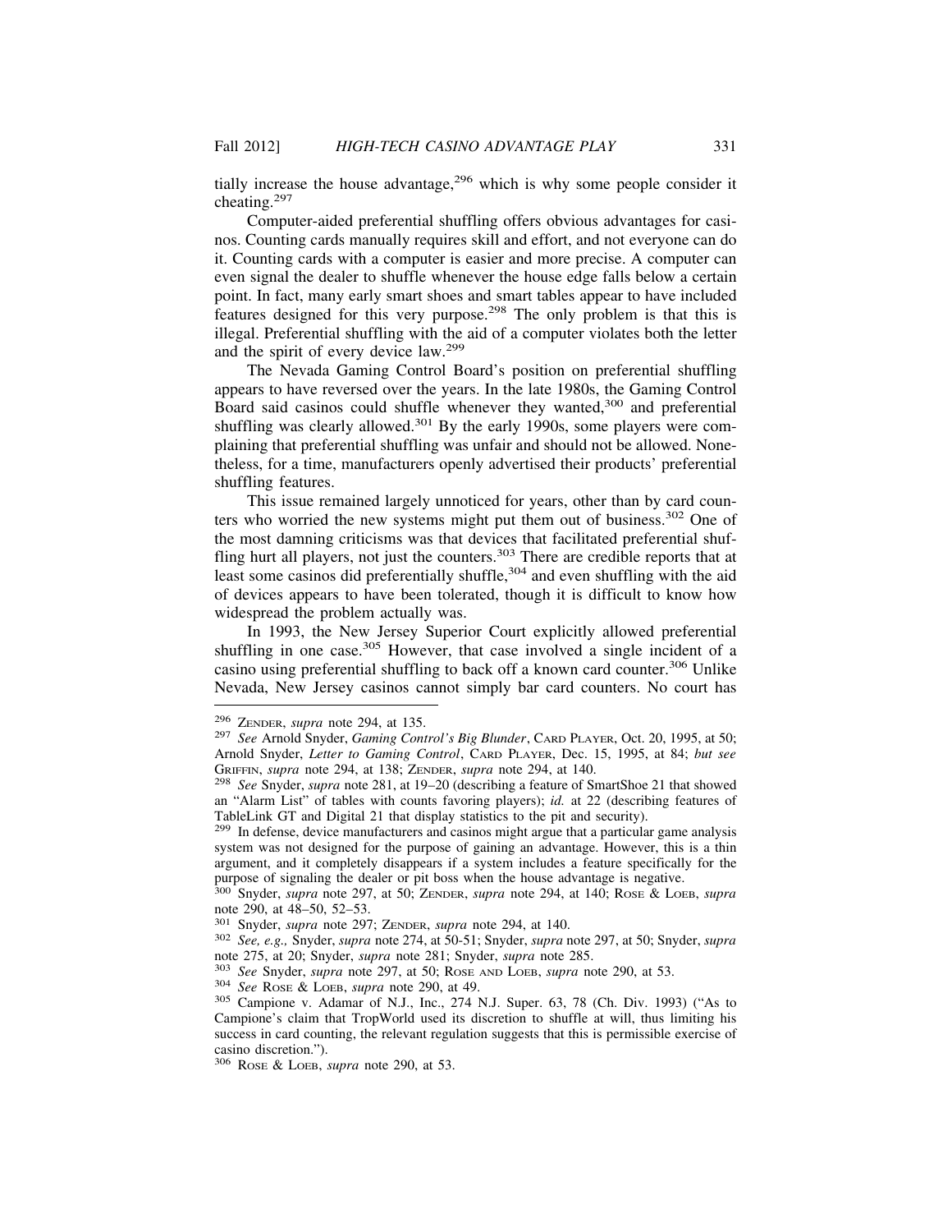tially increase the house advantage,[296] which is why some people consider it cheating.[297]

Computer-aided preferential shuffling offers obvious advantages for casinos. Counting cards manually requires skill and effort, and not everyone can do it. Counting cards with a computer is easier and more precise. A computer can even signal the dealer to shuffle whenever the house edge falls below a certain point. In fact, many early smart shoes and smart tables appear to have included features designed for this very purpose.[298] The only problem is that this is illegal. Preferential shuffling with the aid of a computer violates both the letter and the spirit of every device law.[299]

The Nevada Gaming Control Board's position on preferential shuffling appears to have reversed over the years. In the late 1980s, the Gaming Control Board said casinos could shuffle whenever they wanted,[300] and preferential shuffling was clearly allowed.[301] By the early 1990s, some players were complaining that preferential shuffling was unfair and should not be allowed. Nonetheless, for a time, manufacturers openly advertised their products' preferential shuffling features.

This issue remained largely unnoticed for years, other than by card counters who worried the new systems might put them out of business.[302] One of the most damning criticisms was that devices that facilitated preferential shuffling hurt all players, not just the counters.[303] There are credible reports that at least some casinos did preferentially shuffle,[304] and even shuffling with the aid of devices appears to have been tolerated, though it is difficult to know how widespread the problem actually was.

In 1993, the New Jersey Superior Court explicitly allowed preferential shuffling in one case.[305] However, that case involved a single incident of a casino using preferential shuffling to back off a known card counter.[306] Unlike Nevada, New Jersey casinos cannot simply bar card counters. No court has

---

[296] ZENDER, *supra* note 294, at 135.

[297] *See* Arnold Snyder, *Gaming Control's Big Blunder*, CARD PLAYER, Oct. 20, 1995, at 50; Arnold Snyder, *Letter to Gaming Control*, CARD PLAYER, Dec. 15, 1995, at 84; *but see* GRIFFIN, *supra* note 294, at 138; ZENDER, *supra* note 294, at 140.

[298] *See* Snyder, *supra* note 281, at 19–20 (describing a feature of SmartShoe 21 that showed an "Alarm List" of tables with counts favoring players); *id.* at 22 (describing features of TableLink GT and Digital 21 that display statistics to the pit and security).

[299] In defense, device manufacturers and casinos might argue that a particular game analysis system was not designed for the purpose of gaining an advantage. However, this is a thin argument, and it completely disappears if a system includes a feature specifically for the purpose of signaling the dealer or pit boss when the house advantage is negative.

[300] Snyder, *supra* note 297, at 50; ZENDER, *supra* note 294, at 140; ROSE & LOEB, *supra* note 290, at 48–50, 52–53.

[301] Snyder, *supra* note 297; ZENDER, *supra* note 294, at 140.

[302] *See, e.g.,* Snyder, *supra* note 274, at 50-51; Snyder, *supra* note 297, at 50; Snyder, *supra* note 275, at 20; Snyder, *supra* note 281; Snyder, *supra* note 285.

[303] *See* Snyder, *supra* note 297, at 50; ROSE AND LOEB, *supra* note 290, at 53.

[304] *See* ROSE & LOEB, *supra* note 290, at 49.

[305] Campione v. Adamar of N.J., Inc., 274 N.J. Super. 63, 78 (Ch. Div. 1993) ("As to Campione's claim that TropWorld used its discretion to shuffle at will, thus limiting his success in card counting, the relevant regulation suggests that this is permissible exercise of casino discretion.").

[306] ROSE & LOEB, *supra* note 290, at 53.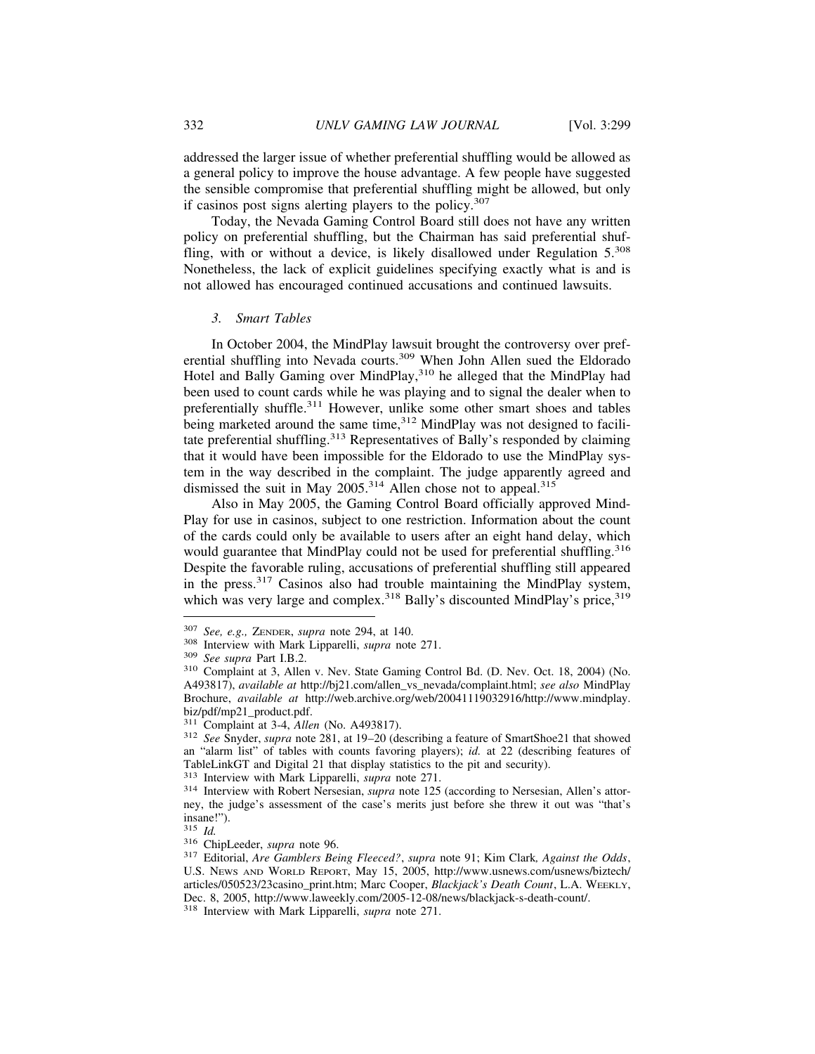addressed the larger issue of whether preferential shuffling would be allowed as a general policy to improve the house advantage. A few people have suggested the sensible compromise that preferential shuffling might be allowed, but only if casinos post signs alerting players to the policy.[307]

Today, the Nevada Gaming Control Board still does not have any written policy on preferential shuffling, but the Chairman has said preferential shuffling, with or without a device, is likely disallowed under Regulation 5.[308] Nonetheless, the lack of explicit guidelines specifying exactly what is and is not allowed has encouraged continued accusations and continued lawsuits.

### *3. Smart Tables*

In October 2004, the MindPlay lawsuit brought the controversy over preferential shuffling into Nevada courts.[309] When John Allen sued the Eldorado Hotel and Bally Gaming over MindPlay,[310] he alleged that the MindPlay had been used to count cards while he was playing and to signal the dealer when to preferentially shuffle.[311] However, unlike some other smart shoes and tables being marketed around the same time,[312] MindPlay was not designed to facilitate preferential shuffling.[313] Representatives of Bally's responded by claiming that it would have been impossible for the Eldorado to use the MindPlay system in the way described in the complaint. The judge apparently agreed and dismissed the suit in May 2005.[314] Allen chose not to appeal.[315]

Also in May 2005, the Gaming Control Board officially approved MindPlay for use in casinos, subject to one restriction. Information about the count of the cards could only be available to users after an eight hand delay, which would guarantee that MindPlay could not be used for preferential shuffling.[316] Despite the favorable ruling, accusations of preferential shuffling still appeared in the press.[317] Casinos also had trouble maintaining the MindPlay system, which was very large and complex.[318] Bally's discounted MindPlay's price,[319]

---

[307] *See, e.g.,* ZENDER, *supra* note 294, at 140.

[308] Interview with Mark Lipparelli, *supra* note 271.

[309] *See supra* Part I.B.2.

[310] Complaint at 3, Allen v. Nev. State Gaming Control Bd. (D. Nev. Oct. 18, 2004) (No. A493817), *available at* http://bj21.com/allen_vs_nevada/complaint.html; *see also* MindPlay Brochure, *available at* http://web.archive.org/web/20041119032916/http://www.mindplay.biz/pdf/mp21_product.pdf.

[311] Complaint at 3-4, *Allen* (No. A493817).

[312] *See* Snyder, *supra* note 281, at 19–20 (describing a feature of SmartShoe21 that showed an "alarm list" of tables with counts favoring players); *id.* at 22 (describing features of TableLinkGT and Digital 21 that display statistics to the pit and security).

[313] Interview with Mark Lipparelli, *supra* note 271.

[314] Interview with Robert Nersesian, *supra* note 125 (according to Nersesian, Allen's attorney, the judge's assessment of the case's merits just before she threw it out was "that's insane!").

[315] *Id.*

[316] ChipLeeder, *supra* note 96.

[317] Editorial, *Are Gamblers Being Fleeced?*, *supra* note 91; Kim Clark, *Against the Odds*, U.S. NEWS AND WORLD REPORT, May 15, 2005, http://www.usnews.com/usnews/biztech/articles/050523/23casino_print.htm; Marc Cooper, *Blackjack's Death Count*, L.A. WEEKLY, Dec. 8, 2005, http://www.laweekly.com/2005-12-08/news/blackjack-s-death-count/.

[318] Interview with Mark Lipparelli, *supra* note 271.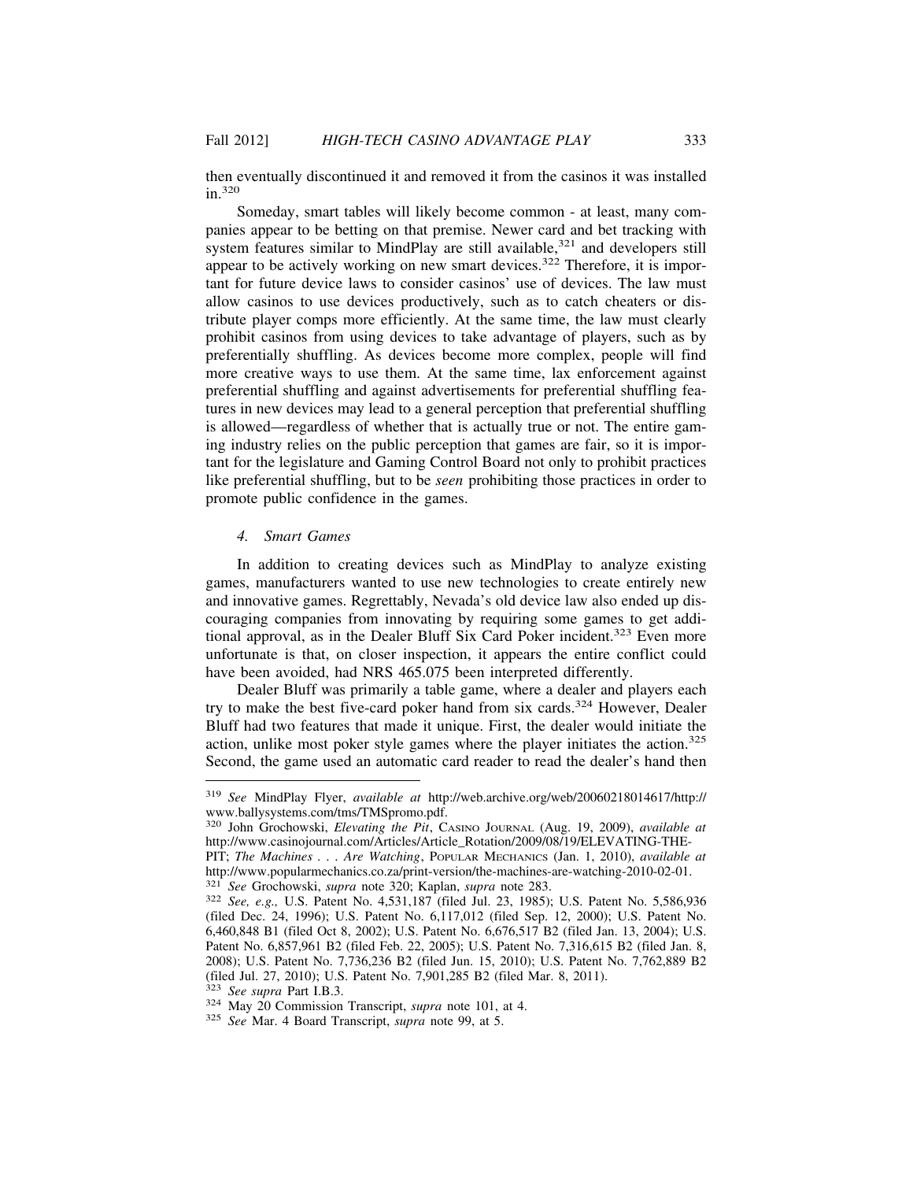then eventually discontinued it and removed it from the casinos it was installed in.[320]

Someday, smart tables will likely become common - at least, many companies appear to be betting on that premise. Newer card and bet tracking with system features similar to MindPlay are still available,[321] and developers still appear to be actively working on new smart devices.[322] Therefore, it is important for future device laws to consider casinos' use of devices. The law must allow casinos to use devices productively, such as to catch cheaters or distribute player comps more efficiently. At the same time, the law must clearly prohibit casinos from using devices to take advantage of players, such as by preferentially shuffling. As devices become more complex, people will find more creative ways to use them. At the same time, lax enforcement against preferential shuffling and against advertisements for preferential shuffling features in new devices may lead to a general perception that preferential shuffling is allowed—regardless of whether that is actually true or not. The entire gaming industry relies on the public perception that games are fair, so it is important for the legislature and Gaming Control Board not only to prohibit practices like preferential shuffling, but to be *seen* prohibiting those practices in order to promote public confidence in the games.

#### *4. Smart Games*

In addition to creating devices such as MindPlay to analyze existing games, manufacturers wanted to use new technologies to create entirely new and innovative games. Regrettably, Nevada's old device law also ended up discouraging companies from innovating by requiring some games to get additional approval, as in the Dealer Bluff Six Card Poker incident.[323] Even more unfortunate is that, on closer inspection, it appears the entire conflict could have been avoided, had NRS 465.075 been interpreted differently.

Dealer Bluff was primarily a table game, where a dealer and players each try to make the best five-card poker hand from six cards.[324] However, Dealer Bluff had two features that made it unique. First, the dealer would initiate the action, unlike most poker style games where the player initiates the action.[325] Second, the game used an automatic card reader to read the dealer's hand then

---

[319] *See* MindPlay Flyer, *available at* http://web.archive.org/web/20060218014617/http://www.ballysystems.com/tms/TMSpromo.pdf.

[320] John Grochowski, *Elevating the Pit*, CASINO JOURNAL (Aug. 19, 2009), *available at* http://www.casinojournal.com/Articles/Article_Rotation/2009/08/19/ELEVATING-THE-PIT; *The Machines . . . Are Watching*, POPULAR MECHANICS (Jan. 1, 2010), *available at* http://www.popularmechanics.co.za/print-version/the-machines-are-watching-2010-02-01.

[321] *See* Grochowski, *supra* note 320; Kaplan, *supra* note 283.

[322] *See, e.g.,* U.S. Patent No. 4,531,187 (filed Jul. 23, 1985); U.S. Patent No. 5,586,936 (filed Dec. 24, 1996); U.S. Patent No. 6,117,012 (filed Sep. 12, 2000); U.S. Patent No. 6,460,848 B1 (filed Oct 8, 2002); U.S. Patent No. 6,676,517 B2 (filed Jan. 13, 2004); U.S. Patent No. 6,857,961 B2 (filed Feb. 22, 2005); U.S. Patent No. 7,316,615 B2 (filed Jan. 8, 2008); U.S. Patent No. 7,736,236 B2 (filed Jun. 15, 2010); U.S. Patent No. 7,762,889 B2 (filed Jul. 27, 2010); U.S. Patent No. 7,901,285 B2 (filed Mar. 8, 2011).

[323] *See supra* Part I.B.3.

[324] May 20 Commission Transcript, *supra* note 101, at 4.

[325] *See* Mar. 4 Board Transcript, *supra* note 99, at 5.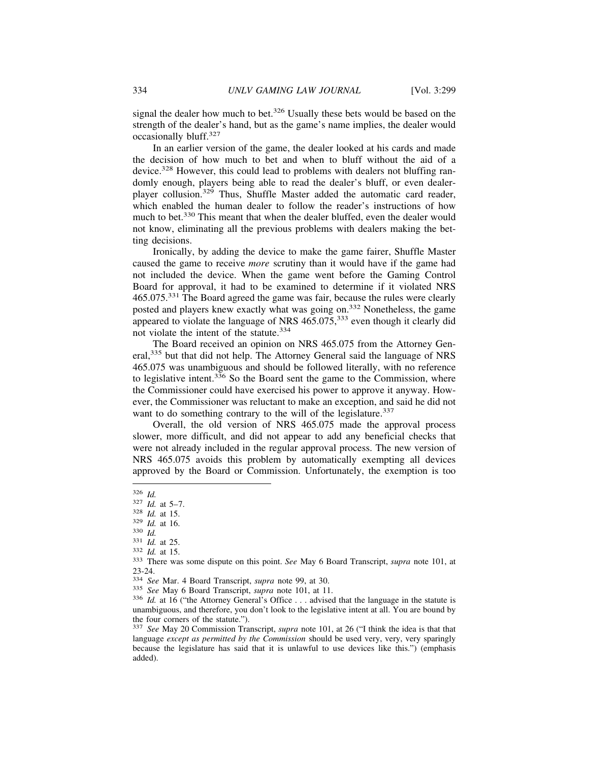signal the dealer how much to bet.[326] Usually these bets would be based on the strength of the dealer's hand, but as the game's name implies, the dealer would occasionally bluff.[327]

In an earlier version of the game, the dealer looked at his cards and made the decision of how much to bet and when to bluff without the aid of a device.[328] However, this could lead to problems with dealers not bluffing randomly enough, players being able to read the dealer's bluff, or even dealer-player collusion.[329] Thus, Shuffle Master added the automatic card reader, which enabled the human dealer to follow the reader's instructions of how much to bet.[330] This meant that when the dealer bluffed, even the dealer would not know, eliminating all the previous problems with dealers making the betting decisions.

Ironically, by adding the device to make the game fairer, Shuffle Master caused the game to receive *more* scrutiny than it would have if the game had not included the device. When the game went before the Gaming Control Board for approval, it had to be examined to determine if it violated NRS 465.075.[331] The Board agreed the game was fair, because the rules were clearly posted and players knew exactly what was going on.[332] Nonetheless, the game appeared to violate the language of NRS 465.075,[333] even though it clearly did not violate the intent of the statute.[334]

The Board received an opinion on NRS 465.075 from the Attorney General,[335] but that did not help. The Attorney General said the language of NRS 465.075 was unambiguous and should be followed literally, with no reference to legislative intent.[336] So the Board sent the game to the Commission, where the Commissioner could have exercised his power to approve it anyway. However, the Commissioner was reluctant to make an exception, and said he did not want to do something contrary to the will of the legislature.[337]

Overall, the old version of NRS 465.075 made the approval process slower, more difficult, and did not appear to add any beneficial checks that were not already included in the regular approval process. The new version of NRS 465.075 avoids this problem by automatically exempting all devices approved by the Board or Commission. Unfortunately, the exemption is too

---

[326] *Id.*

[327] *Id.* at 5–7.

[328] *Id.* at 15.

[329] *Id.* at 16.

[330] *Id.*

[331] *Id.* at 25.

[332] *Id.* at 15.

[333] There was some dispute on this point. *See* May 6 Board Transcript, *supra* note 101, at 23-24.

[334] *See* Mar. 4 Board Transcript, *supra* note 99, at 30.

[335] *See* May 6 Board Transcript, *supra* note 101, at 11.

[336] *Id.* at 16 ("the Attorney General's Office . . . advised that the language in the statute is unambiguous, and therefore, you don't look to the legislative intent at all. You are bound by the four corners of the statute.").

[337] *See* May 20 Commission Transcript, *supra* note 101, at 26 ("I think the idea is that that language *except as permitted by the Commission* should be used very, very, very sparingly because the legislature has said that it is unlawful to use devices like this.") (emphasis added).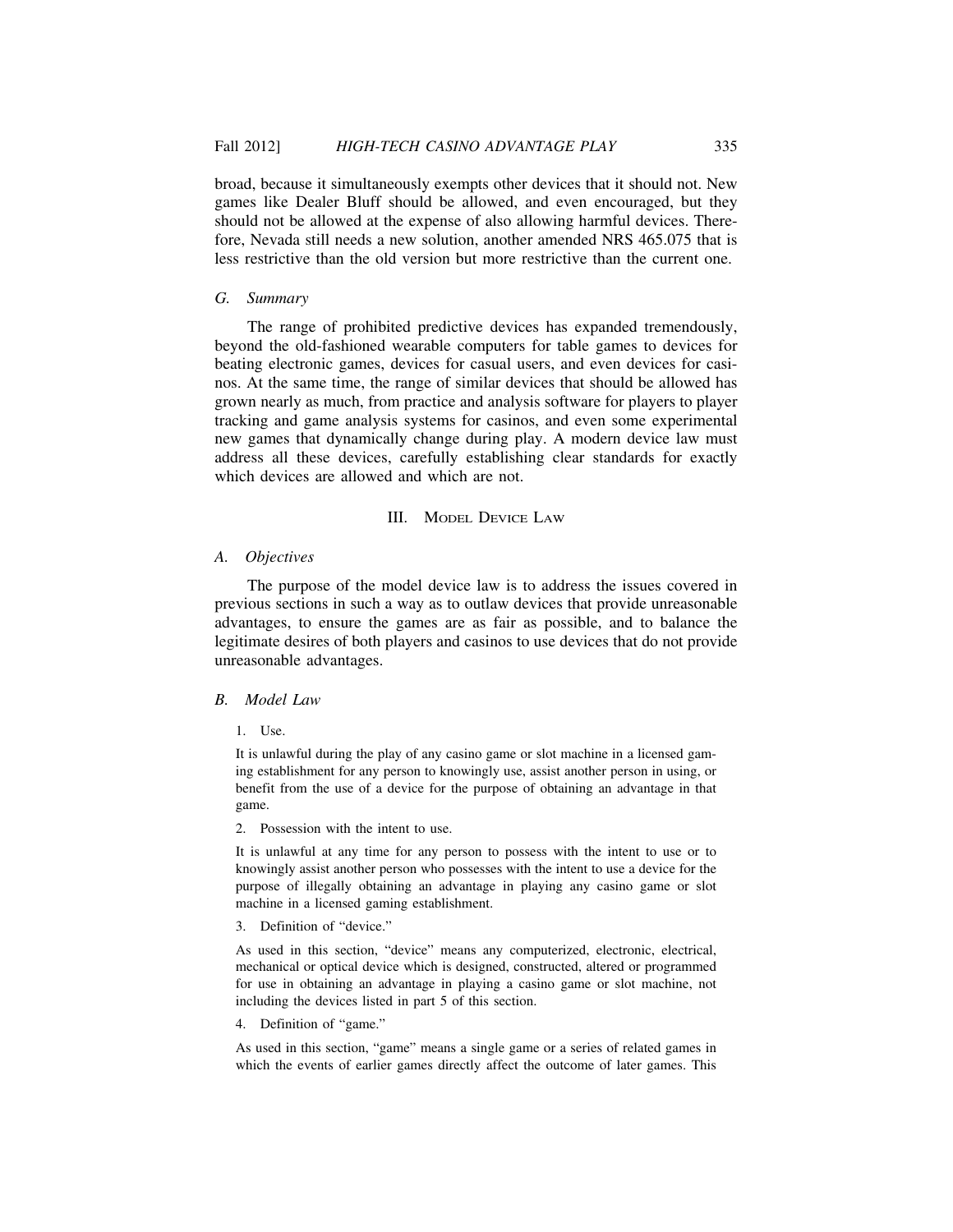broad, because it simultaneously exempts other devices that it should not. New games like Dealer Bluff should be allowed, and even encouraged, but they should not be allowed at the expense of also allowing harmful devices. Therefore, Nevada still needs a new solution, another amended NRS 465.075 that is less restrictive than the old version but more restrictive than the current one.

### G. *Summary*

The range of prohibited predictive devices has expanded tremendously, beyond the old-fashioned wearable computers for table games to devices for beating electronic games, devices for casual users, and even devices for casinos. At the same time, the range of similar devices that should be allowed has grown nearly as much, from practice and analysis software for players to player tracking and game analysis systems for casinos, and even some experimental new games that dynamically change during play. A modern device law must address all these devices, carefully establishing clear standards for exactly which devices are allowed and which are not.

## III. Model Device Law

### A. *Objectives*

The purpose of the model device law is to address the issues covered in previous sections in such a way as to outlaw devices that provide unreasonable advantages, to ensure the games are as fair as possible, and to balance the legitimate desires of both players and casinos to use devices that do not provide unreasonable advantages.

### B. *Model Law*

1. Use.

It is unlawful during the play of any casino game or slot machine in a licensed gaming establishment for any person to knowingly use, assist another person in using, or benefit from the use of a device for the purpose of obtaining an advantage in that game.

2. Possession with the intent to use.

It is unlawful at any time for any person to possess with the intent to use or to knowingly assist another person who possesses with the intent to use a device for the purpose of illegally obtaining an advantage in playing any casino game or slot machine in a licensed gaming establishment.

3. Definition of "device."

As used in this section, "device" means any computerized, electronic, electrical, mechanical or optical device which is designed, constructed, altered or programmed for use in obtaining an advantage in playing a casino game or slot machine, not including the devices listed in part 5 of this section.

4. Definition of "game."

As used in this section, "game" means a single game or a series of related games in which the events of earlier games directly affect the outcome of later games. This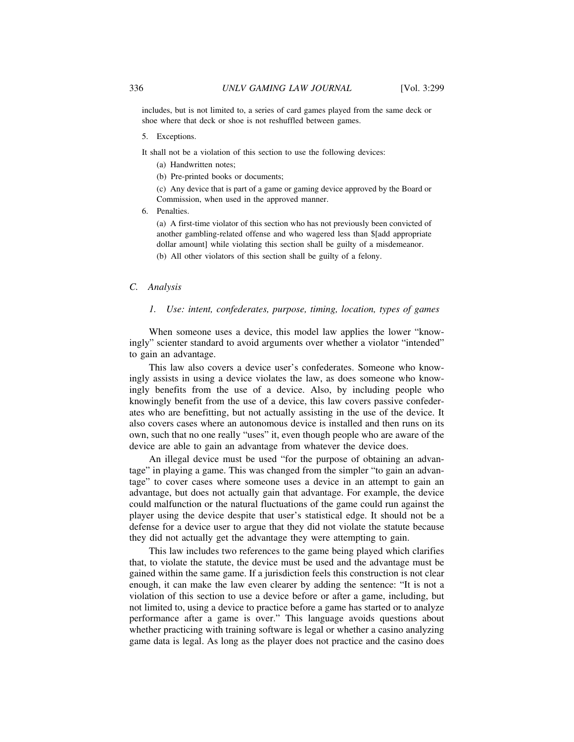includes, but is not limited to, a series of card games played from the same deck or shoe where that deck or shoe is not reshuffled between games.

5. Exceptions.

It shall not be a violation of this section to use the following devices:

(a) Handwritten notes;

(b) Pre-printed books or documents;

(c) Any device that is part of a game or gaming device approved by the Board or Commission, when used in the approved manner.

6. Penalties.

(a) A first-time violator of this section who has not previously been convicted of another gambling-related offense and who wagered less than $[add appropriate dollar amount] while violating this section shall be guilty of a misdemeanor.

(b) All other violators of this section shall be guilty of a felony.

### *C. Analysis*

#### *1. Use: intent, confederates, purpose, timing, location, types of games*

When someone uses a device, this model law applies the lower "knowingly" scienter standard to avoid arguments over whether a violator "intended" to gain an advantage.

This law also covers a device user's confederates. Someone who knowingly assists in using a device violates the law, as does someone who knowingly benefits from the use of a device. Also, by including people who knowingly benefit from the use of a device, this law covers passive confederates who are benefitting, but not actually assisting in the use of the device. It also covers cases where an autonomous device is installed and then runs on its own, such that no one really "uses" it, even though people who are aware of the device are able to gain an advantage from whatever the device does.

An illegal device must be used "for the purpose of obtaining an advantage" in playing a game. This was changed from the simpler "to gain an advantage" to cover cases where someone uses a device in an attempt to gain an advantage, but does not actually gain that advantage. For example, the device could malfunction or the natural fluctuations of the game could run against the player using the device despite that user's statistical edge. It should not be a defense for a device user to argue that they did not violate the statute because they did not actually get the advantage they were attempting to gain.

This law includes two references to the game being played which clarifies that, to violate the statute, the device must be used and the advantage must be gained within the same game. If a jurisdiction feels this construction is not clear enough, it can make the law even clearer by adding the sentence: "It is not a violation of this section to use a device before or after a game, including, but not limited to, using a device to practice before a game has started or to analyze performance after a game is over." This language avoids questions about whether practicing with training software is legal or whether a casino analyzing game data is legal. As long as the player does not practice and the casino does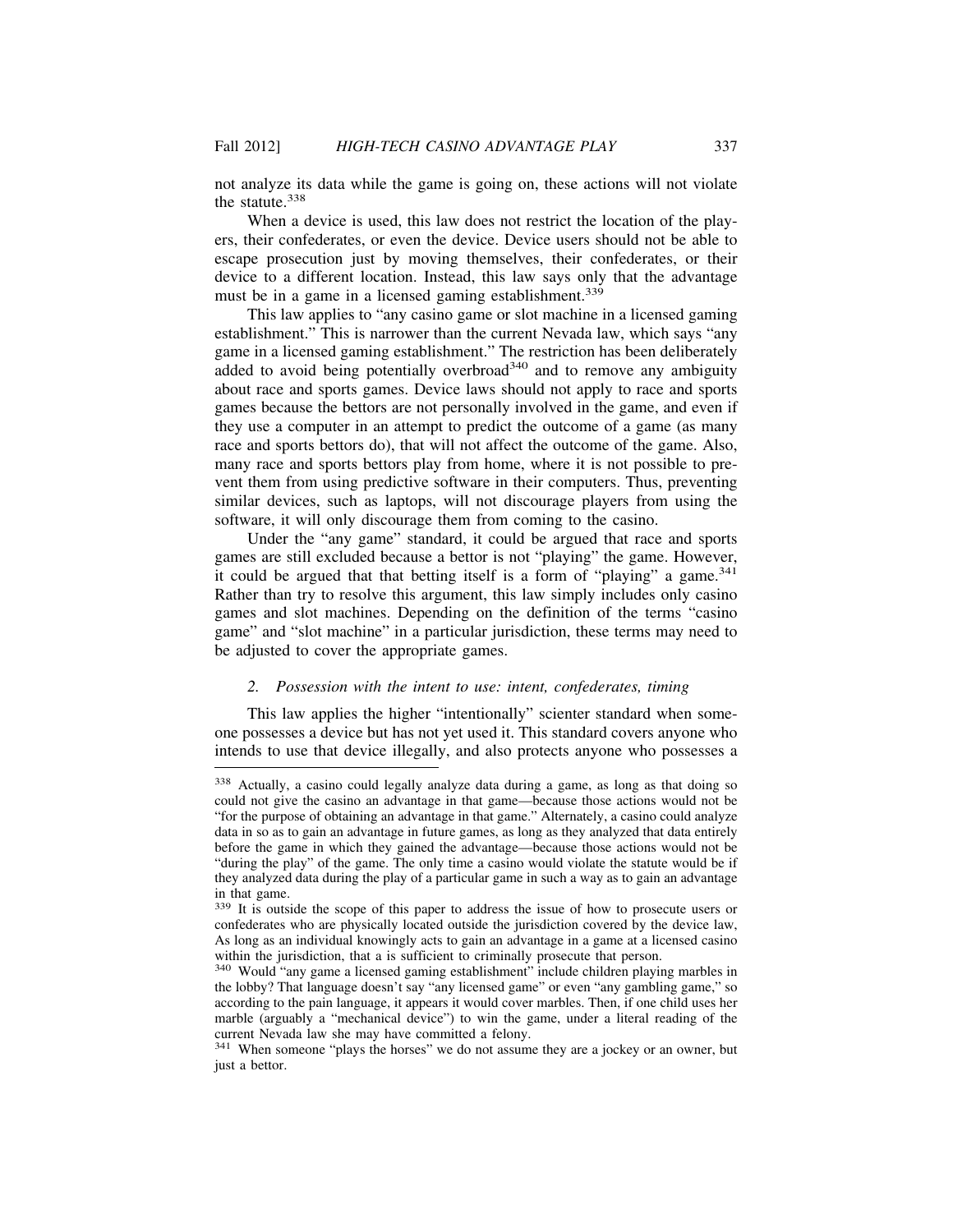not analyze its data while the game is going on, these actions will not violate the statute.[338]

When a device is used, this law does not restrict the location of the players, their confederates, or even the device. Device users should not be able to escape prosecution just by moving themselves, their confederates, or their device to a different location. Instead, this law says only that the advantage must be in a game in a licensed gaming establishment.[339]

This law applies to "any casino game or slot machine in a licensed gaming establishment." This is narrower than the current Nevada law, which says "any game in a licensed gaming establishment." The restriction has been deliberately added to avoid being potentially overbroad[340] and to remove any ambiguity about race and sports games. Device laws should not apply to race and sports games because the bettors are not personally involved in the game, and even if they use a computer in an attempt to predict the outcome of a game (as many race and sports bettors do), that will not affect the outcome of the game. Also, many race and sports bettors play from home, where it is not possible to prevent them from using predictive software in their computers. Thus, preventing similar devices, such as laptops, will not discourage players from using the software, it will only discourage them from coming to the casino.

Under the "any game" standard, it could be argued that race and sports games are still excluded because a bettor is not "playing" the game. However, it could be argued that that betting itself is a form of "playing" a game.[341] Rather than try to resolve this argument, this law simply includes only casino games and slot machines. Depending on the definition of the terms "casino game" and "slot machine" in a particular jurisdiction, these terms may need to be adjusted to cover the appropriate games.

### *2. Possession with the intent to use: intent, confederates, timing*

This law applies the higher "intentionally" scienter standard when someone possesses a device but has not yet used it. This standard covers anyone who intends to use that device illegally, and also protects anyone who possesses a

---

[338] Actually, a casino could legally analyze data during a game, as long as that doing so could not give the casino an advantage in that game—because those actions would not be "for the purpose of obtaining an advantage in that game." Alternately, a casino could analyze data in so as to gain an advantage in future games, as long as they analyzed that data entirely before the game in which they gained the advantage—because those actions would not be "during the play" of the game. The only time a casino would violate the statute would be if they analyzed data during the play of a particular game in such a way as to gain an advantage in that game.

[339] It is outside the scope of this paper to address the issue of how to prosecute users or confederates who are physically located outside the jurisdiction covered by the device law, As long as an individual knowingly acts to gain an advantage in a game at a licensed casino within the jurisdiction, that a is sufficient to criminally prosecute that person.

[340] Would "any game a licensed gaming establishment" include children playing marbles in the lobby? That language doesn't say "any licensed game" or even "any gambling game," so according to the pain language, it appears it would cover marbles. Then, if one child uses her marble (arguably a "mechanical device") to win the game, under a literal reading of the current Nevada law she may have committed a felony.

[341] When someone "plays the horses" we do not assume they are a jockey or an owner, but just a bettor.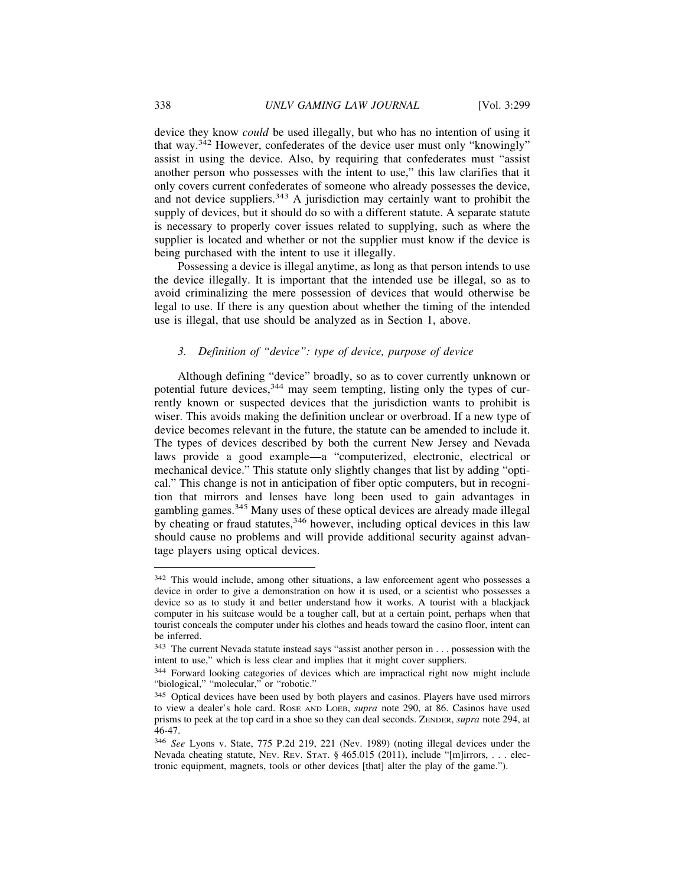device they know *could* be used illegally, but who has no intention of using it that way.[342] However, confederates of the device user must only "knowingly" assist in using the device. Also, by requiring that confederates must "assist another person who possesses with the intent to use," this law clarifies that it only covers current confederates of someone who already possesses the device, and not device suppliers.[343] A jurisdiction may certainly want to prohibit the supply of devices, but it should do so with a different statute. A separate statute is necessary to properly cover issues related to supplying, such as where the supplier is located and whether or not the supplier must know if the device is being purchased with the intent to use it illegally.

Possessing a device is illegal anytime, as long as that person intends to use the device illegally. It is important that the intended use be illegal, so as to avoid criminalizing the mere possession of devices that would otherwise be legal to use. If there is any question about whether the timing of the intended use is illegal, that use should be analyzed as in Section 1, above.

### *3. Definition of "device": type of device, purpose of device*

Although defining "device" broadly, so as to cover currently unknown or potential future devices,[344] may seem tempting, listing only the types of currently known or suspected devices that the jurisdiction wants to prohibit is wiser. This avoids making the definition unclear or overbroad. If a new type of device becomes relevant in the future, the statute can be amended to include it. The types of devices described by both the current New Jersey and Nevada laws provide a good example—a "computerized, electronic, electrical or mechanical device." This statute only slightly changes that list by adding "optical." This change is not in anticipation of fiber optic computers, but in recognition that mirrors and lenses have long been used to gain advantages in gambling games.[345] Many uses of these optical devices are already made illegal by cheating or fraud statutes,[346] however, including optical devices in this law should cause no problems and will provide additional security against advantage players using optical devices.

---

[342] This would include, among other situations, a law enforcement agent who possesses a device in order to give a demonstration on how it is used, or a scientist who possesses a device so as to study it and better understand how it works. A tourist with a blackjack computer in his suitcase would be a tougher call, but at a certain point, perhaps when that tourist conceals the computer under his clothes and heads toward the casino floor, intent can be inferred.

[343] The current Nevada statute instead says "assist another person in . . . possession with the intent to use," which is less clear and implies that it might cover suppliers.

[344] Forward looking categories of devices which are impractical right now might include "biological," "molecular," or "robotic."

[345] Optical devices have been used by both players and casinos. Players have used mirrors to view a dealer's hole card. ROSE AND LOEB, *supra* note 290, at 86. Casinos have used prisms to peek at the top card in a shoe so they can deal seconds. ZENDER, *supra* note 294, at 46-47.

[346] *See* Lyons v. State, 775 P.2d 219, 221 (Nev. 1989) (noting illegal devices under the Nevada cheating statute, NEV. REV. STAT. § 465.015 (2011), include "[m]irrors, . . . electronic equipment, magnets, tools or other devices [that] alter the play of the game.").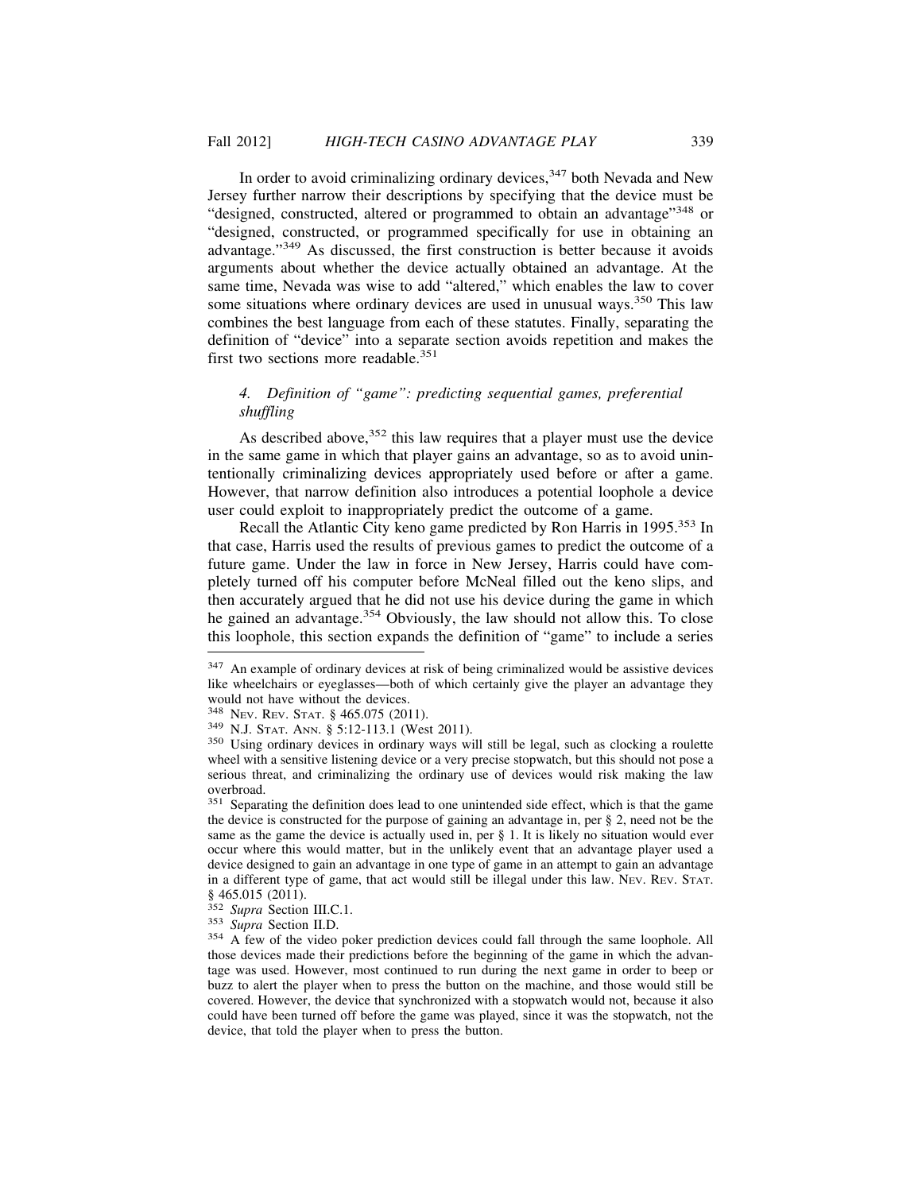In order to avoid criminalizing ordinary devices,[347] both Nevada and New Jersey further narrow their descriptions by specifying that the device must be "designed, constructed, altered or programmed to obtain an advantage"[348] or "designed, constructed, or programmed specifically for use in obtaining an advantage."[349] As discussed, the first construction is better because it avoids arguments about whether the device actually obtained an advantage. At the same time, Nevada was wise to add "altered," which enables the law to cover some situations where ordinary devices are used in unusual ways.[350] This law combines the best language from each of these statutes. Finally, separating the definition of "device" into a separate section avoids repetition and makes the first two sections more readable.[351]

### *4. Definition of "game": predicting sequential games, preferential shuffling*

As described above,[352] this law requires that a player must use the device in the same game in which that player gains an advantage, so as to avoid unintentionally criminalizing devices appropriately used before or after a game. However, that narrow definition also introduces a potential loophole a device user could exploit to inappropriately predict the outcome of a game.

Recall the Atlantic City keno game predicted by Ron Harris in 1995.[353] In that case, Harris used the results of previous games to predict the outcome of a future game. Under the law in force in New Jersey, Harris could have completely turned off his computer before McNeal filled out the keno slips, and then accurately argued that he did not use his device during the game in which he gained an advantage.[354] Obviously, the law should not allow this. To close this loophole, this section expands the definition of "game" to include a series

---

[347] An example of ordinary devices at risk of being criminalized would be assistive devices like wheelchairs or eyeglasses—both of which certainly give the player an advantage they would not have without the devices.

[348] NEV. REV. STAT. § 465.075 (2011).

[349] N.J. STAT. ANN. § 5:12-113.1 (West 2011).

[350] Using ordinary devices in ordinary ways will still be legal, such as clocking a roulette wheel with a sensitive listening device or a very precise stopwatch, but this should not pose a serious threat, and criminalizing the ordinary use of devices would risk making the law overbroad.

[351] Separating the definition does lead to one unintended side effect, which is that the game the device is constructed for the purpose of gaining an advantage in, per § 2, need not be the same as the game the device is actually used in, per § 1. It is likely no situation would ever occur where this would matter, but in the unlikely event that an advantage player used a device designed to gain an advantage in one type of game in an attempt to gain an advantage in a different type of game, that act would still be illegal under this law. NEV. REV. STAT. § 465.015 (2011).

[352] *Supra* Section III.C.1.

[353] *Supra* Section II.D.

[354] A few of the video poker prediction devices could fall through the same loophole. All those devices made their predictions before the beginning of the game in which the advantage was used. However, most continued to run during the next game in order to beep or buzz to alert the player when to press the button on the machine, and those would still be covered. However, the device that synchronized with a stopwatch would not, because it also could have been turned off before the game was played, since it was the stopwatch, not the device, that told the player when to press the button.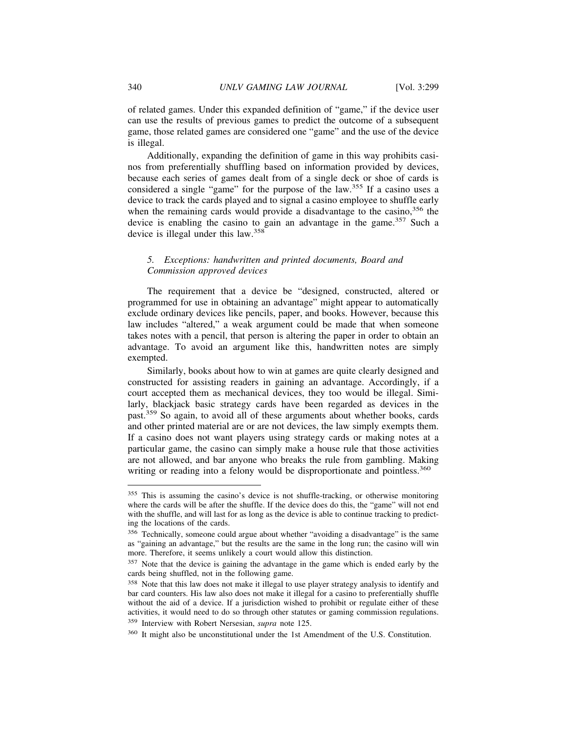of related games. Under this expanded definition of "game," if the device user can use the results of previous games to predict the outcome of a subsequent game, those related games are considered one "game" and the use of the device is illegal.

Additionally, expanding the definition of game in this way prohibits casinos from preferentially shuffling based on information provided by devices, because each series of games dealt from of a single deck or shoe of cards is considered a single "game" for the purpose of the law.[355] If a casino uses a device to track the cards played and to signal a casino employee to shuffle early when the remaining cards would provide a disadvantage to the casino,[356] the device is enabling the casino to gain an advantage in the game.[357] Such a device is illegal under this law.[358]

### *5. Exceptions: handwritten and printed documents, Board and Commission approved devices*

The requirement that a device be "designed, constructed, altered or programmed for use in obtaining an advantage" might appear to automatically exclude ordinary devices like pencils, paper, and books. However, because this law includes "altered," a weak argument could be made that when someone takes notes with a pencil, that person is altering the paper in order to obtain an advantage. To avoid an argument like this, handwritten notes are simply exempted.

Similarly, books about how to win at games are quite clearly designed and constructed for assisting readers in gaining an advantage. Accordingly, if a court accepted them as mechanical devices, they too would be illegal. Similarly, blackjack basic strategy cards have been regarded as devices in the past.[359] So again, to avoid all of these arguments about whether books, cards and other printed material are or are not devices, the law simply exempts them. If a casino does not want players using strategy cards or making notes at a particular game, the casino can simply make a house rule that those activities are not allowed, and bar anyone who breaks the rule from gambling. Making writing or reading into a felony would be disproportionate and pointless.[360]

---

[355] This is assuming the casino's device is not shuffle-tracking, or otherwise monitoring where the cards will be after the shuffle. If the device does do this, the "game" will not end with the shuffle, and will last for as long as the device is able to continue tracking to predicting the locations of the cards.

[356] Technically, someone could argue about whether "avoiding a disadvantage" is the same as "gaining an advantage," but the results are the same in the long run; the casino will win more. Therefore, it seems unlikely a court would allow this distinction.

[357] Note that the device is gaining the advantage in the game which is ended early by the cards being shuffled, not in the following game.

[358] Note that this law does not make it illegal to use player strategy analysis to identify and bar card counters. His law also does not make it illegal for a casino to preferentially shuffle without the aid of a device. If a jurisdiction wished to prohibit or regulate either of these activities, it would need to do so through other statutes or gaming commission regulations.

[359] Interview with Robert Nersesian, *supra* note 125.

[360] It might also be unconstitutional under the 1st Amendment of the U.S. Constitution.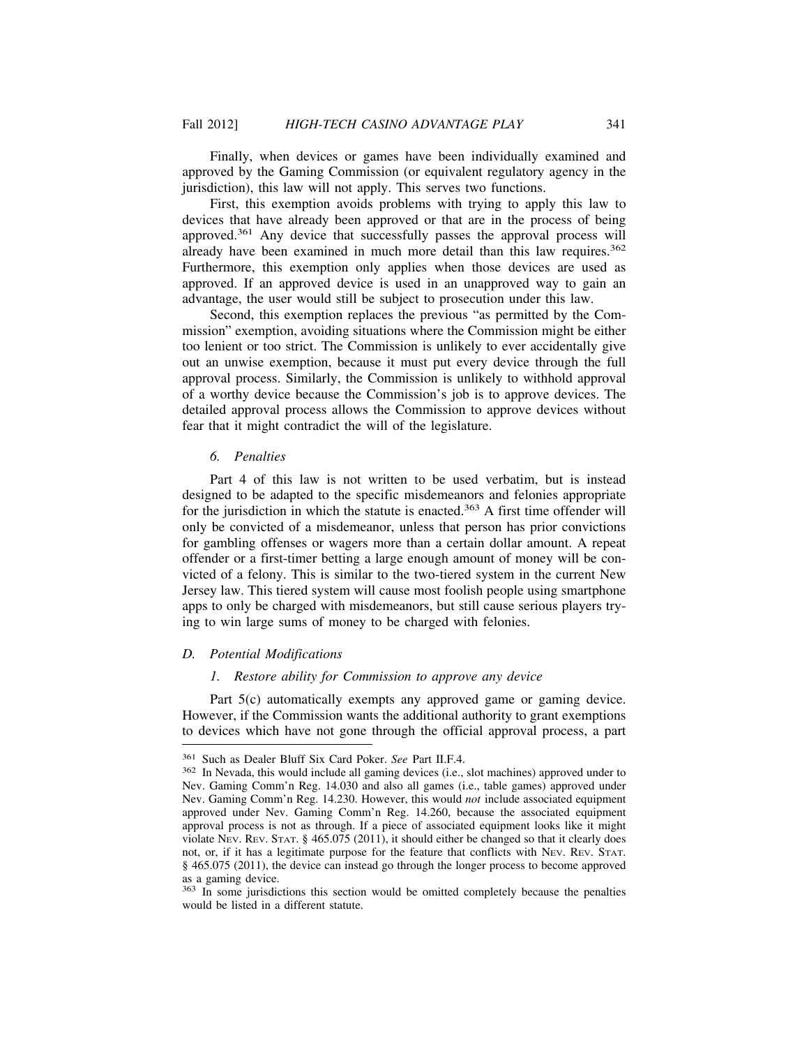Finally, when devices or games have been individually examined and approved by the Gaming Commission (or equivalent regulatory agency in the jurisdiction), this law will not apply. This serves two functions.

First, this exemption avoids problems with trying to apply this law to devices that have already been approved or that are in the process of being approved.[361] Any device that successfully passes the approval process will already have been examined in much more detail than this law requires.[362] Furthermore, this exemption only applies when those devices are used as approved. If an approved device is used in an unapproved way to gain an advantage, the user would still be subject to prosecution under this law.

Second, this exemption replaces the previous "as permitted by the Commission" exemption, avoiding situations where the Commission might be either too lenient or too strict. The Commission is unlikely to ever accidentally give out an unwise exemption, because it must put every device through the full approval process. Similarly, the Commission is unlikely to withhold approval of a worthy device because the Commission's job is to approve devices. The detailed approval process allows the Commission to approve devices without fear that it might contradict the will of the legislature.

#### *6. Penalties*

Part 4 of this law is not written to be used verbatim, but is instead designed to be adapted to the specific misdemeanors and felonies appropriate for the jurisdiction in which the statute is enacted.[363] A first time offender will only be convicted of a misdemeanor, unless that person has prior convictions for gambling offenses or wagers more than a certain dollar amount. A repeat offender or a first-timer betting a large enough amount of money will be convicted of a felony. This is similar to the two-tiered system in the current New Jersey law. This tiered system will cause most foolish people using smartphone apps to only be charged with misdemeanors, but still cause serious players trying to win large sums of money to be charged with felonies.

### *D. Potential Modifications*

#### *1. Restore ability for Commission to approve any device*

Part 5(c) automatically exempts any approved game or gaming device. However, if the Commission wants the additional authority to grant exemptions to devices which have not gone through the official approval process, a part

---

[361] Such as Dealer Bluff Six Card Poker. *See* Part II.F.4.

[362] In Nevada, this would include all gaming devices (i.e., slot machines) approved under to Nev. Gaming Comm'n Reg. 14.030 and also all games (i.e., table games) approved under Nev. Gaming Comm'n Reg. 14.230. However, this would *not* include associated equipment approved under Nev. Gaming Comm'n Reg. 14.260, because the associated equipment approval process is not as through. If a piece of associated equipment looks like it might violate NEV. REV. STAT. § 465.075 (2011), it should either be changed so that it clearly does not, or, if it has a legitimate purpose for the feature that conflicts with NEV. REV. STAT. § 465.075 (2011), the device can instead go through the longer process to become approved as a gaming device.

[363] In some jurisdictions this section would be omitted completely because the penalties would be listed in a different statute.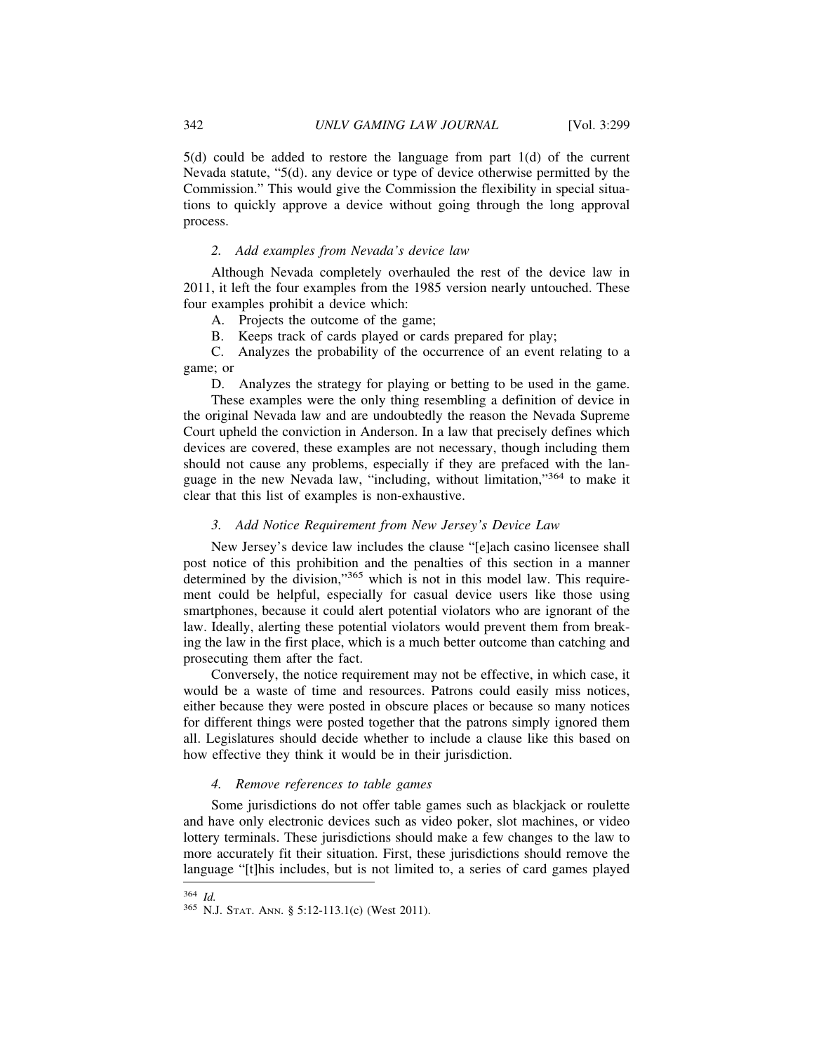5(d) could be added to restore the language from part 1(d) of the current Nevada statute, "5(d). any device or type of device otherwise permitted by the Commission." This would give the Commission the flexibility in special situations to quickly approve a device without going through the long approval process.

#### *2. Add examples from Nevada's device law*

Although Nevada completely overhauled the rest of the device law in 2011, it left the four examples from the 1985 version nearly untouched. These four examples prohibit a device which:

A. Projects the outcome of the game;

B. Keeps track of cards played or cards prepared for play;

C. Analyzes the probability of the occurrence of an event relating to a game; or

D. Analyzes the strategy for playing or betting to be used in the game.

These examples were the only thing resembling a definition of device in the original Nevada law and are undoubtedly the reason the Nevada Supreme Court upheld the conviction in Anderson. In a law that precisely defines which devices are covered, these examples are not necessary, though including them should not cause any problems, especially if they are prefaced with the language in the new Nevada law, "including, without limitation,"[364] to make it clear that this list of examples is non-exhaustive.

#### *3. Add Notice Requirement from New Jersey's Device Law*

New Jersey's device law includes the clause "[e]ach casino licensee shall post notice of this prohibition and the penalties of this section in a manner determined by the division,"[365] which is not in this model law. This requirement could be helpful, especially for casual device users like those using smartphones, because it could alert potential violators who are ignorant of the law. Ideally, alerting these potential violators would prevent them from breaking the law in the first place, which is a much better outcome than catching and prosecuting them after the fact.

Conversely, the notice requirement may not be effective, in which case, it would be a waste of time and resources. Patrons could easily miss notices, either because they were posted in obscure places or because so many notices for different things were posted together that the patrons simply ignored them all. Legislatures should decide whether to include a clause like this based on how effective they think it would be in their jurisdiction.

#### *4. Remove references to table games*

Some jurisdictions do not offer table games such as blackjack or roulette and have only electronic devices such as video poker, slot machines, or video lottery terminals. These jurisdictions should make a few changes to the law to more accurately fit their situation. First, these jurisdictions should remove the language "[t]his includes, but is not limited to, a series of card games played

---

[364] *Id.*

[365] N.J. STAT. ANN. § 5:12-113.1(c) (West 2011).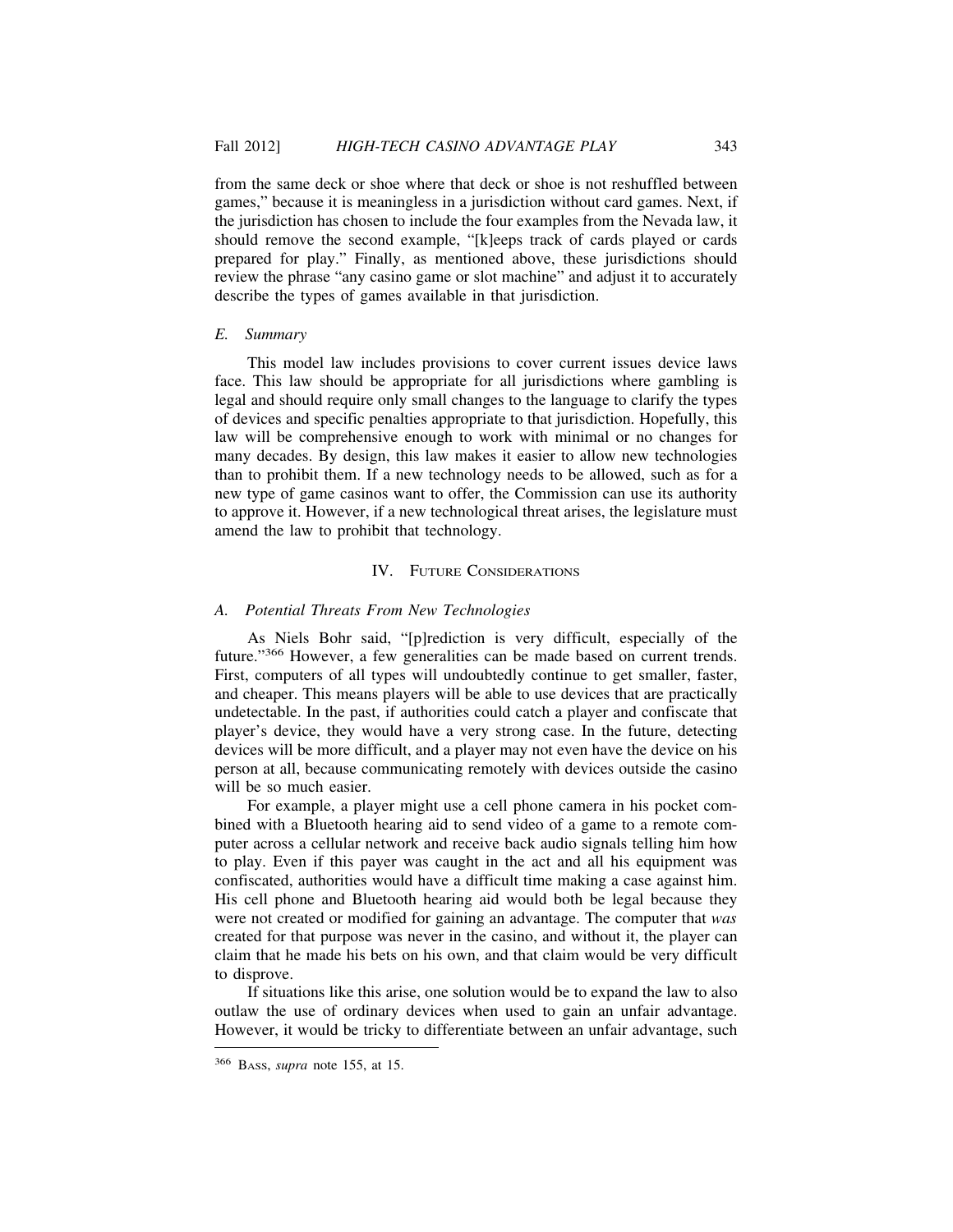from the same deck or shoe where that deck or shoe is not reshuffled between games," because it is meaningless in a jurisdiction without card games. Next, if the jurisdiction has chosen to include the four examples from the Nevada law, it should remove the second example, "[k]eeps track of cards played or cards prepared for play." Finally, as mentioned above, these jurisdictions should review the phrase "any casino game or slot machine" and adjust it to accurately describe the types of games available in that jurisdiction.

### *E. Summary*

This model law includes provisions to cover current issues device laws face. This law should be appropriate for all jurisdictions where gambling is legal and should require only small changes to the language to clarify the types of devices and specific penalties appropriate to that jurisdiction. Hopefully, this law will be comprehensive enough to work with minimal or no changes for many decades. By design, this law makes it easier to allow new technologies than to prohibit them. If a new technology needs to be allowed, such as for a new type of game casinos want to offer, the Commission can use its authority to approve it. However, if a new technological threat arises, the legislature must amend the law to prohibit that technology.

## IV. Future Considerations

### *A. Potential Threats From New Technologies*

As Niels Bohr said, "[p]rediction is very difficult, especially of the future."[366] However, a few generalities can be made based on current trends. First, computers of all types will undoubtedly continue to get smaller, faster, and cheaper. This means players will be able to use devices that are practically undetectable. In the past, if authorities could catch a player and confiscate that player's device, they would have a very strong case. In the future, detecting devices will be more difficult, and a player may not even have the device on his person at all, because communicating remotely with devices outside the casino will be so much easier.

For example, a player might use a cell phone camera in his pocket combined with a Bluetooth hearing aid to send video of a game to a remote computer across a cellular network and receive back audio signals telling him how to play. Even if this payer was caught in the act and all his equipment was confiscated, authorities would have a difficult time making a case against him. His cell phone and Bluetooth hearing aid would both be legal because they were not created or modified for gaining an advantage. The computer that *was* created for that purpose was never in the casino, and without it, the player can claim that he made his bets on his own, and that claim would be very difficult to disprove.

If situations like this arise, one solution would be to expand the law to also outlaw the use of ordinary devices when used to gain an unfair advantage. However, it would be tricky to differentiate between an unfair advantage, such

---

[366] Bass, *supra* note 155, at 15.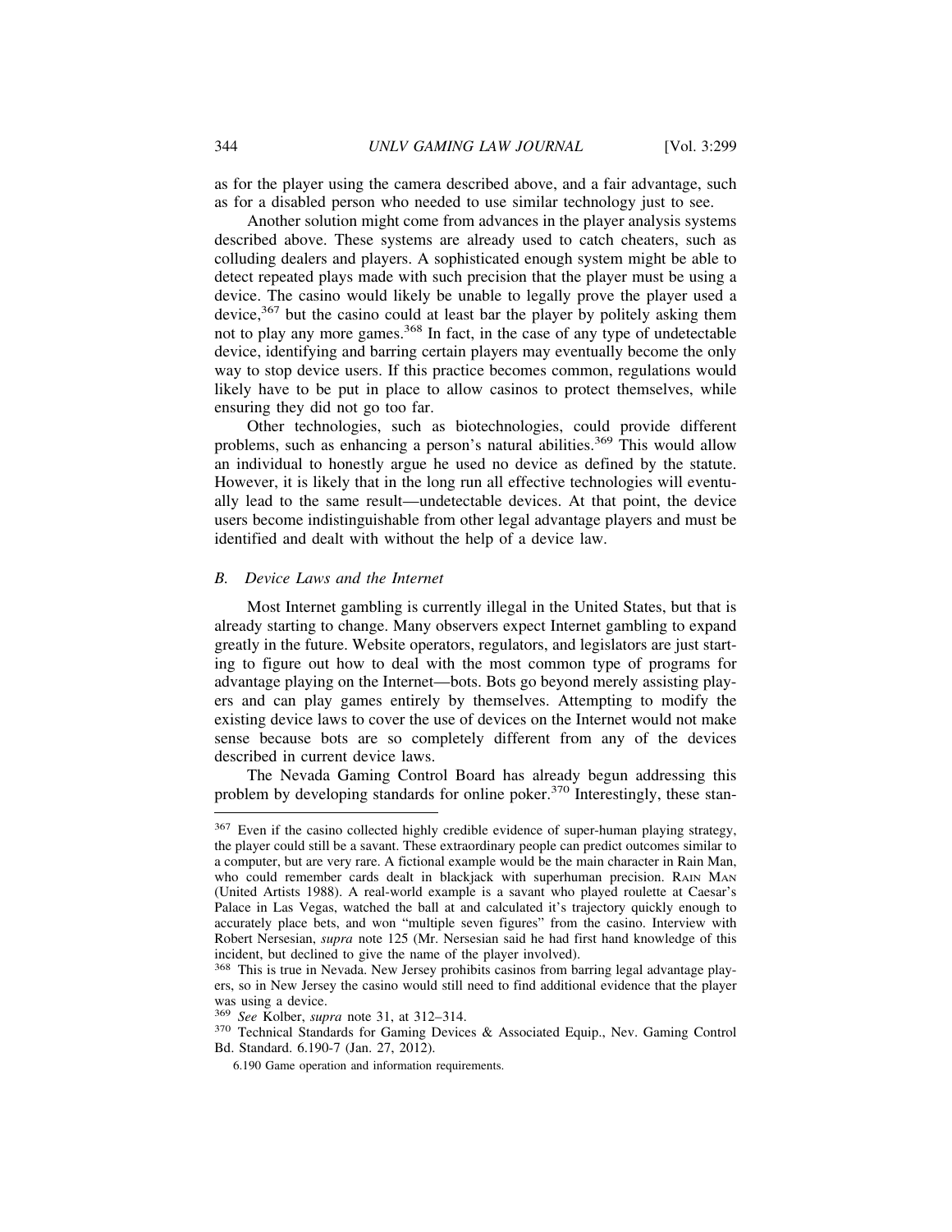as for the player using the camera described above, and a fair advantage, such as for a disabled person who needed to use similar technology just to see.

Another solution might come from advances in the player analysis systems described above. These systems are already used to catch cheaters, such as colluding dealers and players. A sophisticated enough system might be able to detect repeated plays made with such precision that the player must be using a device. The casino would likely be unable to legally prove the player used a device,[367] but the casino could at least bar the player by politely asking them not to play any more games.[368] In fact, in the case of any type of undetectable device, identifying and barring certain players may eventually become the only way to stop device users. If this practice becomes common, regulations would likely have to be put in place to allow casinos to protect themselves, while ensuring they did not go too far.

Other technologies, such as biotechnologies, could provide different problems, such as enhancing a person's natural abilities.[369] This would allow an individual to honestly argue he used no device as defined by the statute. However, it is likely that in the long run all effective technologies will eventually lead to the same result—undetectable devices. At that point, the device users become indistinguishable from other legal advantage players and must be identified and dealt with without the help of a device law.

### *B. Device Laws and the Internet*

Most Internet gambling is currently illegal in the United States, but that is already starting to change. Many observers expect Internet gambling to expand greatly in the future. Website operators, regulators, and legislators are just starting to figure out how to deal with the most common type of programs for advantage playing on the Internet—bots. Bots go beyond merely assisting players and can play games entirely by themselves. Attempting to modify the existing device laws to cover the use of devices on the Internet would not make sense because bots are so completely different from any of the devices described in current device laws.

The Nevada Gaming Control Board has already begun addressing this problem by developing standards for online poker.[370] Interestingly, these stan-

---

[367] Even if the casino collected highly credible evidence of super-human playing strategy, the player could still be a savant. These extraordinary people can predict outcomes similar to a computer, but are very rare. A fictional example would be the main character in Rain Man, who could remember cards dealt in blackjack with superhuman precision. RAIN MAN (United Artists 1988). A real-world example is a savant who played roulette at Caesar's Palace in Las Vegas, watched the ball at and calculated it's trajectory quickly enough to accurately place bets, and won "multiple seven figures" from the casino. Interview with Robert Nersesian, *supra* note 125 (Mr. Nersesian said he had first hand knowledge of this incident, but declined to give the name of the player involved).

[368] This is true in Nevada. New Jersey prohibits casinos from barring legal advantage players, so in New Jersey the casino would still need to find additional evidence that the player was using a device.

[369] *See* Kolber, *supra* note 31, at 312–314.

[370] Technical Standards for Gaming Devices & Associated Equip., Nev. Gaming Control Bd. Standard. 6.190-7 (Jan. 27, 2012).

6.190 Game operation and information requirements.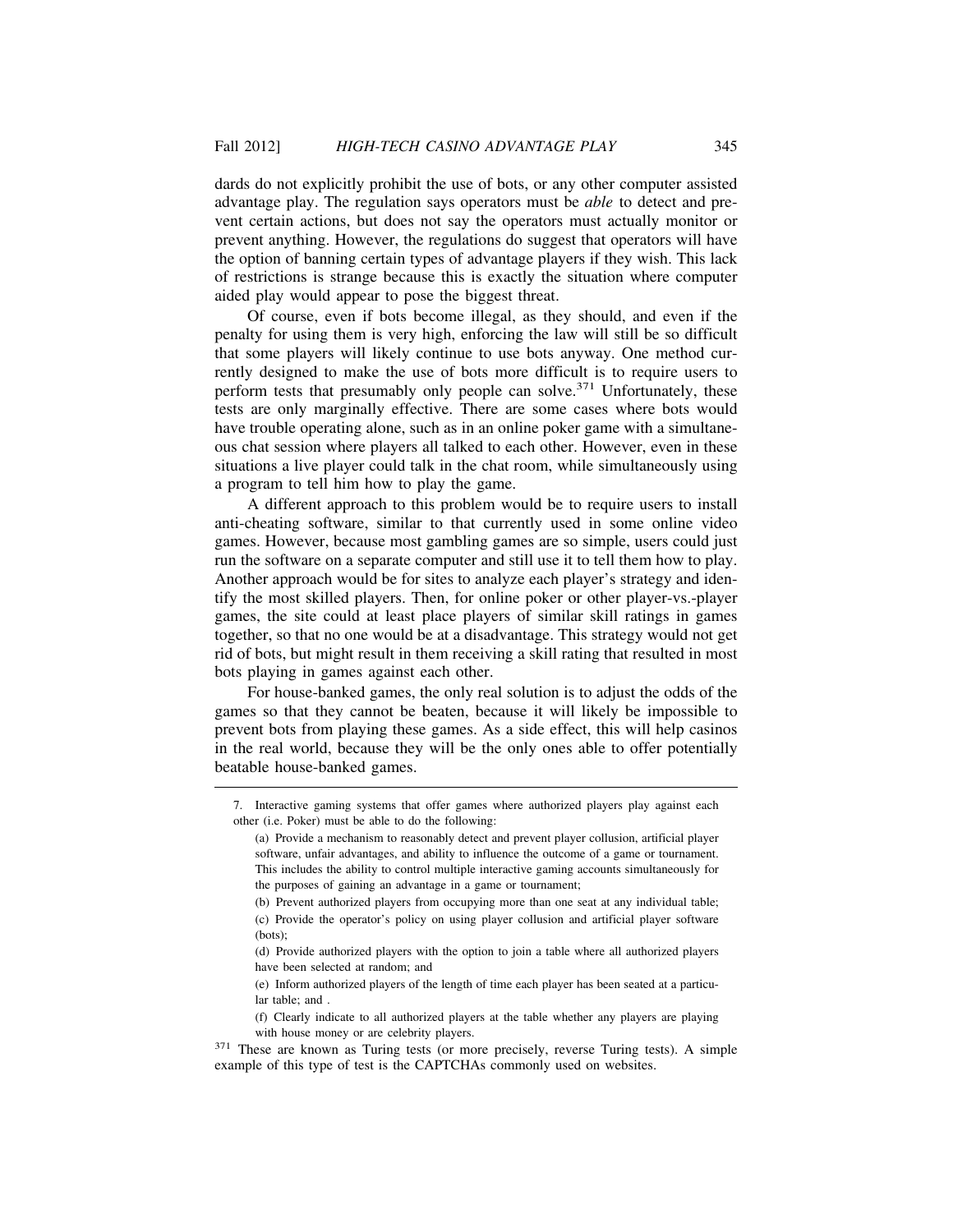dards do not explicitly prohibit the use of bots, or any other computer assisted advantage play. The regulation says operators must be *able* to detect and prevent certain actions, but does not say the operators must actually monitor or prevent anything. However, the regulations do suggest that operators will have the option of banning certain types of advantage players if they wish. This lack of restrictions is strange because this is exactly the situation where computer aided play would appear to pose the biggest threat.

Of course, even if bots become illegal, as they should, and even if the penalty for using them is very high, enforcing the law will still be so difficult that some players will likely continue to use bots anyway. One method currently designed to make the use of bots more difficult is to require users to perform tests that presumably only people can solve.[371] Unfortunately, these tests are only marginally effective. There are some cases where bots would have trouble operating alone, such as in an online poker game with a simultaneous chat session where players all talked to each other. However, even in these situations a live player could talk in the chat room, while simultaneously using a program to tell him how to play the game.

A different approach to this problem would be to require users to install anti-cheating software, similar to that currently used in some online video games. However, because most gambling games are so simple, users could just run the software on a separate computer and still use it to tell them how to play. Another approach would be for sites to analyze each player's strategy and identify the most skilled players. Then, for online poker or other player-vs.-player games, the site could at least place players of similar skill ratings in games together, so that no one would be at a disadvantage. This strategy would not get rid of bots, but might result in them receiving a skill rating that resulted in most bots playing in games against each other.

For house-banked games, the only real solution is to adjust the odds of the games so that they cannot be beaten, because it will likely be impossible to prevent bots from playing these games. As a side effect, this will help casinos in the real world, because they will be the only ones able to offer potentially beatable house-banked games.

---

7. Interactive gaming systems that offer games where authorized players play against each other (i.e. Poker) must be able to do the following:

(a) Provide a mechanism to reasonably detect and prevent player collusion, artificial player software, unfair advantages, and ability to influence the outcome of a game or tournament. This includes the ability to control multiple interactive gaming accounts simultaneously for the purposes of gaining an advantage in a game or tournament;

(b) Prevent authorized players from occupying more than one seat at any individual table;

(c) Provide the operator's policy on using player collusion and artificial player software (bots);

(d) Provide authorized players with the option to join a table where all authorized players have been selected at random; and

(e) Inform authorized players of the length of time each player has been seated at a particular table; and .

(f) Clearly indicate to all authorized players at the table whether any players are playing with house money or are celebrity players.

[371] These are known as Turing tests (or more precisely, reverse Turing tests). A simple example of this type of test is the CAPTCHAs commonly used on websites.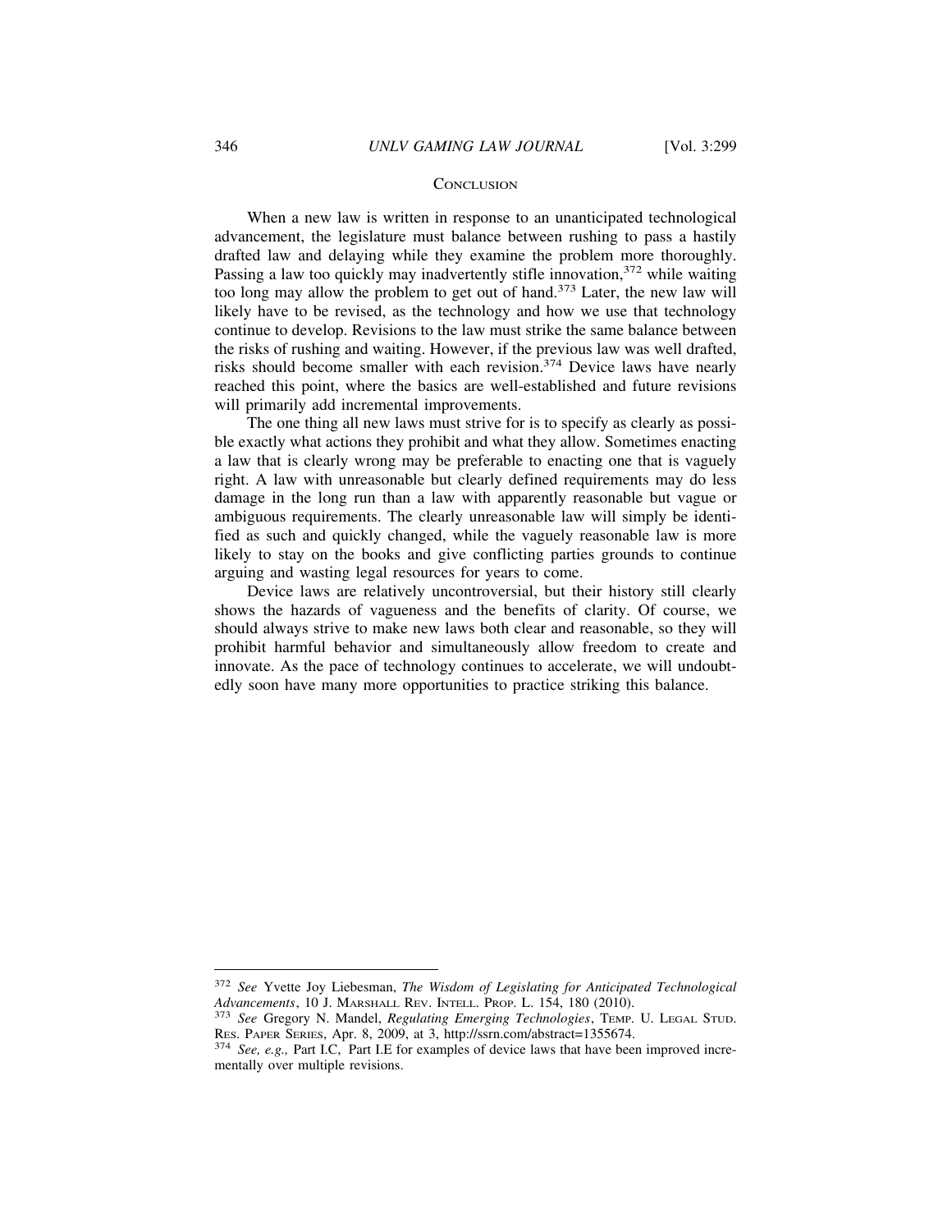## CONCLUSION

When a new law is written in response to an unanticipated technological advancement, the legislature must balance between rushing to pass a hastily drafted law and delaying while they examine the problem more thoroughly. Passing a law too quickly may inadvertently stifle innovation,[372] while waiting too long may allow the problem to get out of hand.[373] Later, the new law will likely have to be revised, as the technology and how we use that technology continue to develop. Revisions to the law must strike the same balance between the risks of rushing and waiting. However, if the previous law was well drafted, risks should become smaller with each revision.[374] Device laws have nearly reached this point, where the basics are well-established and future revisions will primarily add incremental improvements.

The one thing all new laws must strive for is to specify as clearly as possible exactly what actions they prohibit and what they allow. Sometimes enacting a law that is clearly wrong may be preferable to enacting one that is vaguely right. A law with unreasonable but clearly defined requirements may do less damage in the long run than a law with apparently reasonable but vague or ambiguous requirements. The clearly unreasonable law will simply be identified as such and quickly changed, while the vaguely reasonable law is more likely to stay on the books and give conflicting parties grounds to continue arguing and wasting legal resources for years to come.

Device laws are relatively uncontroversial, but their history still clearly shows the hazards of vagueness and the benefits of clarity. Of course, we should always strive to make new laws both clear and reasonable, so they will prohibit harmful behavior and simultaneously allow freedom to create and innovate. As the pace of technology continues to accelerate, we will undoubtedly soon have many more opportunities to practice striking this balance.

---

[372] *See* Yvette Joy Liebesman, *The Wisdom of Legislating for Anticipated Technological Advancements*, 10 J. MARSHALL REV. INTELL. PROP. L. 154, 180 (2010).

[373] *See* Gregory N. Mandel, *Regulating Emerging Technologies*, TEMP. U. LEGAL STUD. RES. PAPER SERIES, Apr. 8, 2009, at 3, http://ssrn.com/abstract=1355674.

[374] *See, e.g.,* Part I.C, Part I.E for examples of device laws that have been improved incrementally over multiple revisions.